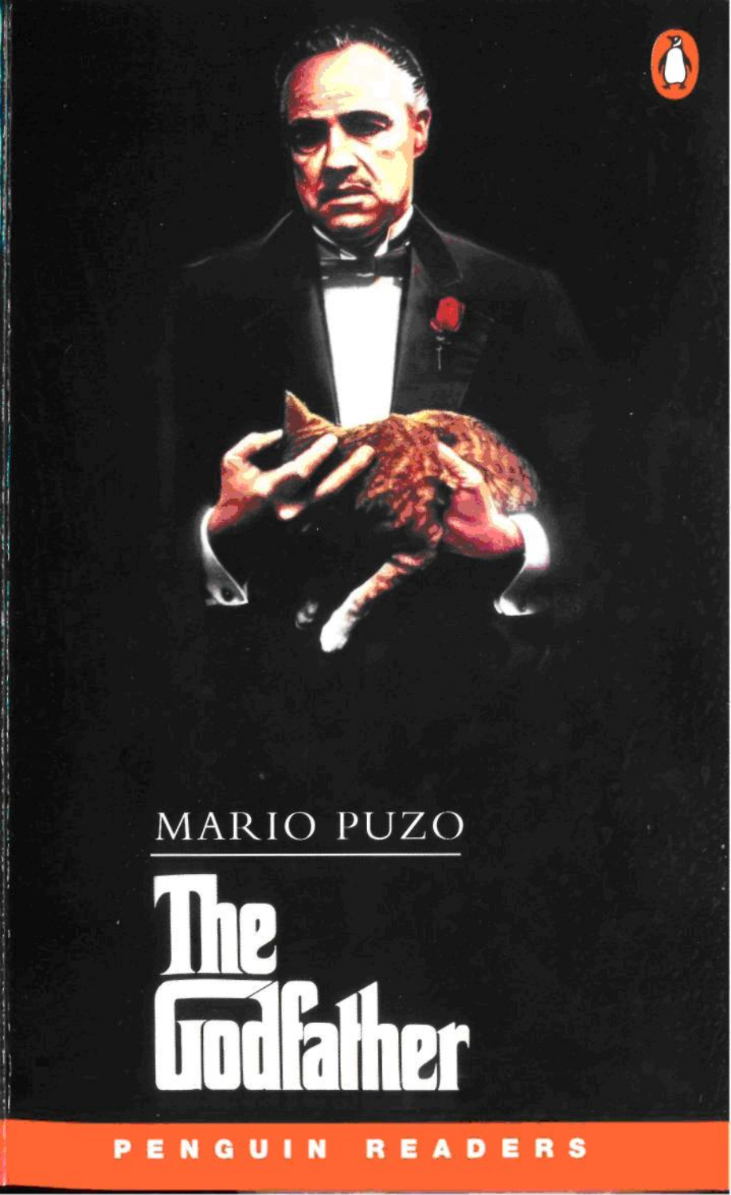MARIO PUZO

# The Godfather

PENGUIN READERS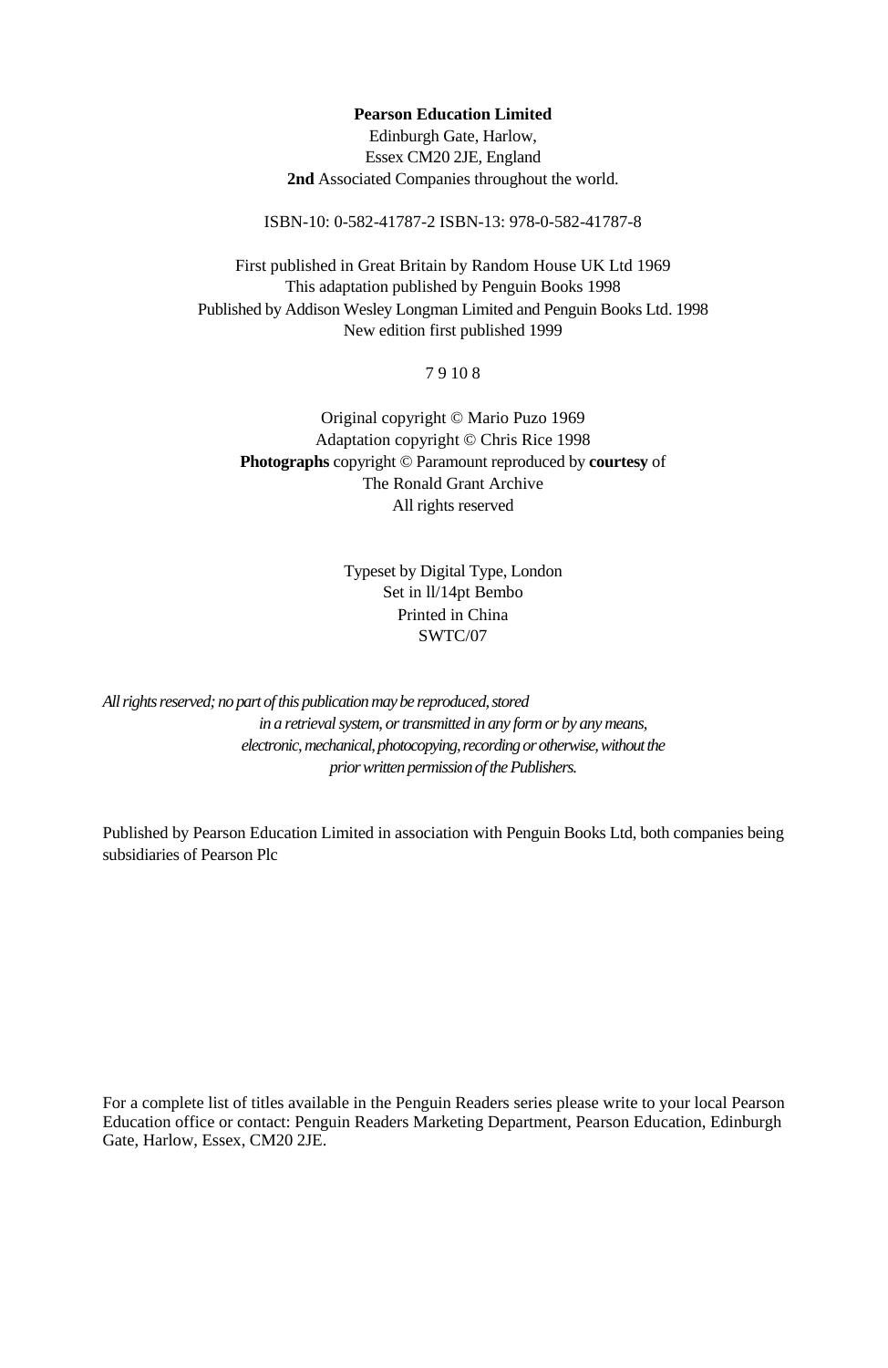**Pearson Education Limited**
Edinburgh Gate, Harlow,
Essex CM20 2JE, England
**2nd** Associated Companies throughout the world.

ISBN-10: 0-582-41787-2 ISBN-13: 978-0-582-41787-8

First published in Great Britain by Random House UK Ltd 1969
This adaptation published by Penguin Books 1998
Published by Addison Wesley Longman Limited and Penguin Books Ltd. 1998
New edition first published 1999

7 9 10 8

Original copyright © Mario Puzo 1969
Adaptation copyright © Chris Rice 1998
**Photographs** copyright © Paramount reproduced by **courtesy** of
The Ronald Grant Archive
All rights reserved

Typeset by Digital Type, London
Set in ll/14pt Bembo
Printed in China
SWTC/07

*All rights reserved; no part of this publication may be reproduced, stored in a retrieval system, or transmitted in any form or by any means, electronic, mechanical, photocopying, recording or otherwise, without the prior written permission of the Publishers.*

Published by Pearson Education Limited in association with Penguin Books Ltd, both companies being subsidiaries of Pearson Plc

For a complete list of titles available in the Penguin Readers series please write to your local Pearson Education office or contact: Penguin Readers Marketing Department, Pearson Education, Edinburgh Gate, Harlow, Essex, CM20 2JE.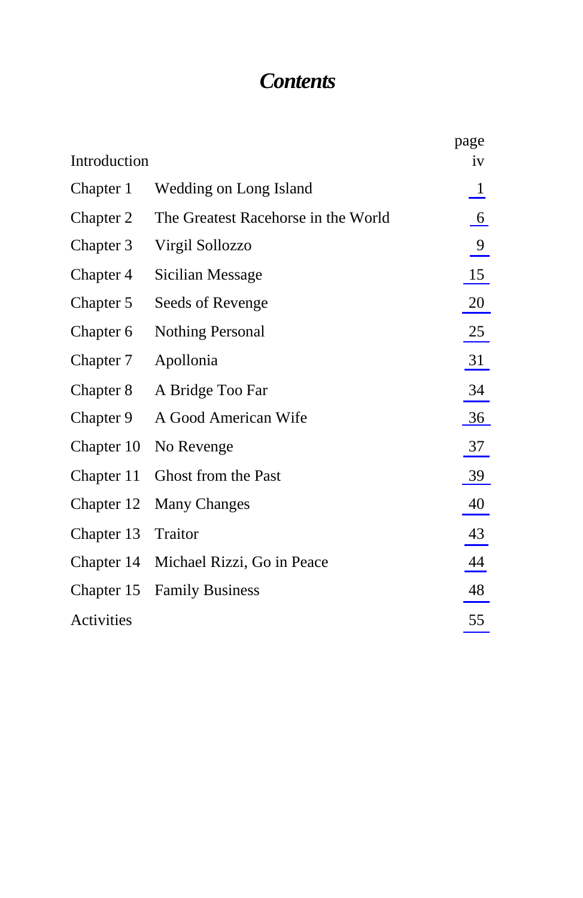# *Contents*

| | | page |
|---|---|---|
| Introduction | | iv |
| Chapter 1 | Wedding on Long Island | 1 |
| Chapter 2 | The Greatest Racehorse in the World | 6 |
| Chapter 3 | Virgil Sollozzo | 9 |
| Chapter 4 | Sicilian Message | 15 |
| Chapter 5 | Seeds of Revenge | 20 |
| Chapter 6 | Nothing Personal | 25 |
| Chapter 7 | Apollonia | 31 |
| Chapter 8 | A Bridge Too Far | 34 |
| Chapter 9 | A Good American Wife | 36 |
| Chapter 10 | No Revenge | 37 |
| Chapter 11 | Ghost from the Past | 39 |
| Chapter 12 | Many Changes | 40 |
| Chapter 13 | Traitor | 43 |
| Chapter 14 | Michael Rizzi, Go in Peace | 44 |
| Chapter 15 | Family Business | 48 |
| Activities | | 55 |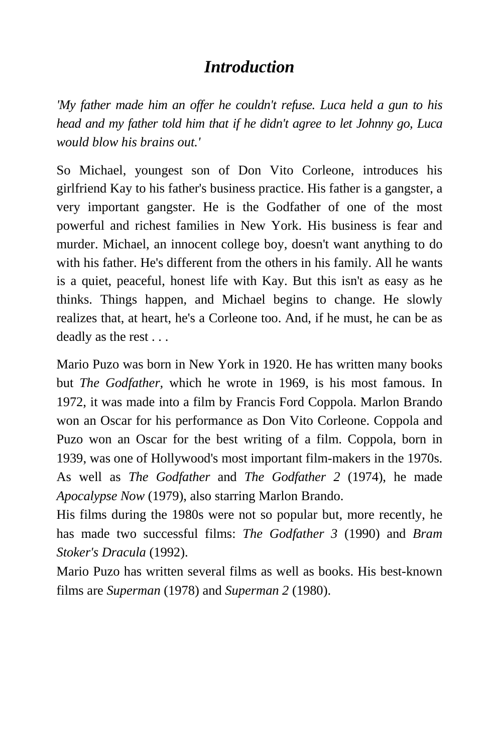# *Introduction*

*'My father made him an offer he couldn't refuse. Luca held a gun to his head and my father told him that if he didn't agree to let Johnny go, Luca would blow his brains out.'*

So Michael, youngest son of Don Vito Corleone, introduces his girlfriend Kay to his father's business practice. His father is a gangster, a very important gangster. He is the Godfather of one of the most powerful and richest families in New York. His business is fear and murder. Michael, an innocent college boy, doesn't want anything to do with his father. He's different from the others in his family. All he wants is a quiet, peaceful, honest life with Kay. But this isn't as easy as he thinks. Things happen, and Michael begins to change. He slowly realizes that, at heart, he's a Corleone too. And, if he must, he can be as deadly as the rest . . .

Mario Puzo was born in New York in 1920. He has written many books but *The Godfather*, which he wrote in 1969, is his most famous. In 1972, it was made into a film by Francis Ford Coppola. Marlon Brando won an Oscar for his performance as Don Vito Corleone. Coppola and Puzo won an Oscar for the best writing of a film. Coppola, born in 1939, was one of Hollywood's most important film-makers in the 1970s. As well as *The Godfather* and *The Godfather 2* (1974), he made *Apocalypse Now* (1979), also starring Marlon Brando.

His films during the 1980s were not so popular but, more recently, he has made two successful films: *The Godfather 3* (1990) and *Bram Stoker's Dracula* (1992).

Mario Puzo has written several films as well as books. His best-known films are *Superman* (1978) and *Superman 2* (1980).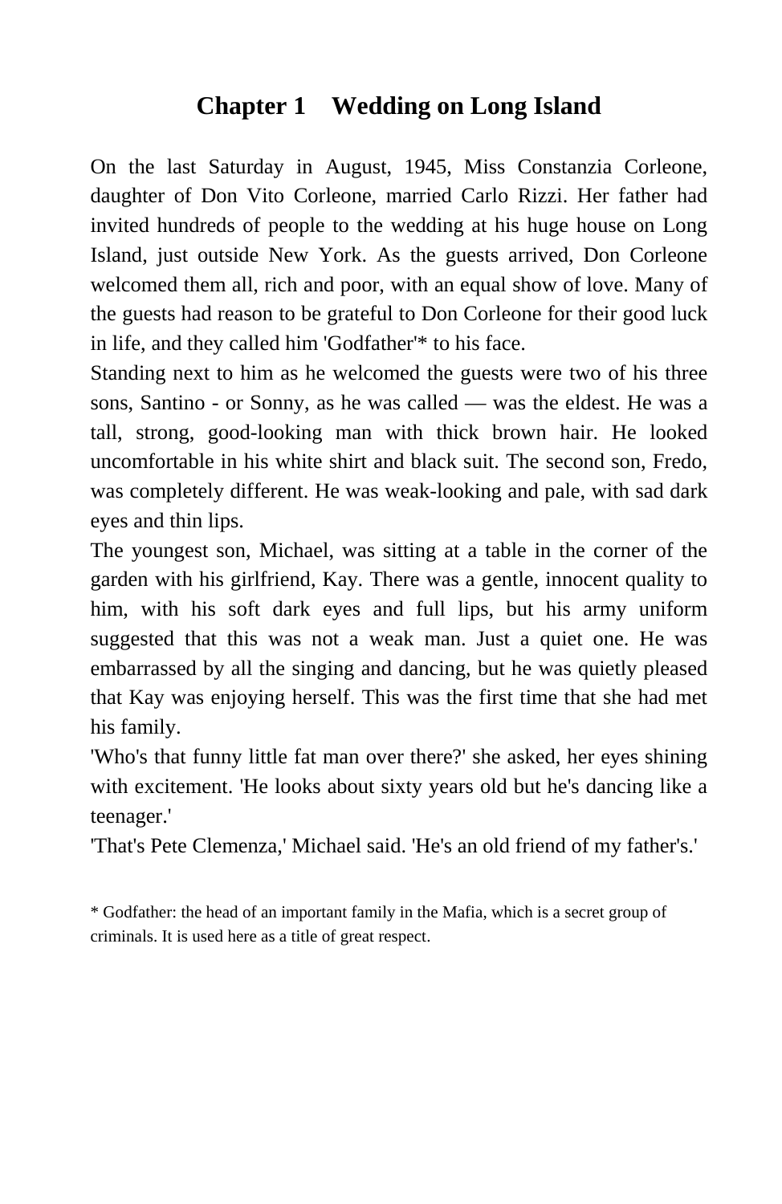# Chapter 1 Wedding on Long Island

On the last Saturday in August, 1945, Miss Constanzia Corleone, daughter of Don Vito Corleone, married Carlo Rizzi. Her father had invited hundreds of people to the wedding at his huge house on Long Island, just outside New York. As the guests arrived, Don Corleone welcomed them all, rich and poor, with an equal show of love. Many of the guests had reason to be grateful to Don Corleone for their good luck in life, and they called him 'Godfather'* to his face.

Standing next to him as he welcomed the guests were two of his three sons, Santino - or Sonny, as he was called — was the eldest. He was a tall, strong, good-looking man with thick brown hair. He looked uncomfortable in his white shirt and black suit. The second son, Fredo, was completely different. He was weak-looking and pale, with sad dark eyes and thin lips.

The youngest son, Michael, was sitting at a table in the corner of the garden with his girlfriend, Kay. There was a gentle, innocent quality to him, with his soft dark eyes and full lips, but his army uniform suggested that this was not a weak man. Just a quiet one. He was embarrassed by all the singing and dancing, but he was quietly pleased that Kay was enjoying herself. This was the first time that she had met his family.

'Who's that funny little fat man over there?' she asked, her eyes shining with excitement. 'He looks about sixty years old but he's dancing like a teenager.'

'That's Pete Clemenza,' Michael said. 'He's an old friend of my father's.'

* Godfather: the head of an important family in the Mafia, which is a secret group of criminals. It is used here as a title of great respect.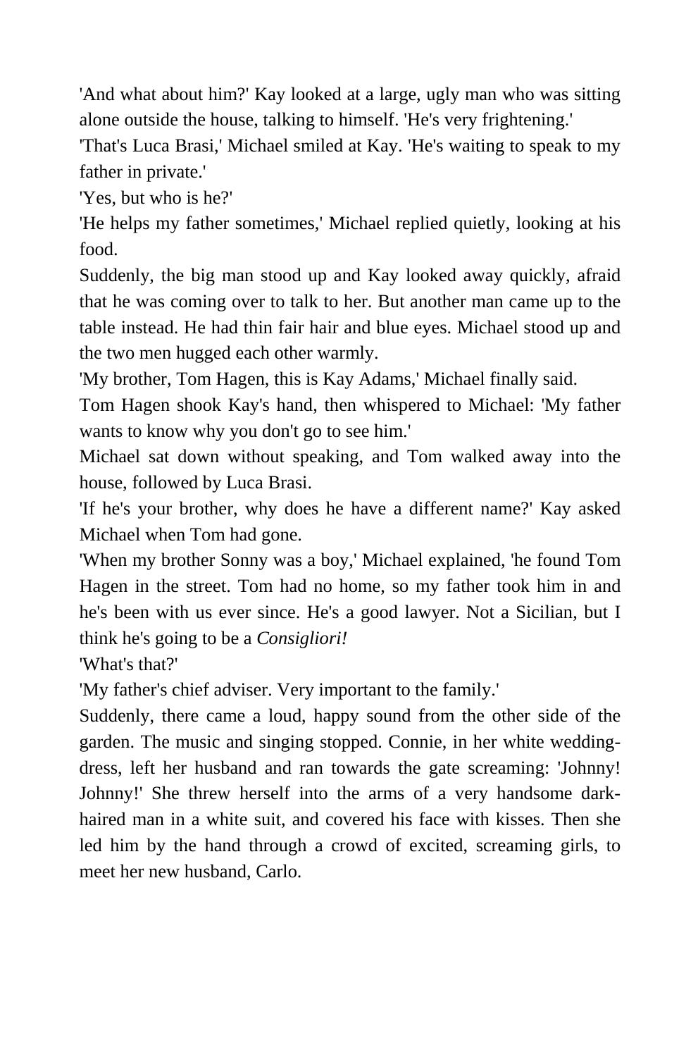'And what about him?' Kay looked at a large, ugly man who was sitting alone outside the house, talking to himself. 'He's very frightening.'

'That's Luca Brasi,' Michael smiled at Kay. 'He's waiting to speak to my father in private.'

'Yes, but who is he?'

'He helps my father sometimes,' Michael replied quietly, looking at his food.

Suddenly, the big man stood up and Kay looked away quickly, afraid that he was coming over to talk to her. But another man came up to the table instead. He had thin fair hair and blue eyes. Michael stood up and the two men hugged each other warmly.

'My brother, Tom Hagen, this is Kay Adams,' Michael finally said.

Tom Hagen shook Kay's hand, then whispered to Michael: 'My father wants to know why you don't go to see him.'

Michael sat down without speaking, and Tom walked away into the house, followed by Luca Brasi.

'If he's your brother, why does he have a different name?' Kay asked Michael when Tom had gone.

'When my brother Sonny was a boy,' Michael explained, 'he found Tom Hagen in the street. Tom had no home, so my father took him in and he's been with us ever since. He's a good lawyer. Not a Sicilian, but I think he's going to be a *Consigliori!*

'What's that?'

'My father's chief adviser. Very important to the family.'

Suddenly, there came a loud, happy sound from the other side of the garden. The music and singing stopped. Connie, in her white wedding-dress, left her husband and ran towards the gate screaming: 'Johnny! Johnny!' She threw herself into the arms of a very handsome dark-haired man in a white suit, and covered his face with kisses. Then she led him by the hand through a crowd of excited, screaming girls, to meet her new husband, Carlo.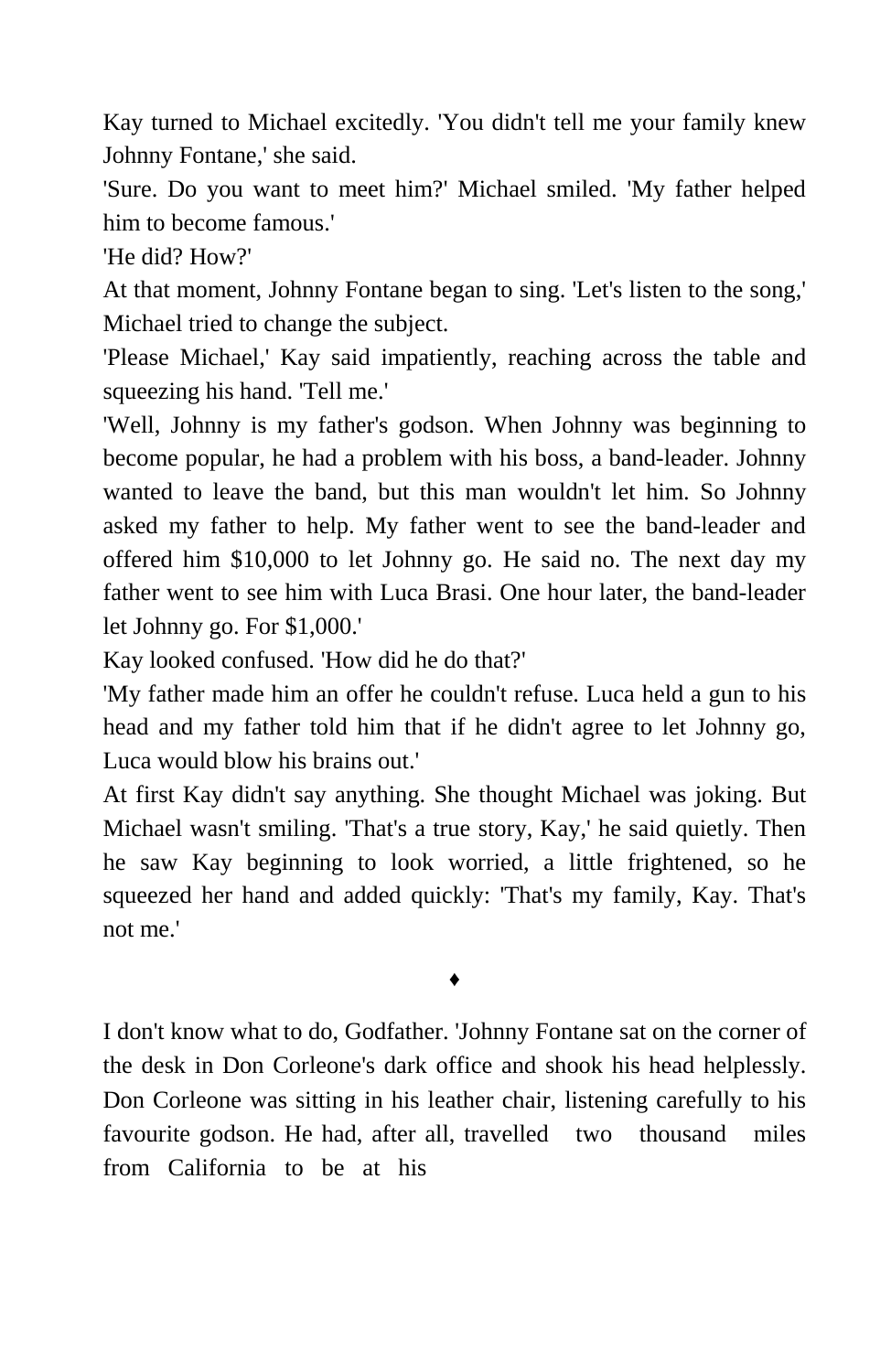Kay turned to Michael excitedly. 'You didn't tell me your family knew Johnny Fontane,' she said.

'Sure. Do you want to meet him?' Michael smiled. 'My father helped him to become famous.'

'He did? How?'

At that moment, Johnny Fontane began to sing. 'Let's listen to the song,' Michael tried to change the subject.

'Please Michael,' Kay said impatiently, reaching across the table and squeezing his hand. 'Tell me.'

'Well, Johnny is my father's godson. When Johnny was beginning to become popular, he had a problem with his boss, a band-leader. Johnny wanted to leave the band, but this man wouldn't let him. So Johnny asked my father to help. My father went to see the band-leader and offered him $10,000 to let Johnny go. He said no. The next day my father went to see him with Luca Brasi. One hour later, the band-leader let Johnny go. For $1,000.'

Kay looked confused. 'How did he do that?'

'My father made him an offer he couldn't refuse. Luca held a gun to his head and my father told him that if he didn't agree to let Johnny go, Luca would blow his brains out.'

At first Kay didn't say anything. She thought Michael was joking. But Michael wasn't smiling. 'That's a true story, Kay,' he said quietly. Then he saw Kay beginning to look worried, a little frightened, so he squeezed her hand and added quickly: 'That's my family, Kay. That's not me.'

♦

I don't know what to do, Godfather. 'Johnny Fontane sat on the corner of the desk in Don Corleone's dark office and shook his head helplessly. Don Corleone was sitting in his leather chair, listening carefully to his favourite godson. He had, after all, travelled two thousand miles from California to be at his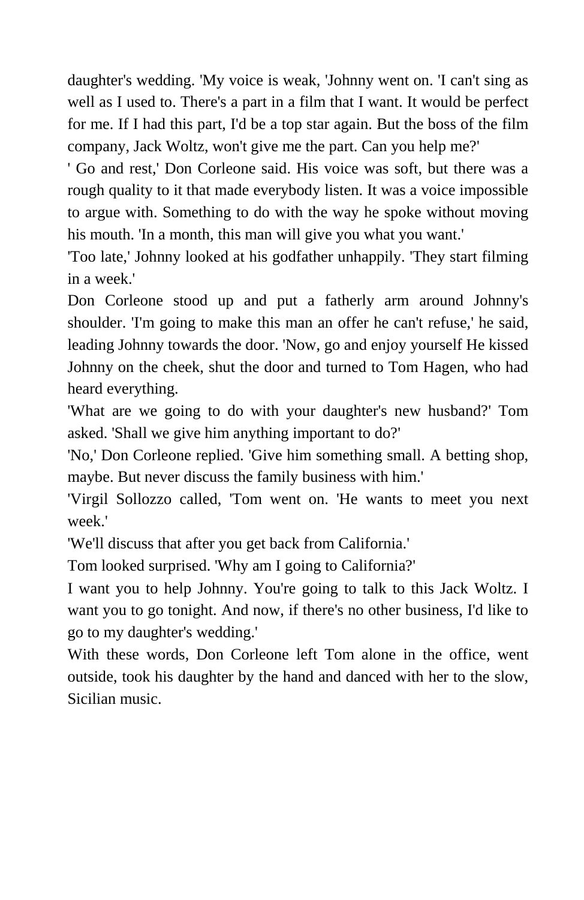daughter's wedding. 'My voice is weak, 'Johnny went on. 'I can't sing as well as I used to. There's a part in a film that I want. It would be perfect for me. If I had this part, I'd be a top star again. But the boss of the film company, Jack Woltz, won't give me the part. Can you help me?'

' Go and rest,' Don Corleone said. His voice was soft, but there was a rough quality to it that made everybody listen. It was a voice impossible to argue with. Something to do with the way he spoke without moving his mouth. 'In a month, this man will give you what you want.'

'Too late,' Johnny looked at his godfather unhappily. 'They start filming in a week.'

Don Corleone stood up and put a fatherly arm around Johnny's shoulder. 'I'm going to make this man an offer he can't refuse,' he said, leading Johnny towards the door. 'Now, go and enjoy yourself He kissed Johnny on the cheek, shut the door and turned to Tom Hagen, who had heard everything.

'What are we going to do with your daughter's new husband?' Tom asked. 'Shall we give him anything important to do?'

'No,' Don Corleone replied. 'Give him something small. A betting shop, maybe. But never discuss the family business with him.'

'Virgil Sollozzo called, 'Tom went on. 'He wants to meet you next week.'

'We'll discuss that after you get back from California.'

Tom looked surprised. 'Why am I going to California?'

I want you to help Johnny. You're going to talk to this Jack Woltz. I want you to go tonight. And now, if there's no other business, I'd like to go to my daughter's wedding.'

With these words, Don Corleone left Tom alone in the office, went outside, took his daughter by the hand and danced with her to the slow, Sicilian music.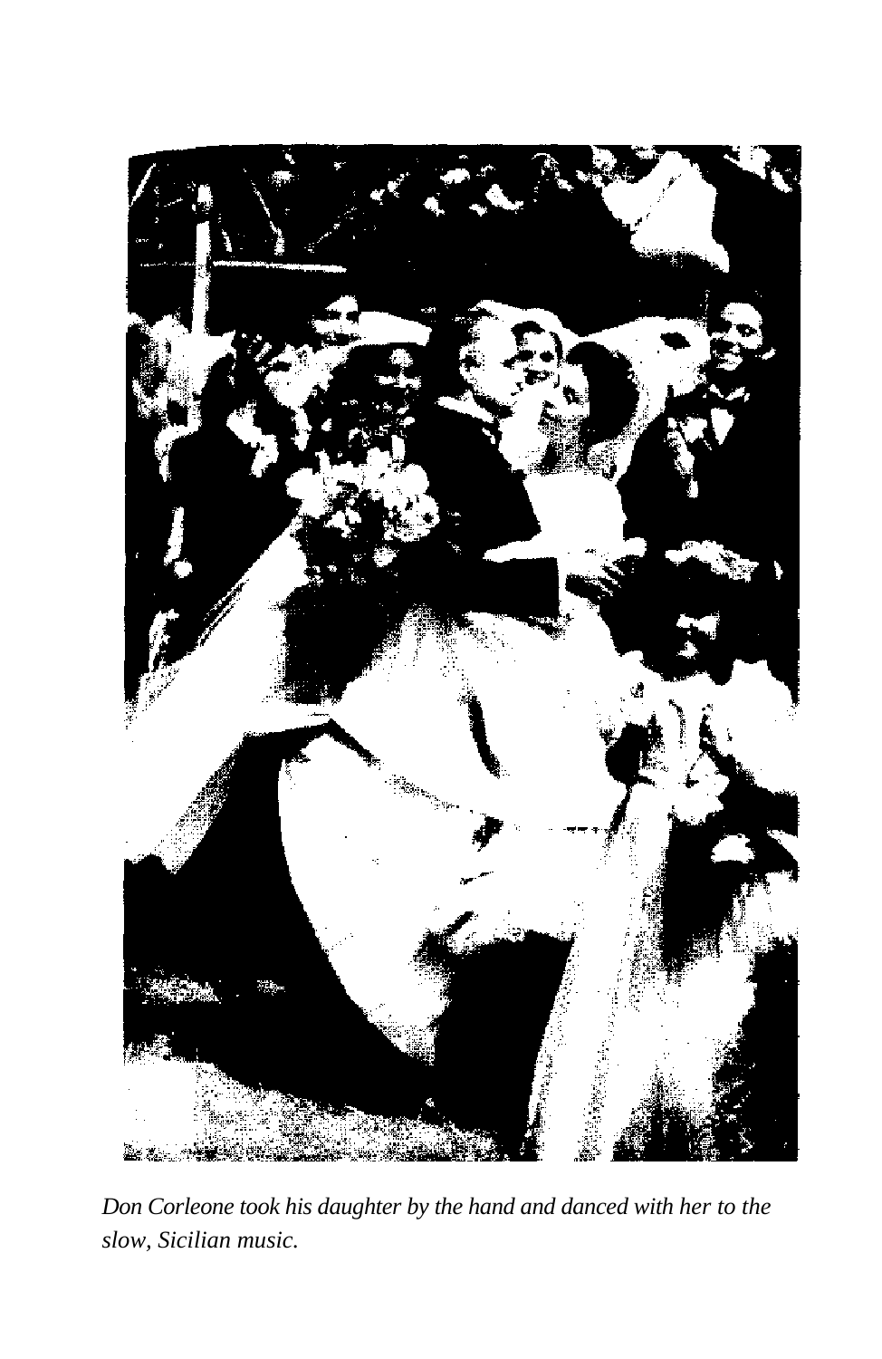*Don Corleone took his daughter by the hand and danced with her to the slow, Sicilian music.*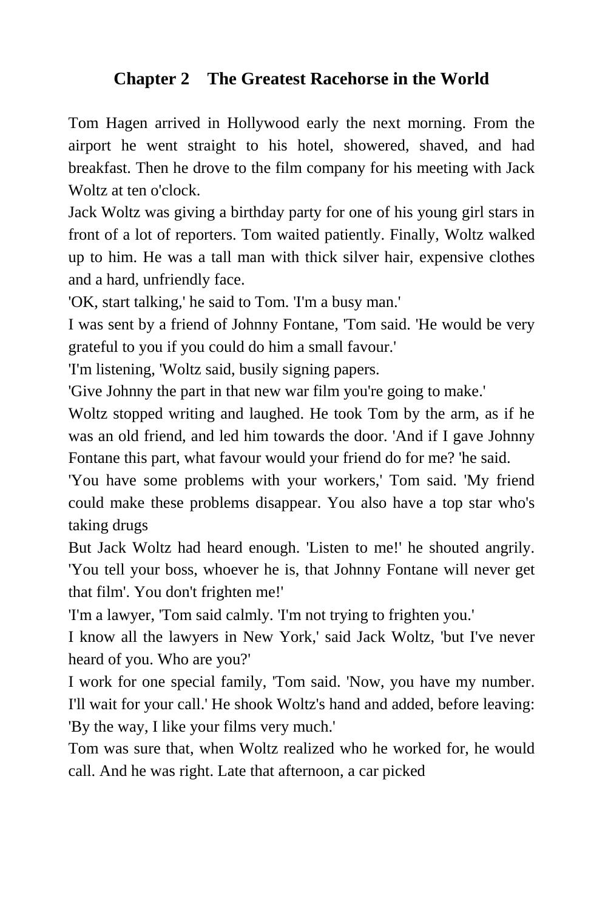## Chapter 2 The Greatest Racehorse in the World

Tom Hagen arrived in Hollywood early the next morning. From the airport he went straight to his hotel, showered, shaved, and had breakfast. Then he drove to the film company for his meeting with Jack Woltz at ten o'clock.

Jack Woltz was giving a birthday party for one of his young girl stars in front of a lot of reporters. Tom waited patiently. Finally, Woltz walked up to him. He was a tall man with thick silver hair, expensive clothes and a hard, unfriendly face.

'OK, start talking,' he said to Tom. 'I'm a busy man.'

I was sent by a friend of Johnny Fontane, 'Tom said. 'He would be very grateful to you if you could do him a small favour.'

'I'm listening, 'Woltz said, busily signing papers.

'Give Johnny the part in that new war film you're going to make.'

Woltz stopped writing and laughed. He took Tom by the arm, as if he was an old friend, and led him towards the door. 'And if I gave Johnny Fontane this part, what favour would your friend do for me? 'he said.

'You have some problems with your workers,' Tom said. 'My friend could make these problems disappear. You also have a top star who's taking drugs

But Jack Woltz had heard enough. 'Listen to me!' he shouted angrily. 'You tell your boss, whoever he is, that Johnny Fontane will never get that film'. You don't frighten me!'

'I'm a lawyer, 'Tom said calmly. 'I'm not trying to frighten you.'

I know all the lawyers in New York,' said Jack Woltz, 'but I've never heard of you. Who are you?'

I work for one special family, 'Tom said. 'Now, you have my number. I'll wait for your call.' He shook Woltz's hand and added, before leaving: 'By the way, I like your films very much.'

Tom was sure that, when Woltz realized who he worked for, he would call. And he was right. Late that afternoon, a car picked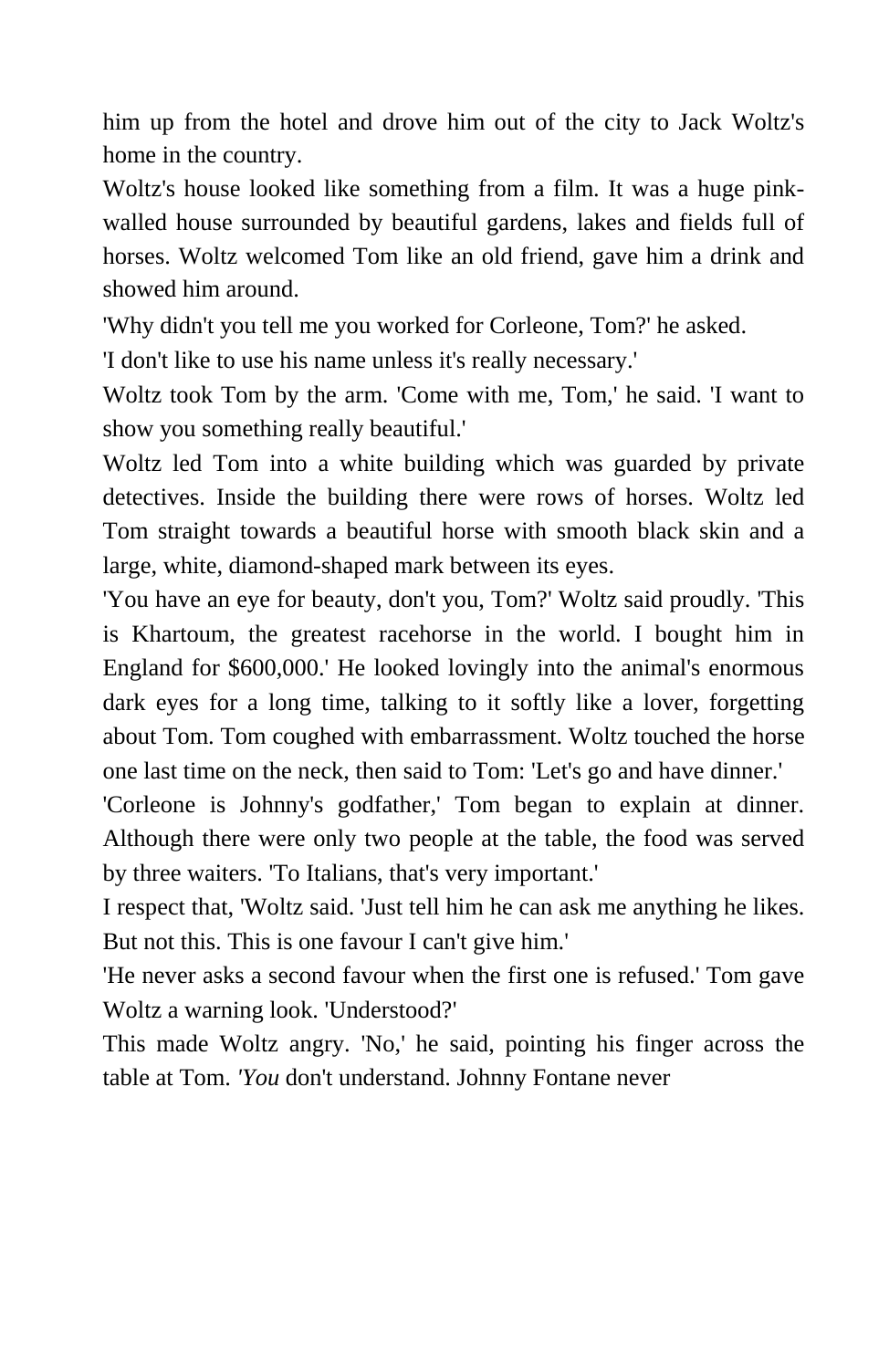him up from the hotel and drove him out of the city to Jack Woltz's home in the country.

Woltz's house looked like something from a film. It was a huge pink-walled house surrounded by beautiful gardens, lakes and fields full of horses. Woltz welcomed Tom like an old friend, gave him a drink and showed him around.

'Why didn't you tell me you worked for Corleone, Tom?' he asked.

'I don't like to use his name unless it's really necessary.'

Woltz took Tom by the arm. 'Come with me, Tom,' he said. 'I want to show you something really beautiful.'

Woltz led Tom into a white building which was guarded by private detectives. Inside the building there were rows of horses. Woltz led Tom straight towards a beautiful horse with smooth black skin and a large, white, diamond-shaped mark between its eyes.

'You have an eye for beauty, don't you, Tom?' Woltz said proudly. 'This is Khartoum, the greatest racehorse in the world. I bought him in England for $600,000.' He looked lovingly into the animal's enormous dark eyes for a long time, talking to it softly like a lover, forgetting about Tom. Tom coughed with embarrassment. Woltz touched the horse one last time on the neck, then said to Tom: 'Let's go and have dinner.'

'Corleone is Johnny's godfather,' Tom began to explain at dinner. Although there were only two people at the table, the food was served by three waiters. 'To Italians, that's very important.'

I respect that, 'Woltz said. 'Just tell him he can ask me anything he likes. But not this. This is one favour I can't give him.'

'He never asks a second favour when the first one is refused.' Tom gave Woltz a warning look. 'Understood?'

This made Woltz angry. 'No,' he said, pointing his finger across the table at Tom. *'You* don't understand. Johnny Fontane never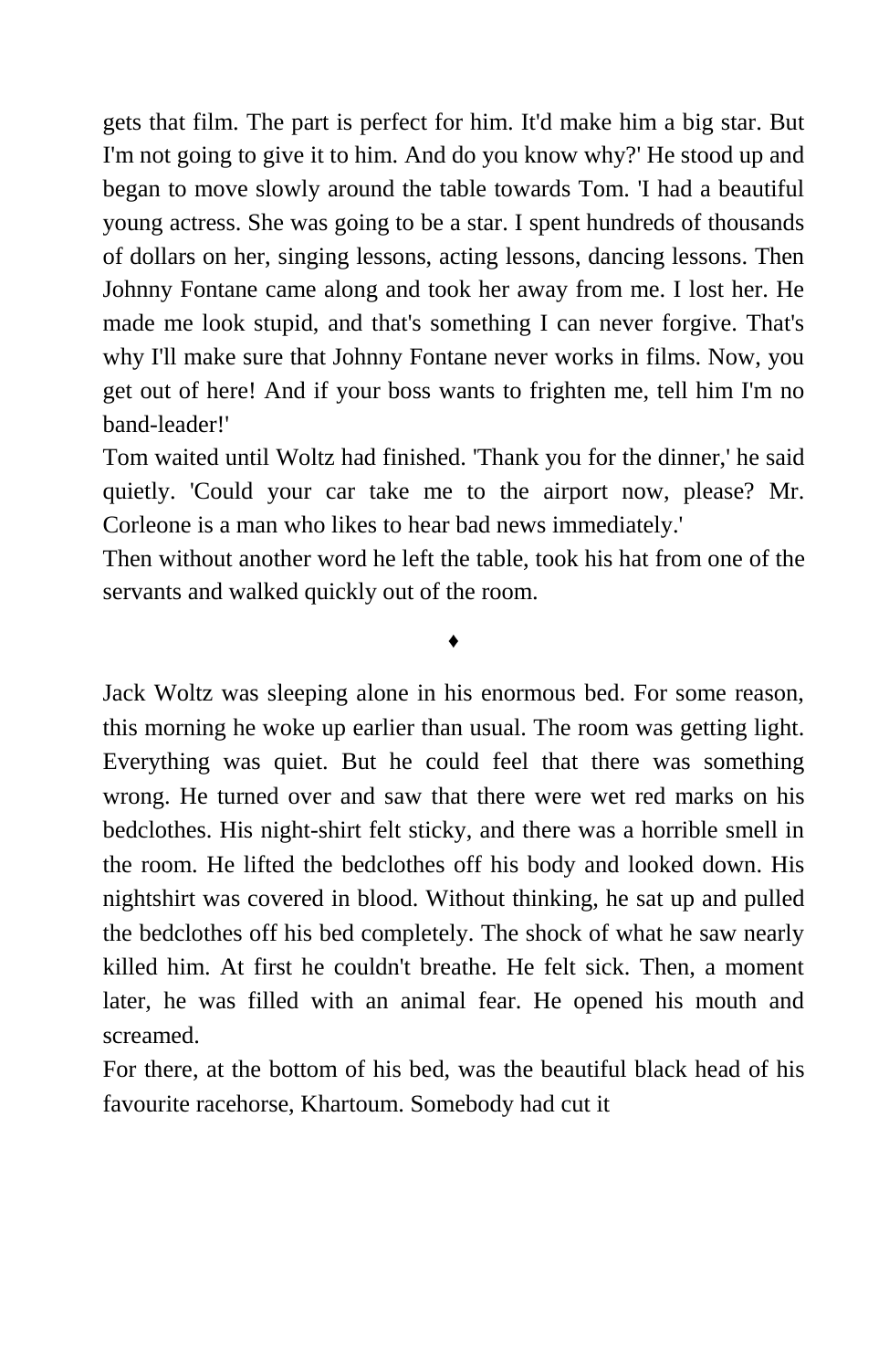gets that film. The part is perfect for him. It'd make him a big star. But I'm not going to give it to him. And do you know why?' He stood up and began to move slowly around the table towards Tom. 'I had a beautiful young actress. She was going to be a star. I spent hundreds of thousands of dollars on her, singing lessons, acting lessons, dancing lessons. Then Johnny Fontane came along and took her away from me. I lost her. He made me look stupid, and that's something I can never forgive. That's why I'll make sure that Johnny Fontane never works in films. Now, you get out of here! And if your boss wants to frighten me, tell him I'm no band-leader!'

Tom waited until Woltz had finished. 'Thank you for the dinner,' he said quietly. 'Could your car take me to the airport now, please? Mr. Corleone is a man who likes to hear bad news immediately.'

Then without another word he left the table, took his hat from one of the servants and walked quickly out of the room.

♦

Jack Woltz was sleeping alone in his enormous bed. For some reason, this morning he woke up earlier than usual. The room was getting light. Everything was quiet. But he could feel that there was something wrong. He turned over and saw that there were wet red marks on his bedclothes. His night-shirt felt sticky, and there was a horrible smell in the room. He lifted the bedclothes off his body and looked down. His nightshirt was covered in blood. Without thinking, he sat up and pulled the bedclothes off his bed completely. The shock of what he saw nearly killed him. At first he couldn't breathe. He felt sick. Then, a moment later, he was filled with an animal fear. He opened his mouth and screamed.

For there, at the bottom of his bed, was the beautiful black head of his favourite racehorse, Khartoum. Somebody had cut it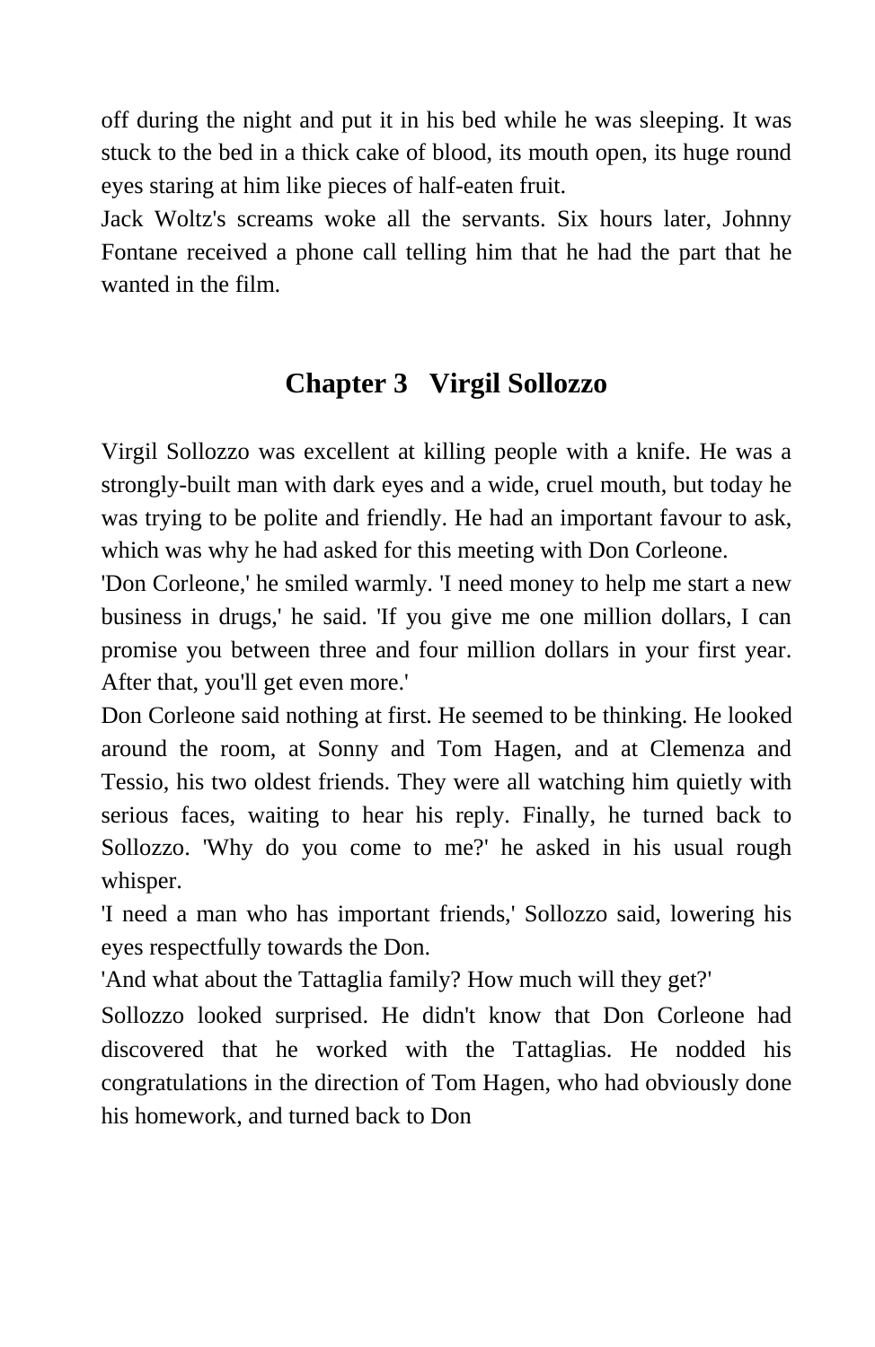off during the night and put it in his bed while he was sleeping. It was stuck to the bed in a thick cake of blood, its mouth open, its huge round eyes staring at him like pieces of half-eaten fruit.

Jack Woltz's screams woke all the servants. Six hours later, Johnny Fontane received a phone call telling him that he had the part that he wanted in the film.

## Chapter 3   Virgil Sollozzo

Virgil Sollozzo was excellent at killing people with a knife. He was a strongly-built man with dark eyes and a wide, cruel mouth, but today he was trying to be polite and friendly. He had an important favour to ask, which was why he had asked for this meeting with Don Corleone.

'Don Corleone,' he smiled warmly. 'I need money to help me start a new business in drugs,' he said. 'If you give me one million dollars, I can promise you between three and four million dollars in your first year. After that, you'll get even more.'

Don Corleone said nothing at first. He seemed to be thinking. He looked around the room, at Sonny and Tom Hagen, and at Clemenza and Tessio, his two oldest friends. They were all watching him quietly with serious faces, waiting to hear his reply. Finally, he turned back to Sollozzo. 'Why do you come to me?' he asked in his usual rough whisper.

'I need a man who has important friends,' Sollozzo said, lowering his eyes respectfully towards the Don.

'And what about the Tattaglia family? How much will they get?'

Sollozzo looked surprised. He didn't know that Don Corleone had discovered that he worked with the Tattaglias. He nodded his congratulations in the direction of Tom Hagen, who had obviously done his homework, and turned back to Don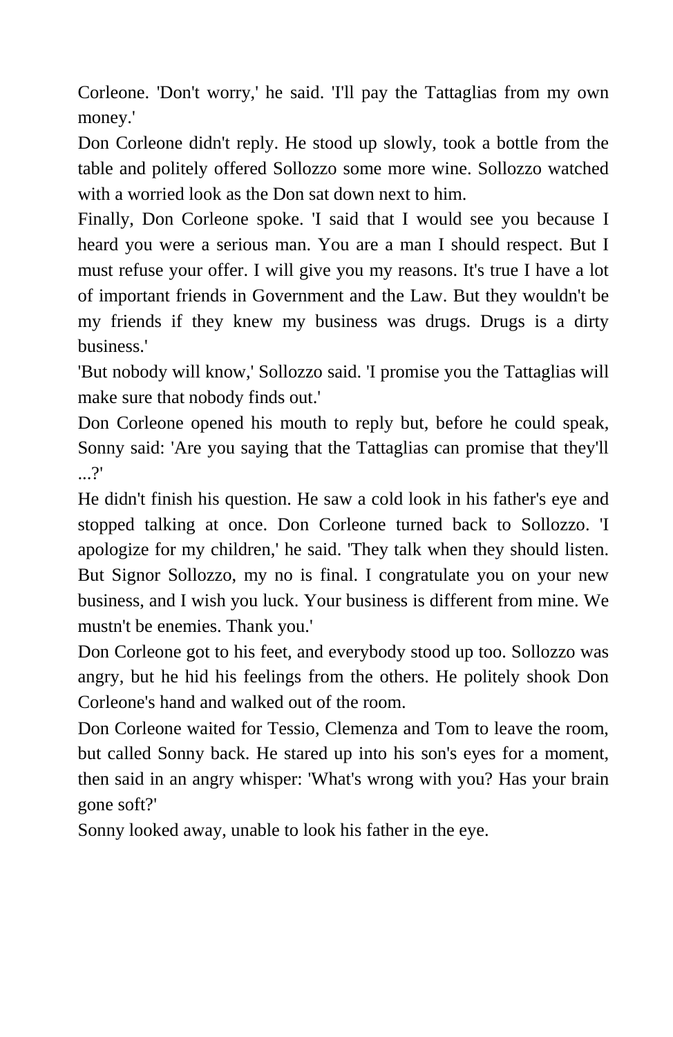Corleone. 'Don't worry,' he said. 'I'll pay the Tattaglias from my own money.'

Don Corleone didn't reply. He stood up slowly, took a bottle from the table and politely offered Sollozzo some more wine. Sollozzo watched with a worried look as the Don sat down next to him.

Finally, Don Corleone spoke. 'I said that I would see you because I heard you were a serious man. You are a man I should respect. But I must refuse your offer. I will give you my reasons. It's true I have a lot of important friends in Government and the Law. But they wouldn't be my friends if they knew my business was drugs. Drugs is a dirty business.'

'But nobody will know,' Sollozzo said. 'I promise you the Tattaglias will make sure that nobody finds out.'

Don Corleone opened his mouth to reply but, before he could speak, Sonny said: 'Are you saying that the Tattaglias can promise that they'll ...?'

He didn't finish his question. He saw a cold look in his father's eye and stopped talking at once. Don Corleone turned back to Sollozzo. 'I apologize for my children,' he said. 'They talk when they should listen. But Signor Sollozzo, my no is final. I congratulate you on your new business, and I wish you luck. Your business is different from mine. We mustn't be enemies. Thank you.'

Don Corleone got to his feet, and everybody stood up too. Sollozzo was angry, but he hid his feelings from the others. He politely shook Don Corleone's hand and walked out of the room.

Don Corleone waited for Tessio, Clemenza and Tom to leave the room, but called Sonny back. He stared up into his son's eyes for a moment, then said in an angry whisper: 'What's wrong with you? Has your brain gone soft?'

Sonny looked away, unable to look his father in the eye.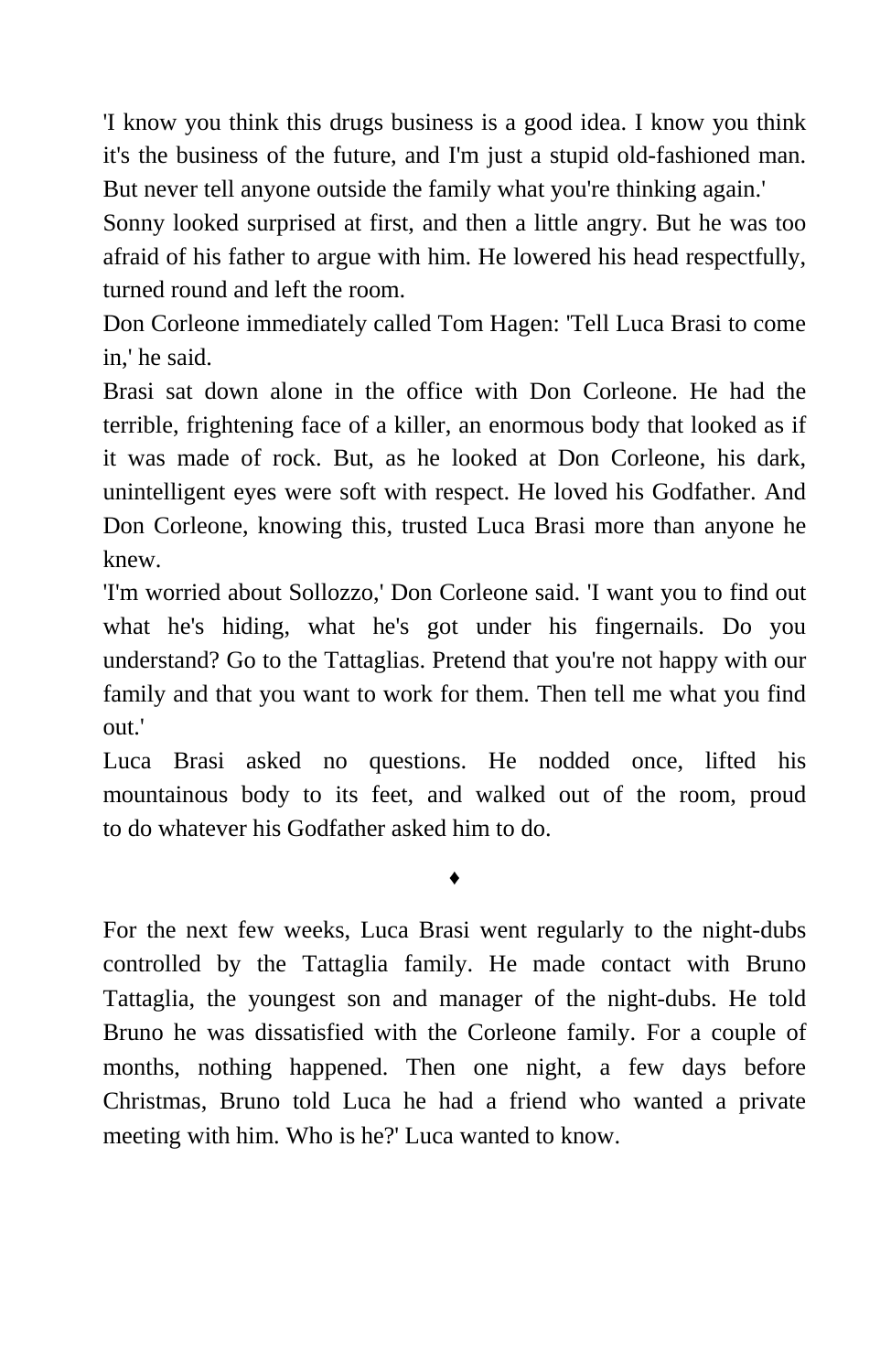'I know you think this drugs business is a good idea. I know you think it's the business of the future, and I'm just a stupid old-fashioned man. But never tell anyone outside the family what you're thinking again.'

Sonny looked surprised at first, and then a little angry. But he was too afraid of his father to argue with him. He lowered his head respectfully, turned round and left the room.

Don Corleone immediately called Tom Hagen: 'Tell Luca Brasi to come in,' he said.

Brasi sat down alone in the office with Don Corleone. He had the terrible, frightening face of a killer, an enormous body that looked as if it was made of rock. But, as he looked at Don Corleone, his dark, unintelligent eyes were soft with respect. He loved his Godfather. And Don Corleone, knowing this, trusted Luca Brasi more than anyone he knew.

'I'm worried about Sollozzo,' Don Corleone said. 'I want you to find out what he's hiding, what he's got under his fingernails. Do you understand? Go to the Tattaglias. Pretend that you're not happy with our family and that you want to work for them. Then tell me what you find out.'

Luca Brasi asked no questions. He nodded once, lifted his mountainous body to its feet, and walked out of the room, proud to do whatever his Godfather asked him to do.

♦

For the next few weeks, Luca Brasi went regularly to the night-dubs controlled by the Tattaglia family. He made contact with Bruno Tattaglia, the youngest son and manager of the night-dubs. He told Bruno he was dissatisfied with the Corleone family. For a couple of months, nothing happened. Then one night, a few days before Christmas, Bruno told Luca he had a friend who wanted a private meeting with him. Who is he?' Luca wanted to know.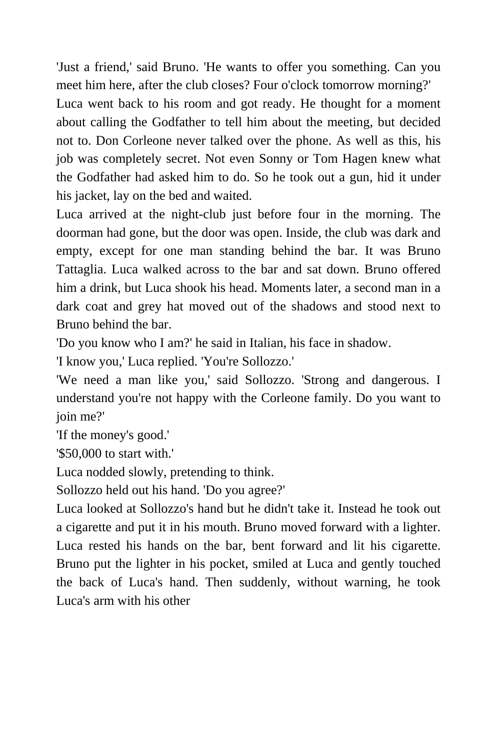'Just a friend,' said Bruno. 'He wants to offer you something. Can you meet him here, after the club closes? Four o'clock tomorrow morning?'

Luca went back to his room and got ready. He thought for a moment about calling the Godfather to tell him about the meeting, but decided not to. Don Corleone never talked over the phone. As well as this, his job was completely secret. Not even Sonny or Tom Hagen knew what the Godfather had asked him to do. So he took out a gun, hid it under his jacket, lay on the bed and waited.

Luca arrived at the night-club just before four in the morning. The doorman had gone, but the door was open. Inside, the club was dark and empty, except for one man standing behind the bar. It was Bruno Tattaglia. Luca walked across to the bar and sat down. Bruno offered him a drink, but Luca shook his head. Moments later, a second man in a dark coat and grey hat moved out of the shadows and stood next to Bruno behind the bar.

'Do you know who I am?' he said in Italian, his face in shadow.

'I know you,' Luca replied. 'You're Sollozzo.'

'We need a man like you,' said Sollozzo. 'Strong and dangerous. I understand you're not happy with the Corleone family. Do you want to join me?'

'If the money's good.'

'$50,000 to start with.'

Luca nodded slowly, pretending to think.

Sollozzo held out his hand. 'Do you agree?'

Luca looked at Sollozzo's hand but he didn't take it. Instead he took out a cigarette and put it in his mouth. Bruno moved forward with a lighter. Luca rested his hands on the bar, bent forward and lit his cigarette. Bruno put the lighter in his pocket, smiled at Luca and gently touched the back of Luca's hand. Then suddenly, without warning, he took Luca's arm with his other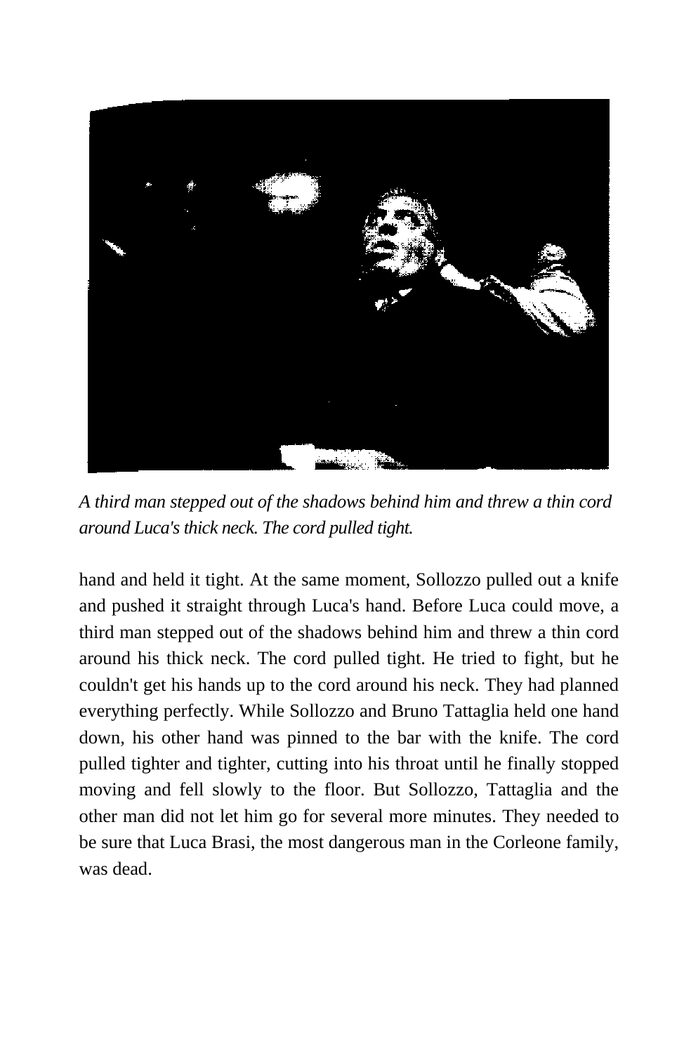*A third man stepped out of the shadows behind him and threw a thin cord around Luca's thick neck. The cord pulled tight.*

hand and held it tight. At the same moment, Sollozzo pulled out a knife and pushed it straight through Luca's hand. Before Luca could move, a third man stepped out of the shadows behind him and threw a thin cord around his thick neck. The cord pulled tight. He tried to fight, but he couldn't get his hands up to the cord around his neck. They had planned everything perfectly. While Sollozzo and Bruno Tattaglia held one hand down, his other hand was pinned to the bar with the knife. The cord pulled tighter and tighter, cutting into his throat until he finally stopped moving and fell slowly to the floor. But Sollozzo, Tattaglia and the other man did not let him go for several more minutes. They needed to be sure that Luca Brasi, the most dangerous man in the Corleone family, was dead.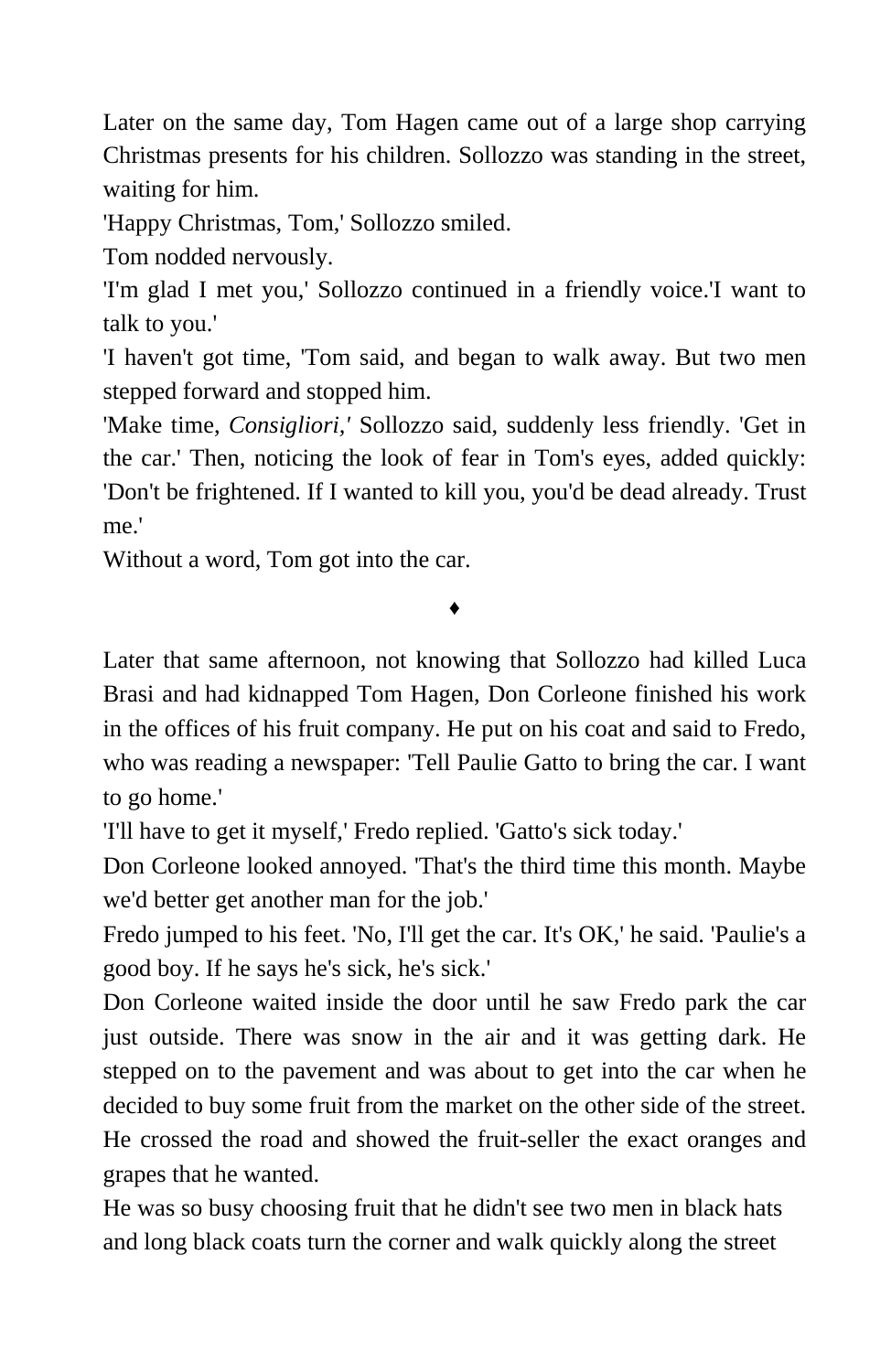Later on the same day, Tom Hagen came out of a large shop carrying Christmas presents for his children. Sollozzo was standing in the street, waiting for him.

'Happy Christmas, Tom,' Sollozzo smiled.

Tom nodded nervously.

'I'm glad I met you,' Sollozzo continued in a friendly voice.'I want to talk to you.'

'I haven't got time, 'Tom said, and began to walk away. But two men stepped forward and stopped him.

'Make time, *Consigliori,'* Sollozzo said, suddenly less friendly. 'Get in the car.' Then, noticing the look of fear in Tom's eyes, added quickly: 'Don't be frightened. If I wanted to kill you, you'd be dead already. Trust me.'

Without a word, Tom got into the car.

♦

Later that same afternoon, not knowing that Sollozzo had killed Luca Brasi and had kidnapped Tom Hagen, Don Corleone finished his work in the offices of his fruit company. He put on his coat and said to Fredo, who was reading a newspaper: 'Tell Paulie Gatto to bring the car. I want to go home.'

'I'll have to get it myself,' Fredo replied. 'Gatto's sick today.'

Don Corleone looked annoyed. 'That's the third time this month. Maybe we'd better get another man for the job.'

Fredo jumped to his feet. 'No, I'll get the car. It's OK,' he said. 'Paulie's a good boy. If he says he's sick, he's sick.'

Don Corleone waited inside the door until he saw Fredo park the car just outside. There was snow in the air and it was getting dark. He stepped on to the pavement and was about to get into the car when he decided to buy some fruit from the market on the other side of the street. He crossed the road and showed the fruit-seller the exact oranges and grapes that he wanted.

He was so busy choosing fruit that he didn't see two men in black hats and long black coats turn the corner and walk quickly along the street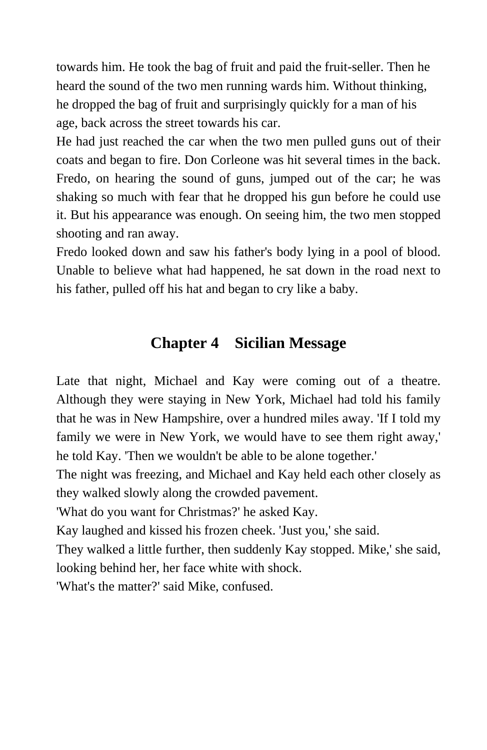towards him. He took the bag of fruit and paid the fruit-seller. Then he heard the sound of the two men running wards him. Without thinking, he dropped the bag of fruit and surprisingly quickly for a man of his age, back across the street towards his car.

He had just reached the car when the two men pulled guns out of their coats and began to fire. Don Corleone was hit several times in the back. Fredo, on hearing the sound of guns, jumped out of the car; he was shaking so much with fear that he dropped his gun before he could use it. But his appearance was enough. On seeing him, the two men stopped shooting and ran away.

Fredo looked down and saw his father's body lying in a pool of blood. Unable to believe what had happened, he sat down in the road next to his father, pulled off his hat and began to cry like a baby.

## Chapter 4 Sicilian Message

Late that night, Michael and Kay were coming out of a theatre. Although they were staying in New York, Michael had told his family that he was in New Hampshire, over a hundred miles away. 'If I told my family we were in New York, we would have to see them right away,' he told Kay. 'Then we wouldn't be able to be alone together.'

The night was freezing, and Michael and Kay held each other closely as they walked slowly along the crowded pavement.

'What do you want for Christmas?' he asked Kay.

Kay laughed and kissed his frozen cheek. 'Just you,' she said.

They walked a little further, then suddenly Kay stopped. Mike,' she said, looking behind her, her face white with shock.

'What's the matter?' said Mike, confused.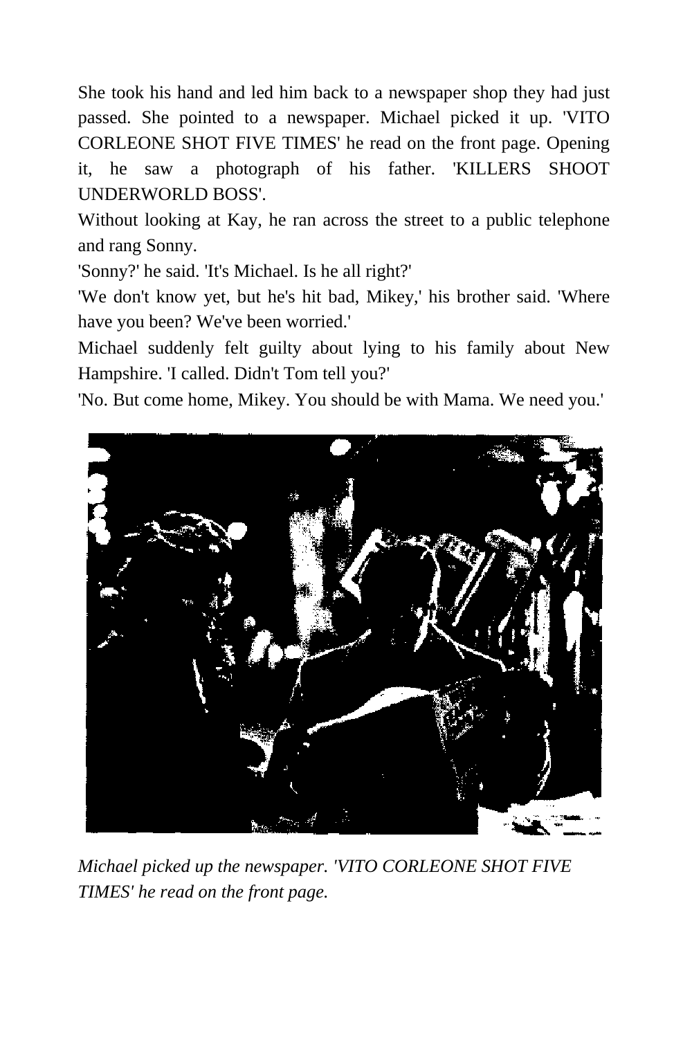She took his hand and led him back to a newspaper shop they had just passed. She pointed to a newspaper. Michael picked it up. 'VITO CORLEONE SHOT FIVE TIMES' he read on the front page. Opening it, he saw a photograph of his father. 'KILLERS SHOOT UNDERWORLD BOSS'.

Without looking at Kay, he ran across the street to a public telephone and rang Sonny.

'Sonny?' he said. 'It's Michael. Is he all right?'

'We don't know yet, but he's hit bad, Mikey,' his brother said. 'Where have you been? We've been worried.'

Michael suddenly felt guilty about lying to his family about New Hampshire. 'I called. Didn't Tom tell you?'

'No. But come home, Mikey. You should be with Mama. We need you.'

*Michael picked up the newspaper. 'VITO CORLEONE SHOT FIVE TIMES' he read on the front page.*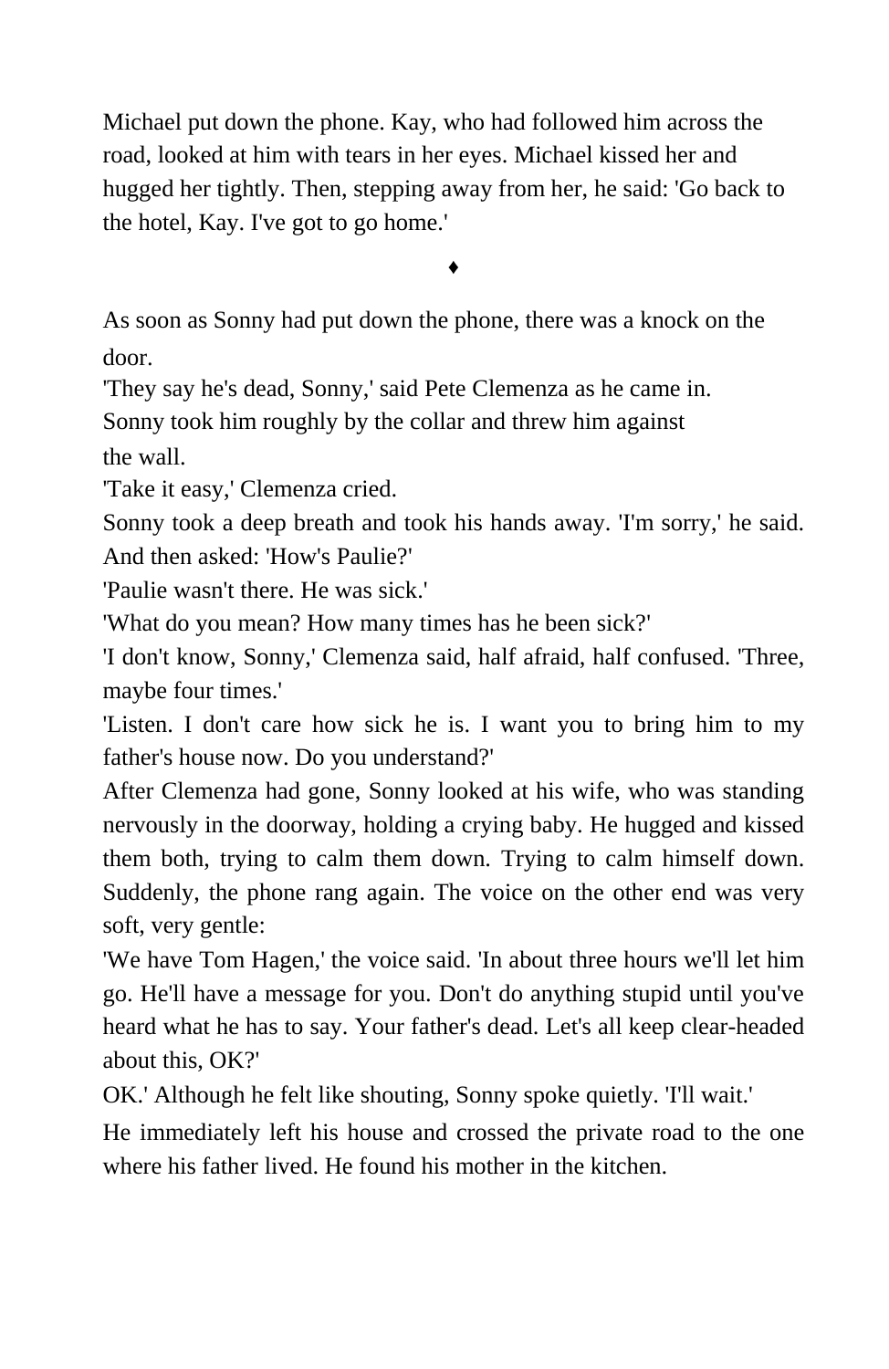Michael put down the phone. Kay, who had followed him across the road, looked at him with tears in her eyes. Michael kissed her and hugged her tightly. Then, stepping away from her, he said: 'Go back to the hotel, Kay. I've got to go home.'

♦

As soon as Sonny had put down the phone, there was a knock on the door.

'They say he's dead, Sonny,' said Pete Clemenza as he came in.

Sonny took him roughly by the collar and threw him against the wall.

'Take it easy,' Clemenza cried.

Sonny took a deep breath and took his hands away. 'I'm sorry,' he said. And then asked: 'How's Paulie?'

'Paulie wasn't there. He was sick.'

'What do you mean? How many times has he been sick?'

'I don't know, Sonny,' Clemenza said, half afraid, half confused. 'Three, maybe four times.'

'Listen. I don't care how sick he is. I want you to bring him to my father's house now. Do you understand?'

After Clemenza had gone, Sonny looked at his wife, who was standing nervously in the doorway, holding a crying baby. He hugged and kissed them both, trying to calm them down. Trying to calm himself down. Suddenly, the phone rang again. The voice on the other end was very soft, very gentle:

'We have Tom Hagen,' the voice said. 'In about three hours we'll let him go. He'll have a message for you. Don't do anything stupid until you've heard what he has to say. Your father's dead. Let's all keep clear-headed about this, OK?'

OK.' Although he felt like shouting, Sonny spoke quietly. 'I'll wait.'

He immediately left his house and crossed the private road to the one where his father lived. He found his mother in the kitchen.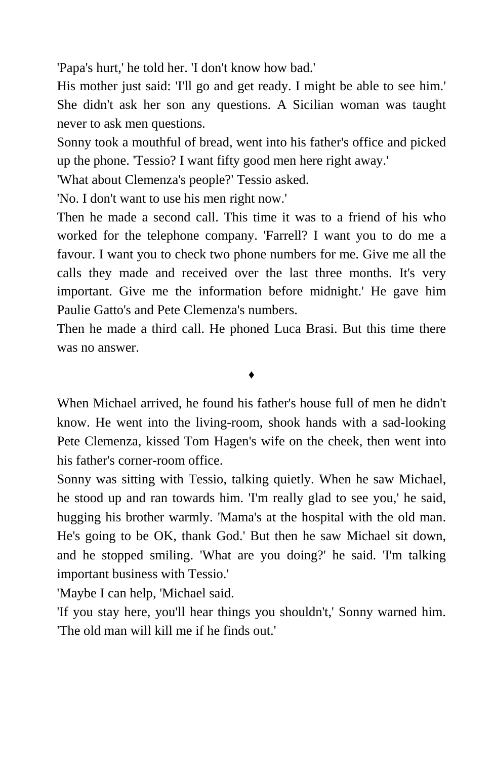'Papa's hurt,' he told her. 'I don't know how bad.'

His mother just said: 'I'll go and get ready. I might be able to see him.' She didn't ask her son any questions. A Sicilian woman was taught never to ask men questions.

Sonny took a mouthful of bread, went into his father's office and picked up the phone. 'Tessio? I want fifty good men here right away.'

'What about Clemenza's people?' Tessio asked.

'No. I don't want to use his men right now.'

Then he made a second call. This time it was to a friend of his who worked for the telephone company. 'Farrell? I want you to do me a favour. I want you to check two phone numbers for me. Give me all the calls they made and received over the last three months. It's very important. Give me the information before midnight.' He gave him Paulie Gatto's and Pete Clemenza's numbers.

Then he made a third call. He phoned Luca Brasi. But this time there was no answer.

♦

When Michael arrived, he found his father's house full of men he didn't know. He went into the living-room, shook hands with a sad-looking Pete Clemenza, kissed Tom Hagen's wife on the cheek, then went into his father's corner-room office.

Sonny was sitting with Tessio, talking quietly. When he saw Michael, he stood up and ran towards him. 'I'm really glad to see you,' he said, hugging his brother warmly. 'Mama's at the hospital with the old man. He's going to be OK, thank God.' But then he saw Michael sit down, and he stopped smiling. 'What are you doing?' he said. 'I'm talking important business with Tessio.'

'Maybe I can help, 'Michael said.

'If you stay here, you'll hear things you shouldn't,' Sonny warned him. 'The old man will kill me if he finds out.'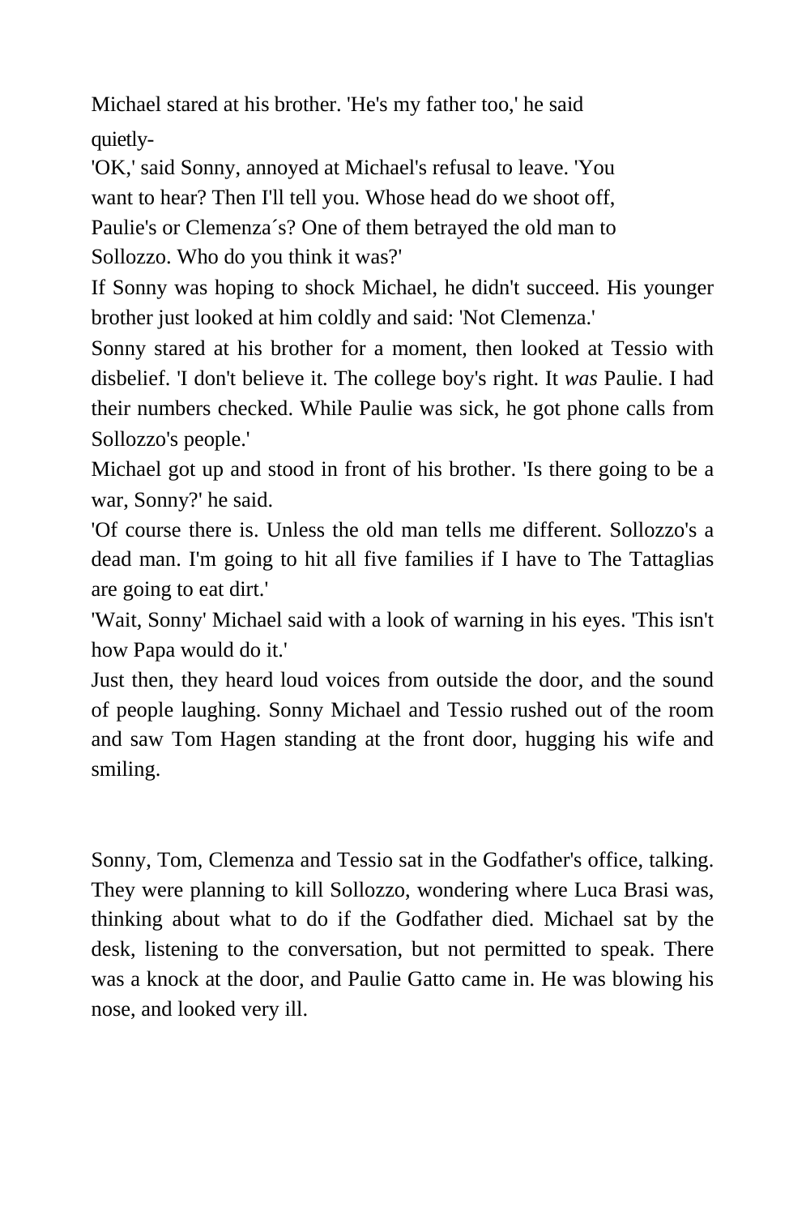Michael stared at his brother. 'He's my father too,' he said quietly-

'OK,' said Sonny, annoyed at Michael's refusal to leave. 'You want to hear? Then I'll tell you. Whose head do we shoot off, Paulie's or Clemenza´s? One of them betrayed the old man to Sollozzo. Who do you think it was?'

If Sonny was hoping to shock Michael, he didn't succeed. His younger brother just looked at him coldly and said: 'Not Clemenza.'

Sonny stared at his brother for a moment, then looked at Tessio with disbelief. 'I don't believe it. The college boy's right. It *was* Paulie. I had their numbers checked. While Paulie was sick, he got phone calls from Sollozzo's people.'

Michael got up and stood in front of his brother. 'Is there going to be a war, Sonny?' he said.

'Of course there is. Unless the old man tells me different. Sollozzo's a dead man. I'm going to hit all five families if I have to The Tattaglias are going to eat dirt.'

'Wait, Sonny' Michael said with a look of warning in his eyes. 'This isn't how Papa would do it.'

Just then, they heard loud voices from outside the door, and the sound of people laughing. Sonny Michael and Tessio rushed out of the room and saw Tom Hagen standing at the front door, hugging his wife and smiling.

Sonny, Tom, Clemenza and Tessio sat in the Godfather's office, talking. They were planning to kill Sollozzo, wondering where Luca Brasi was, thinking about what to do if the Godfather died. Michael sat by the desk, listening to the conversation, but not permitted to speak. There was a knock at the door, and Paulie Gatto came in. He was blowing his nose, and looked very ill.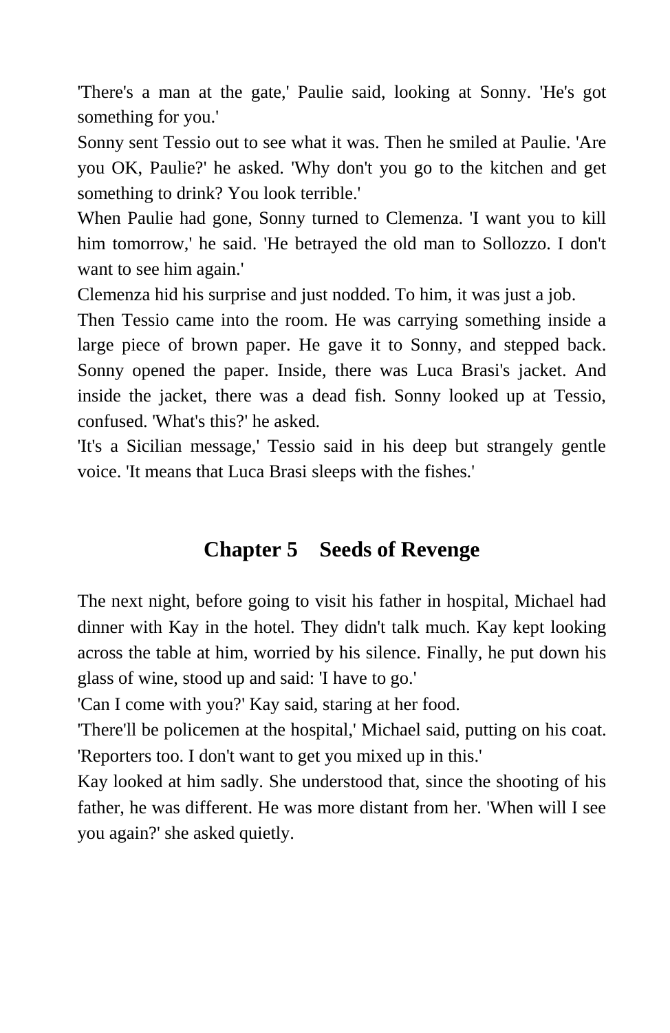'There's a man at the gate,' Paulie said, looking at Sonny. 'He's got something for you.'

Sonny sent Tessio out to see what it was. Then he smiled at Paulie. 'Are you OK, Paulie?' he asked. 'Why don't you go to the kitchen and get something to drink? You look terrible.'

When Paulie had gone, Sonny turned to Clemenza. 'I want you to kill him tomorrow,' he said. 'He betrayed the old man to Sollozzo. I don't want to see him again.'

Clemenza hid his surprise and just nodded. To him, it was just a job.

Then Tessio came into the room. He was carrying something inside a large piece of brown paper. He gave it to Sonny, and stepped back. Sonny opened the paper. Inside, there was Luca Brasi's jacket. And inside the jacket, there was a dead fish. Sonny looked up at Tessio, confused. 'What's this?' he asked.

'It's a Sicilian message,' Tessio said in his deep but strangely gentle voice. 'It means that Luca Brasi sleeps with the fishes.'

## Chapter 5 Seeds of Revenge

The next night, before going to visit his father in hospital, Michael had dinner with Kay in the hotel. They didn't talk much. Kay kept looking across the table at him, worried by his silence. Finally, he put down his glass of wine, stood up and said: 'I have to go.'

'Can I come with you?' Kay said, staring at her food.

'There'll be policemen at the hospital,' Michael said, putting on his coat. 'Reporters too. I don't want to get you mixed up in this.'

Kay looked at him sadly. She understood that, since the shooting of his father, he was different. He was more distant from her. 'When will I see you again?' she asked quietly.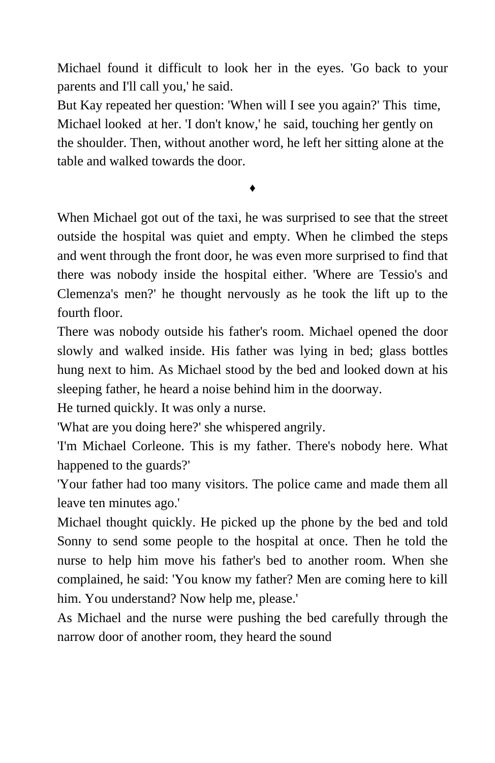Michael found it difficult to look her in the eyes. 'Go back to your parents and I'll call you,' he said.

But Kay repeated her question: 'When will I see you again?' This time, Michael looked at her. 'I don't know,' he said, touching her gently on the shoulder. Then, without another word, he left her sitting alone at the table and walked towards the door.

♦

When Michael got out of the taxi, he was surprised to see that the street outside the hospital was quiet and empty. When he climbed the steps and went through the front door, he was even more surprised to find that there was nobody inside the hospital either. 'Where are Tessio's and Clemenza's men?' he thought nervously as he took the lift up to the fourth floor.

There was nobody outside his father's room. Michael opened the door slowly and walked inside. His father was lying in bed; glass bottles hung next to him. As Michael stood by the bed and looked down at his sleeping father, he heard a noise behind him in the doorway.

He turned quickly. It was only a nurse.

'What are you doing here?' she whispered angrily.

'I'm Michael Corleone. This is my father. There's nobody here. What happened to the guards?'

'Your father had too many visitors. The police came and made them all leave ten minutes ago.'

Michael thought quickly. He picked up the phone by the bed and told Sonny to send some people to the hospital at once. Then he told the nurse to help him move his father's bed to another room. When she complained, he said: 'You know my father? Men are coming here to kill him. You understand? Now help me, please.'

As Michael and the nurse were pushing the bed carefully through the narrow door of another room, they heard the sound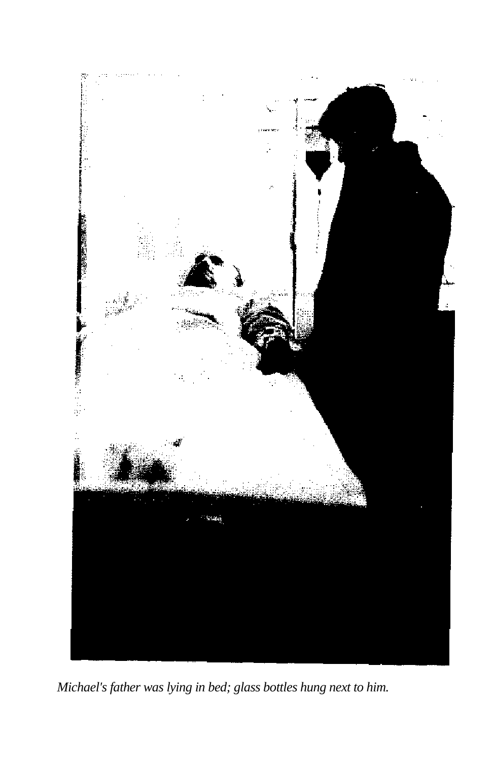*Michael's father was lying in bed; glass bottles hung next to him.*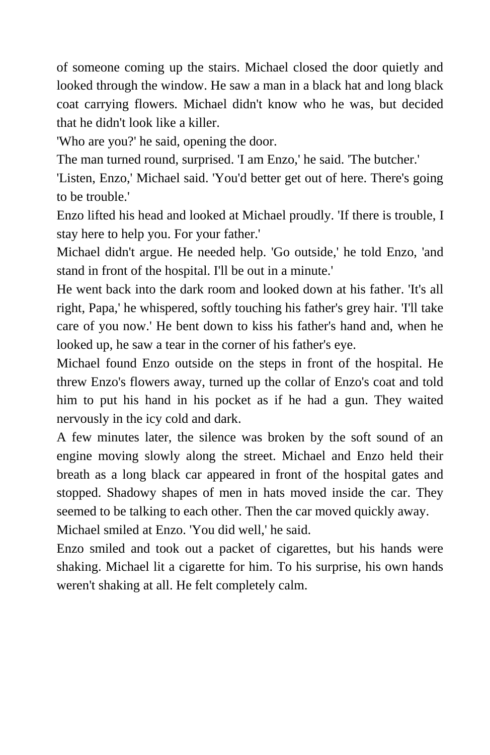of someone coming up the stairs. Michael closed the door quietly and looked through the window. He saw a man in a black hat and long black coat carrying flowers. Michael didn't know who he was, but decided that he didn't look like a killer.

'Who are you?' he said, opening the door.

The man turned round, surprised. 'I am Enzo,' he said. 'The butcher.'

'Listen, Enzo,' Michael said. 'You'd better get out of here. There's going to be trouble.'

Enzo lifted his head and looked at Michael proudly. 'If there is trouble, I stay here to help you. For your father.'

Michael didn't argue. He needed help. 'Go outside,' he told Enzo, 'and stand in front of the hospital. I'll be out in a minute.'

He went back into the dark room and looked down at his father. 'It's all right, Papa,' he whispered, softly touching his father's grey hair. 'I'll take care of you now.' He bent down to kiss his father's hand and, when he looked up, he saw a tear in the corner of his father's eye.

Michael found Enzo outside on the steps in front of the hospital. He threw Enzo's flowers away, turned up the collar of Enzo's coat and told him to put his hand in his pocket as if he had a gun. They waited nervously in the icy cold and dark.

A few minutes later, the silence was broken by the soft sound of an engine moving slowly along the street. Michael and Enzo held their breath as a long black car appeared in front of the hospital gates and stopped. Shadowy shapes of men in hats moved inside the car. They seemed to be talking to each other. Then the car moved quickly away.

Michael smiled at Enzo. 'You did well,' he said.

Enzo smiled and took out a packet of cigarettes, but his hands were shaking. Michael lit a cigarette for him. To his surprise, his own hands weren't shaking at all. He felt completely calm.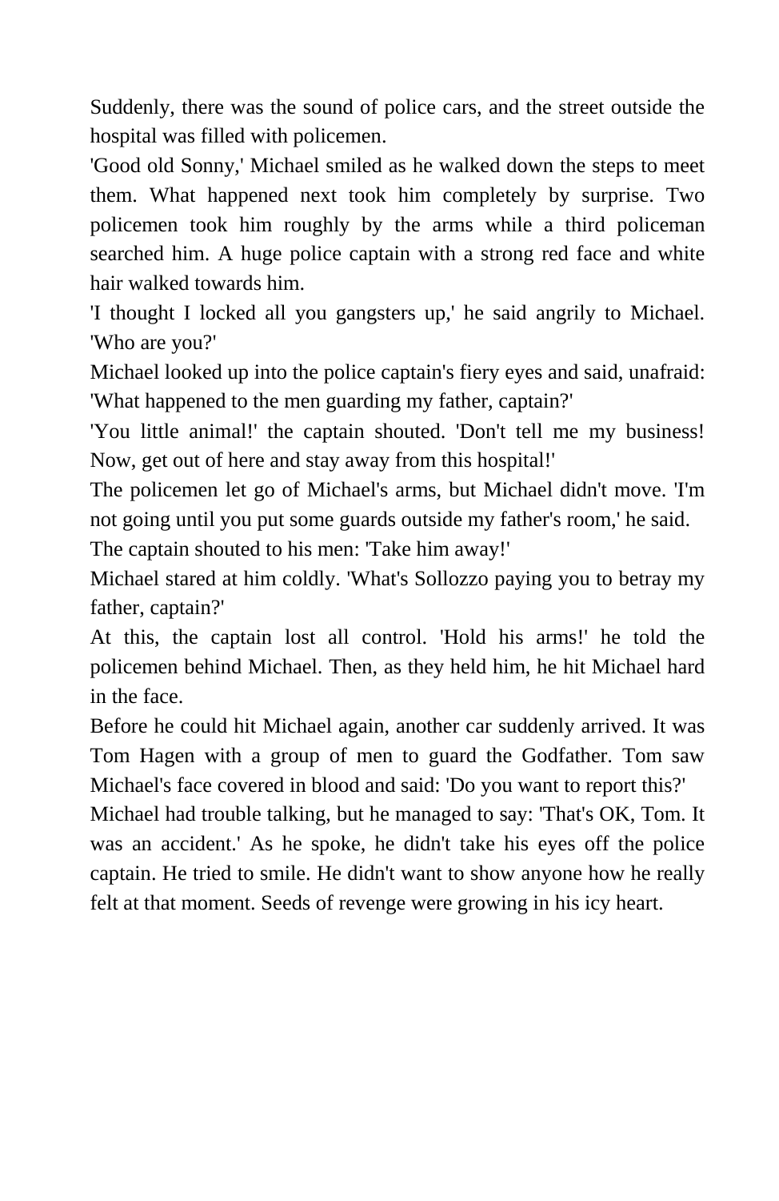Suddenly, there was the sound of police cars, and the street outside the hospital was filled with policemen.

'Good old Sonny,' Michael smiled as he walked down the steps to meet them. What happened next took him completely by surprise. Two policemen took him roughly by the arms while a third policeman searched him. A huge police captain with a strong red face and white hair walked towards him.

'I thought I locked all you gangsters up,' he said angrily to Michael. 'Who are you?'

Michael looked up into the police captain's fiery eyes and said, unafraid: 'What happened to the men guarding my father, captain?'

'You little animal!' the captain shouted. 'Don't tell me my business! Now, get out of here and stay away from this hospital!'

The policemen let go of Michael's arms, but Michael didn't move. 'I'm not going until you put some guards outside my father's room,' he said.

The captain shouted to his men: 'Take him away!'

Michael stared at him coldly. 'What's Sollozzo paying you to betray my father, captain?'

At this, the captain lost all control. 'Hold his arms!' he told the policemen behind Michael. Then, as they held him, he hit Michael hard in the face.

Before he could hit Michael again, another car suddenly arrived. It was Tom Hagen with a group of men to guard the Godfather. Tom saw Michael's face covered in blood and said: 'Do you want to report this?'

Michael had trouble talking, but he managed to say: 'That's OK, Tom. It was an accident.' As he spoke, he didn't take his eyes off the police captain. He tried to smile. He didn't want to show anyone how he really felt at that moment. Seeds of revenge were growing in his icy heart.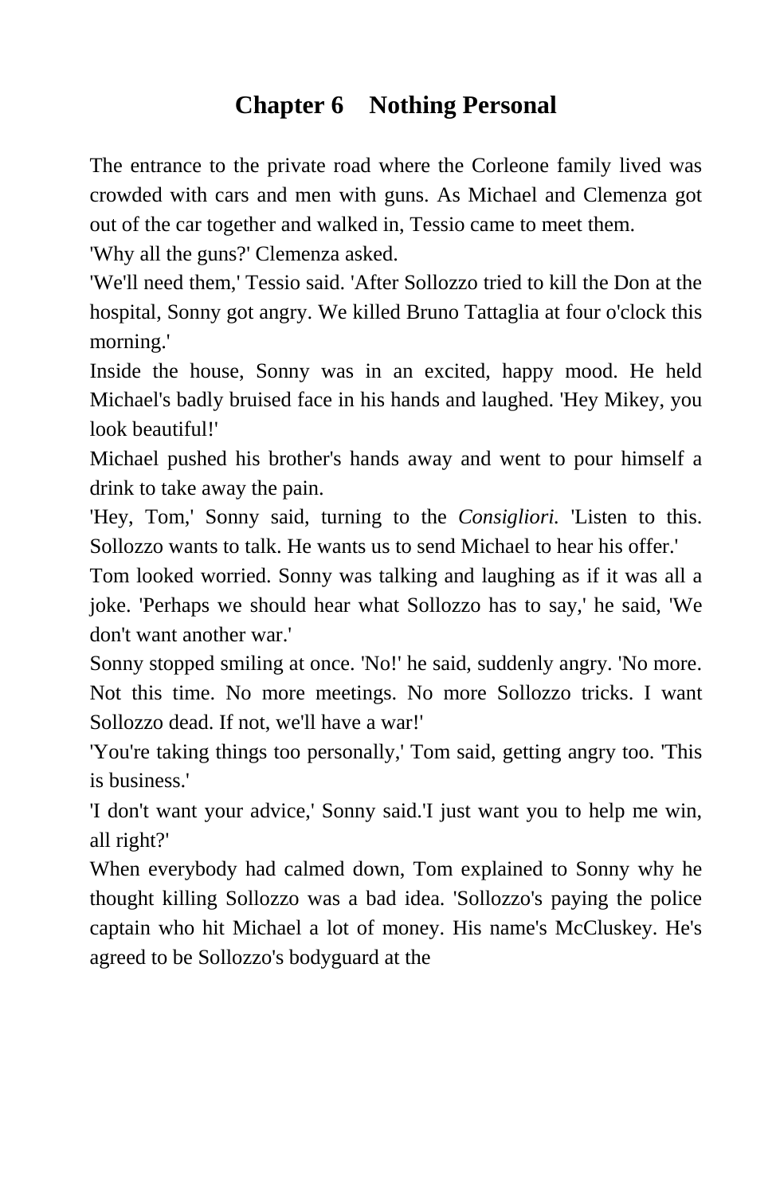# Chapter 6 Nothing Personal

The entrance to the private road where the Corleone family lived was crowded with cars and men with guns. As Michael and Clemenza got out of the car together and walked in, Tessio came to meet them.

'Why all the guns?' Clemenza asked.

'We'll need them,' Tessio said. 'After Sollozzo tried to kill the Don at the hospital, Sonny got angry. We killed Bruno Tattaglia at four o'clock this morning.'

Inside the house, Sonny was in an excited, happy mood. He held Michael's badly bruised face in his hands and laughed. 'Hey Mikey, you look beautiful!'

Michael pushed his brother's hands away and went to pour himself a drink to take away the pain.

'Hey, Tom,' Sonny said, turning to the *Consigliori.* 'Listen to this. Sollozzo wants to talk. He wants us to send Michael to hear his offer.'

Tom looked worried. Sonny was talking and laughing as if it was all a joke. 'Perhaps we should hear what Sollozzo has to say,' he said, 'We don't want another war.'

Sonny stopped smiling at once. 'No!' he said, suddenly angry. 'No more. Not this time. No more meetings. No more Sollozzo tricks. I want Sollozzo dead. If not, we'll have a war!'

'You're taking things too personally,' Tom said, getting angry too. 'This is business.'

'I don't want your advice,' Sonny said.'I just want you to help me win, all right?'

When everybody had calmed down, Tom explained to Sonny why he thought killing Sollozzo was a bad idea. 'Sollozzo's paying the police captain who hit Michael a lot of money. His name's McCluskey. He's agreed to be Sollozzo's bodyguard at the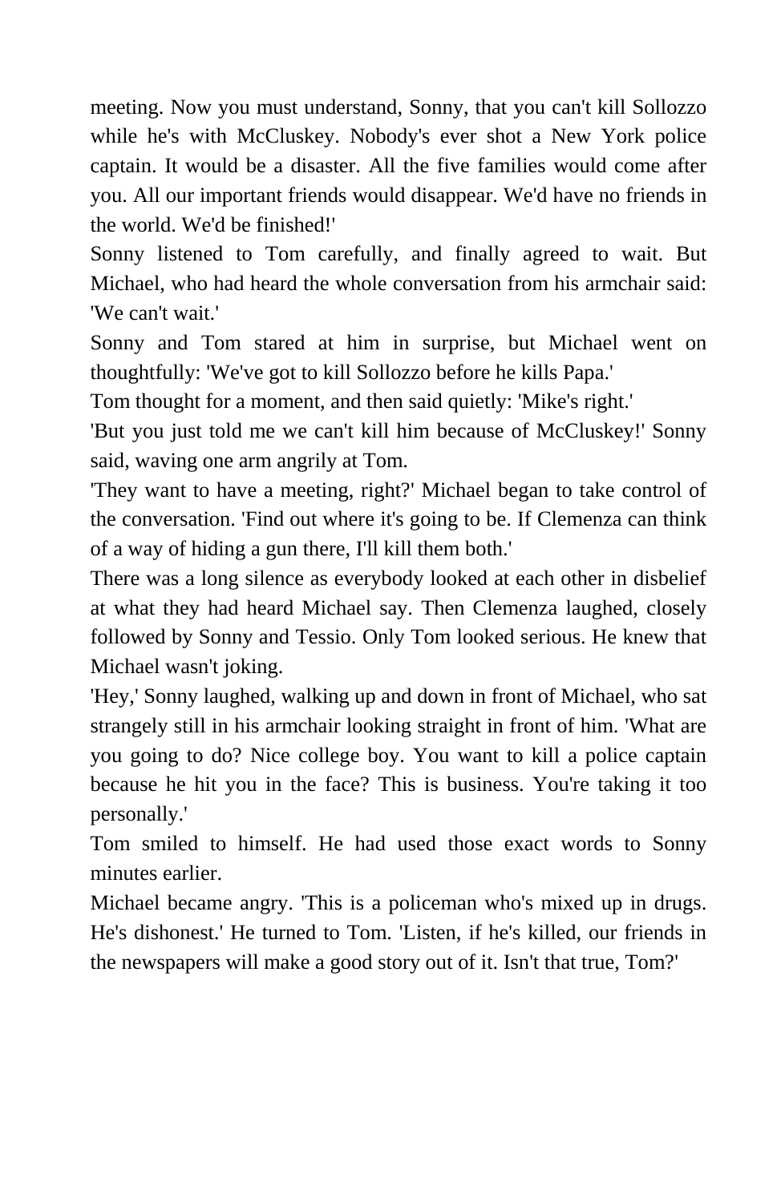meeting. Now you must understand, Sonny, that you can't kill Sollozzo while he's with McCluskey. Nobody's ever shot a New York police captain. It would be a disaster. All the five families would come after you. All our important friends would disappear. We'd have no friends in the world. We'd be finished!'

Sonny listened to Tom carefully, and finally agreed to wait. But Michael, who had heard the whole conversation from his armchair said: 'We can't wait.'

Sonny and Tom stared at him in surprise, but Michael went on thoughtfully: 'We've got to kill Sollozzo before he kills Papa.'

Tom thought for a moment, and then said quietly: 'Mike's right.'

'But you just told me we can't kill him because of McCluskey!' Sonny said, waving one arm angrily at Tom.

'They want to have a meeting, right?' Michael began to take control of the conversation. 'Find out where it's going to be. If Clemenza can think of a way of hiding a gun there, I'll kill them both.'

There was a long silence as everybody looked at each other in disbelief at what they had heard Michael say. Then Clemenza laughed, closely followed by Sonny and Tessio. Only Tom looked serious. He knew that Michael wasn't joking.

'Hey,' Sonny laughed, walking up and down in front of Michael, who sat strangely still in his armchair looking straight in front of him. 'What are you going to do? Nice college boy. You want to kill a police captain because he hit you in the face? This is business. You're taking it too personally.'

Tom smiled to himself. He had used those exact words to Sonny minutes earlier.

Michael became angry. 'This is a policeman who's mixed up in drugs. He's dishonest.' He turned to Tom. 'Listen, if he's killed, our friends in the newspapers will make a good story out of it. Isn't that true, Tom?'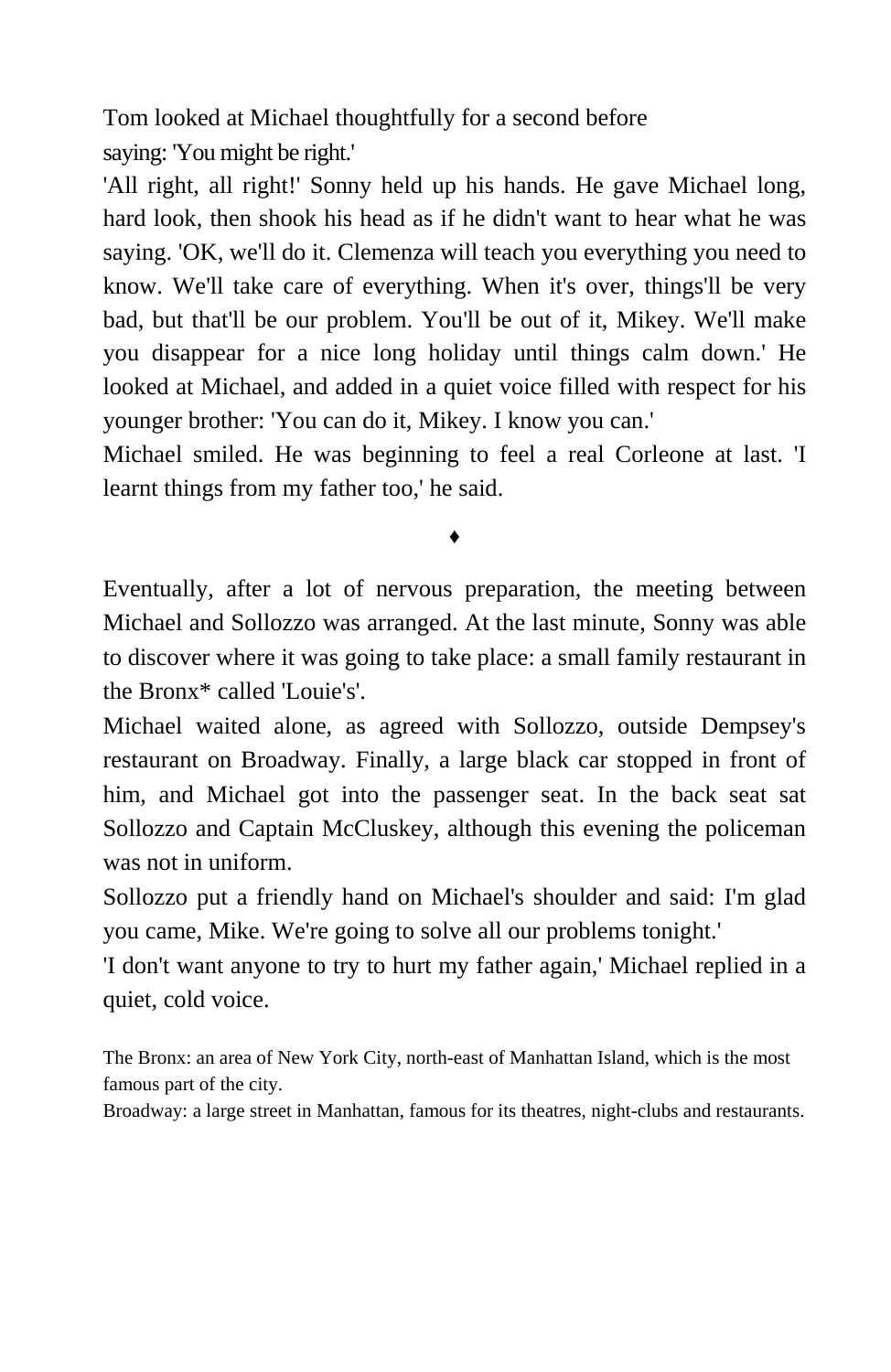Tom looked at Michael thoughtfully for a second before saying: 'You might be right.'

'All right, all right!' Sonny held up his hands. He gave Michael long, hard look, then shook his head as if he didn't want to hear what he was saying. 'OK, we'll do it. Clemenza will teach you everything you need to know. We'll take care of everything. When it's over, things'll be very bad, but that'll be our problem. You'll be out of it, Mikey. We'll make you disappear for a nice long holiday until things calm down.' He looked at Michael, and added in a quiet voice filled with respect for his younger brother: 'You can do it, Mikey. I know you can.'

Michael smiled. He was beginning to feel a real Corleone at last. 'I learnt things from my father too,' he said.

♦

Eventually, after a lot of nervous preparation, the meeting between Michael and Sollozzo was arranged. At the last minute, Sonny was able to discover where it was going to take place: a small family restaurant in the Bronx* called 'Louie's'.

Michael waited alone, as agreed with Sollozzo, outside Dempsey's restaurant on Broadway. Finally, a large black car stopped in front of him, and Michael got into the passenger seat. In the back seat sat Sollozzo and Captain McCluskey, although this evening the policeman was not in uniform.

Sollozzo put a friendly hand on Michael's shoulder and said: I'm glad you came, Mike. We're going to solve all our problems tonight.'

'I don't want anyone to try to hurt my father again,' Michael replied in a quiet, cold voice.

The Bronx: an area of New York City, north-east of Manhattan Island, which is the most famous part of the city.

Broadway: a large street in Manhattan, famous for its theatres, night-clubs and restaurants.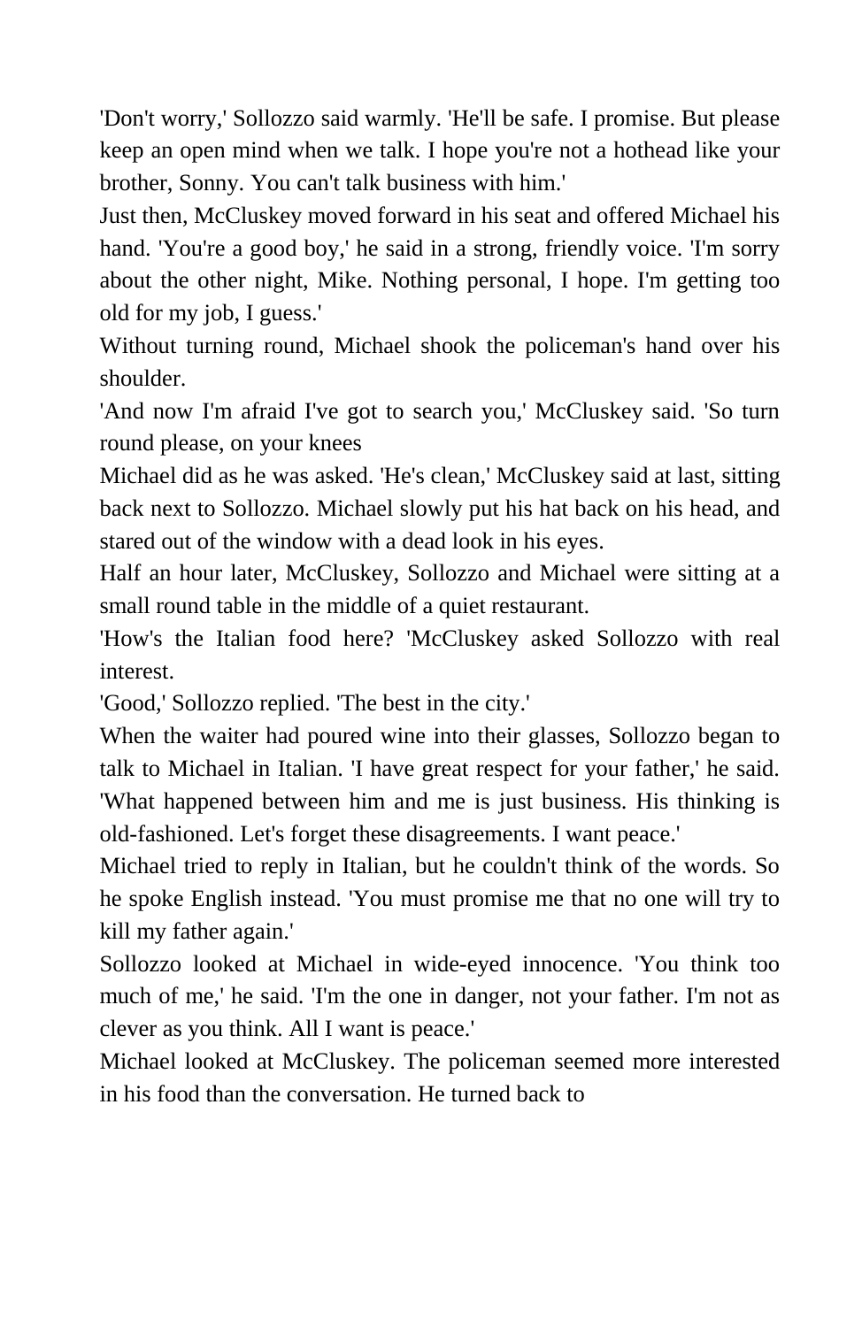'Don't worry,' Sollozzo said warmly. 'He'll be safe. I promise. But please keep an open mind when we talk. I hope you're not a hothead like your brother, Sonny. You can't talk business with him.'

Just then, McCluskey moved forward in his seat and offered Michael his hand. 'You're a good boy,' he said in a strong, friendly voice. 'I'm sorry about the other night, Mike. Nothing personal, I hope. I'm getting too old for my job, I guess.'

Without turning round, Michael shook the policeman's hand over his shoulder.

'And now I'm afraid I've got to search you,' McCluskey said. 'So turn round please, on your knees

Michael did as he was asked. 'He's clean,' McCluskey said at last, sitting back next to Sollozzo. Michael slowly put his hat back on his head, and stared out of the window with a dead look in his eyes.

Half an hour later, McCluskey, Sollozzo and Michael were sitting at a small round table in the middle of a quiet restaurant.

'How's the Italian food here? 'McCluskey asked Sollozzo with real interest.

'Good,' Sollozzo replied. 'The best in the city.'

When the waiter had poured wine into their glasses, Sollozzo began to talk to Michael in Italian. 'I have great respect for your father,' he said. 'What happened between him and me is just business. His thinking is old-fashioned. Let's forget these disagreements. I want peace.'

Michael tried to reply in Italian, but he couldn't think of the words. So he spoke English instead. 'You must promise me that no one will try to kill my father again.'

Sollozzo looked at Michael in wide-eyed innocence. 'You think too much of me,' he said. 'I'm the one in danger, not your father. I'm not as clever as you think. All I want is peace.'

Michael looked at McCluskey. The policeman seemed more interested in his food than the conversation. He turned back to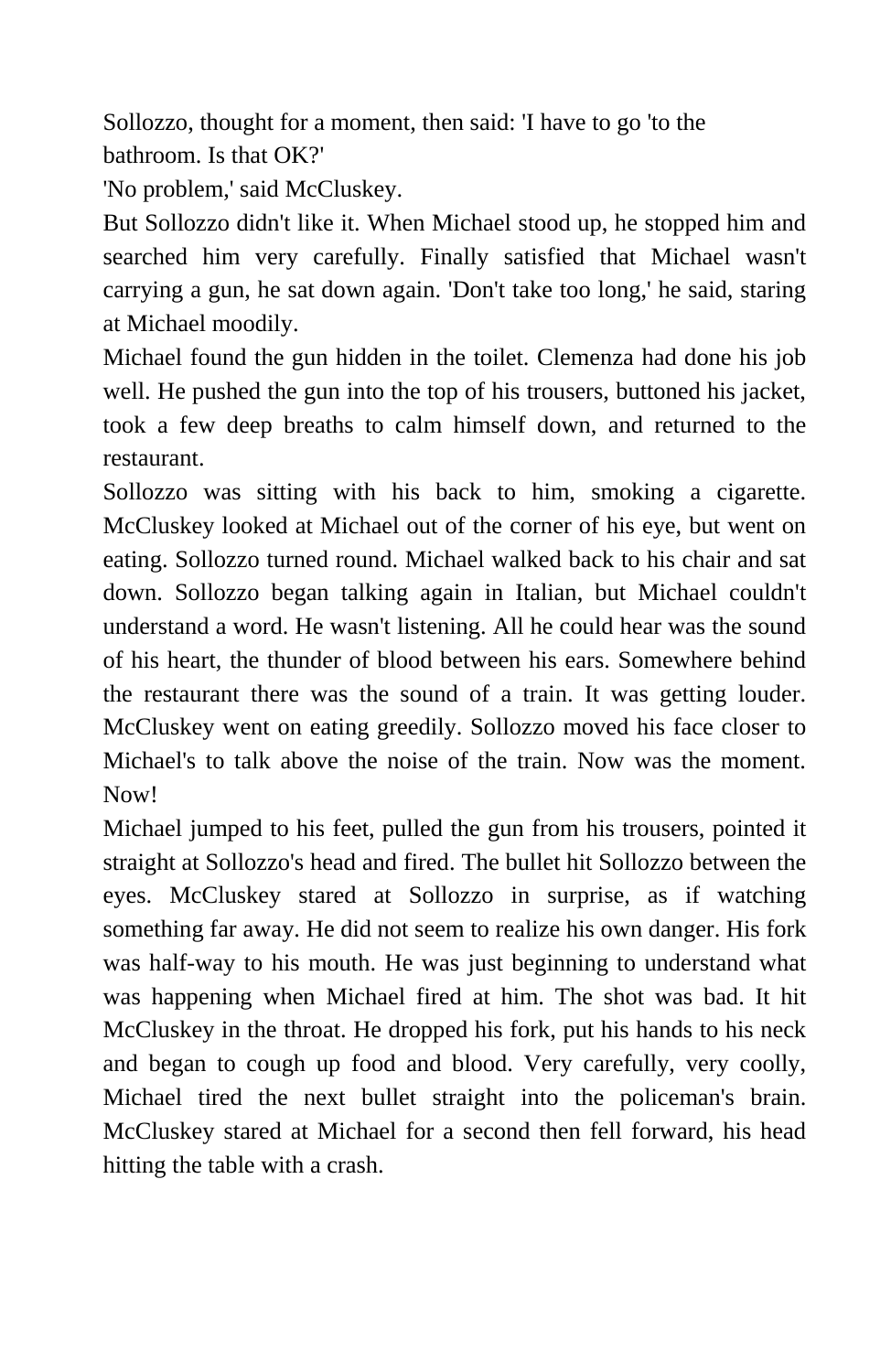Sollozzo, thought for a moment, then said: 'I have to go 'to the bathroom. Is that OK?'

'No problem,' said McCluskey.

But Sollozzo didn't like it. When Michael stood up, he stopped him and searched him very carefully. Finally satisfied that Michael wasn't carrying a gun, he sat down again. 'Don't take too long,' he said, staring at Michael moodily.

Michael found the gun hidden in the toilet. Clemenza had done his job well. He pushed the gun into the top of his trousers, buttoned his jacket, took a few deep breaths to calm himself down, and returned to the restaurant.

Sollozzo was sitting with his back to him, smoking a cigarette. McCluskey looked at Michael out of the corner of his eye, but went on eating. Sollozzo turned round. Michael walked back to his chair and sat down. Sollozzo began talking again in Italian, but Michael couldn't understand a word. He wasn't listening. All he could hear was the sound of his heart, the thunder of blood between his ears. Somewhere behind the restaurant there was the sound of a train. It was getting louder. McCluskey went on eating greedily. Sollozzo moved his face closer to Michael's to talk above the noise of the train. Now was the moment. Now!

Michael jumped to his feet, pulled the gun from his trousers, pointed it straight at Sollozzo's head and fired. The bullet hit Sollozzo between the eyes. McCluskey stared at Sollozzo in surprise, as if watching something far away. He did not seem to realize his own danger. His fork was half-way to his mouth. He was just beginning to understand what was happening when Michael fired at him. The shot was bad. It hit McCluskey in the throat. He dropped his fork, put his hands to his neck and began to cough up food and blood. Very carefully, very coolly, Michael tired the next bullet straight into the policeman's brain. McCluskey stared at Michael for a second then fell forward, his head hitting the table with a crash.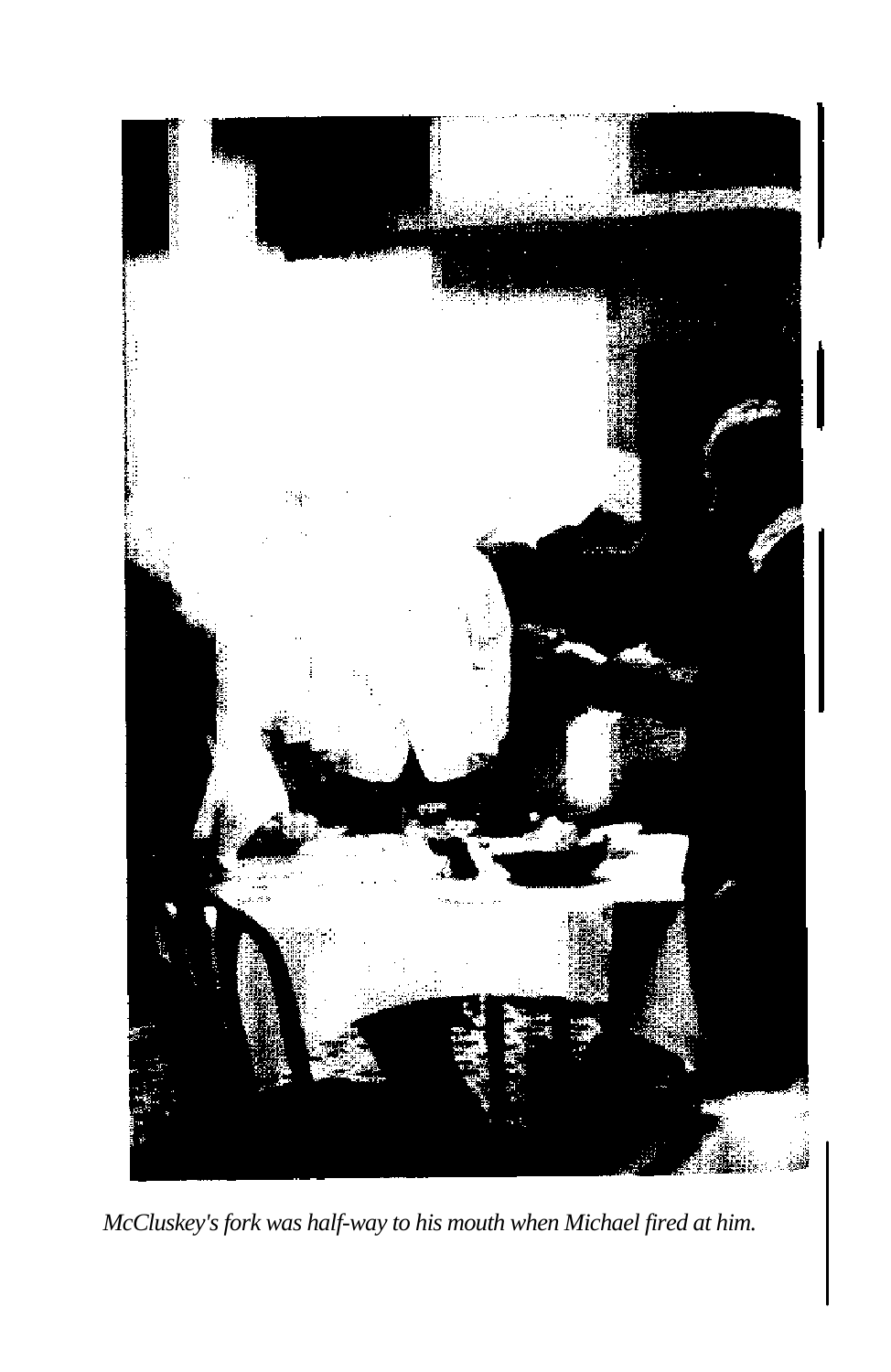*McCluskey's fork was half-way to his mouth when Michael fired at him.*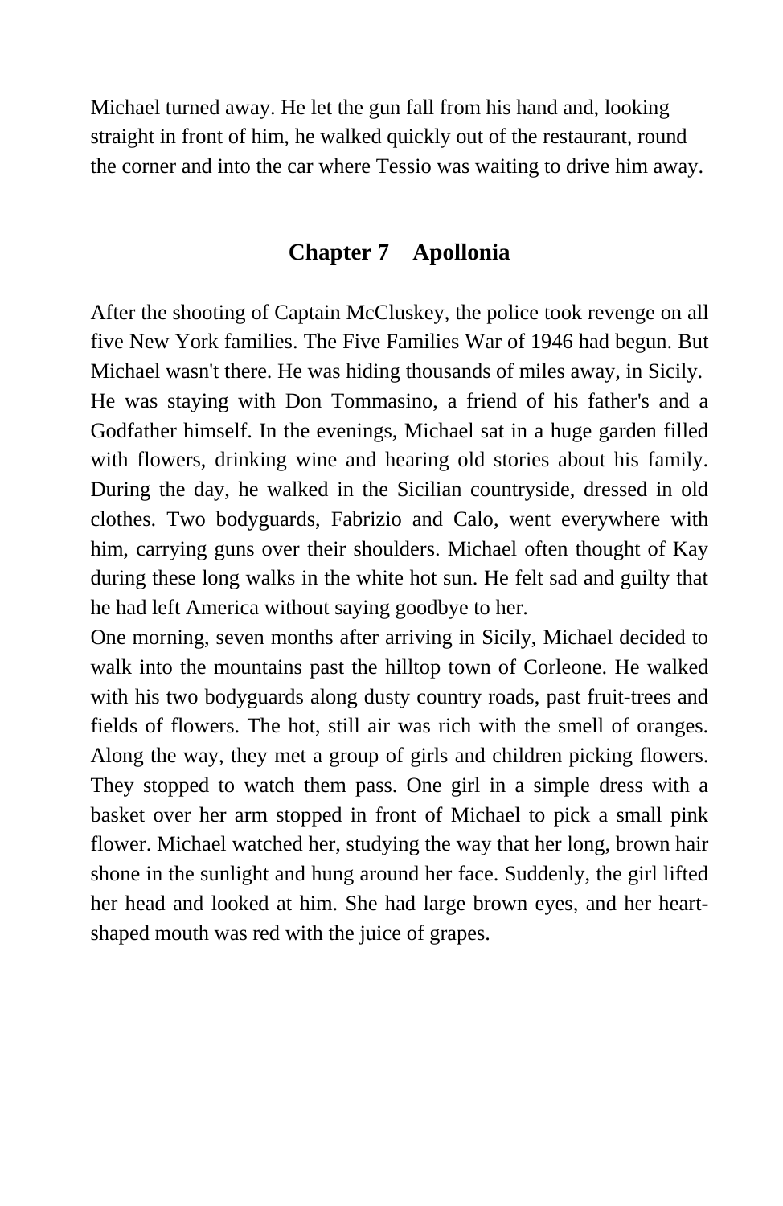Michael turned away. He let the gun fall from his hand and, looking straight in front of him, he walked quickly out of the restaurant, round the corner and into the car where Tessio was waiting to drive him away.

## Chapter 7 Apollonia

After the shooting of Captain McCluskey, the police took revenge on all five New York families. The Five Families War of 1946 had begun. But Michael wasn't there. He was hiding thousands of miles away, in Sicily.

He was staying with Don Tommasino, a friend of his father's and a Godfather himself. In the evenings, Michael sat in a huge garden filled with flowers, drinking wine and hearing old stories about his family. During the day, he walked in the Sicilian countryside, dressed in old clothes. Two bodyguards, Fabrizio and Calo, went everywhere with him, carrying guns over their shoulders. Michael often thought of Kay during these long walks in the white hot sun. He felt sad and guilty that he had left America without saying goodbye to her.

One morning, seven months after arriving in Sicily, Michael decided to walk into the mountains past the hilltop town of Corleone. He walked with his two bodyguards along dusty country roads, past fruit-trees and fields of flowers. The hot, still air was rich with the smell of oranges. Along the way, they met a group of girls and children picking flowers. They stopped to watch them pass. One girl in a simple dress with a basket over her arm stopped in front of Michael to pick a small pink flower. Michael watched her, studying the way that her long, brown hair shone in the sunlight and hung around her face. Suddenly, the girl lifted her head and looked at him. She had large brown eyes, and her heart-shaped mouth was red with the juice of grapes.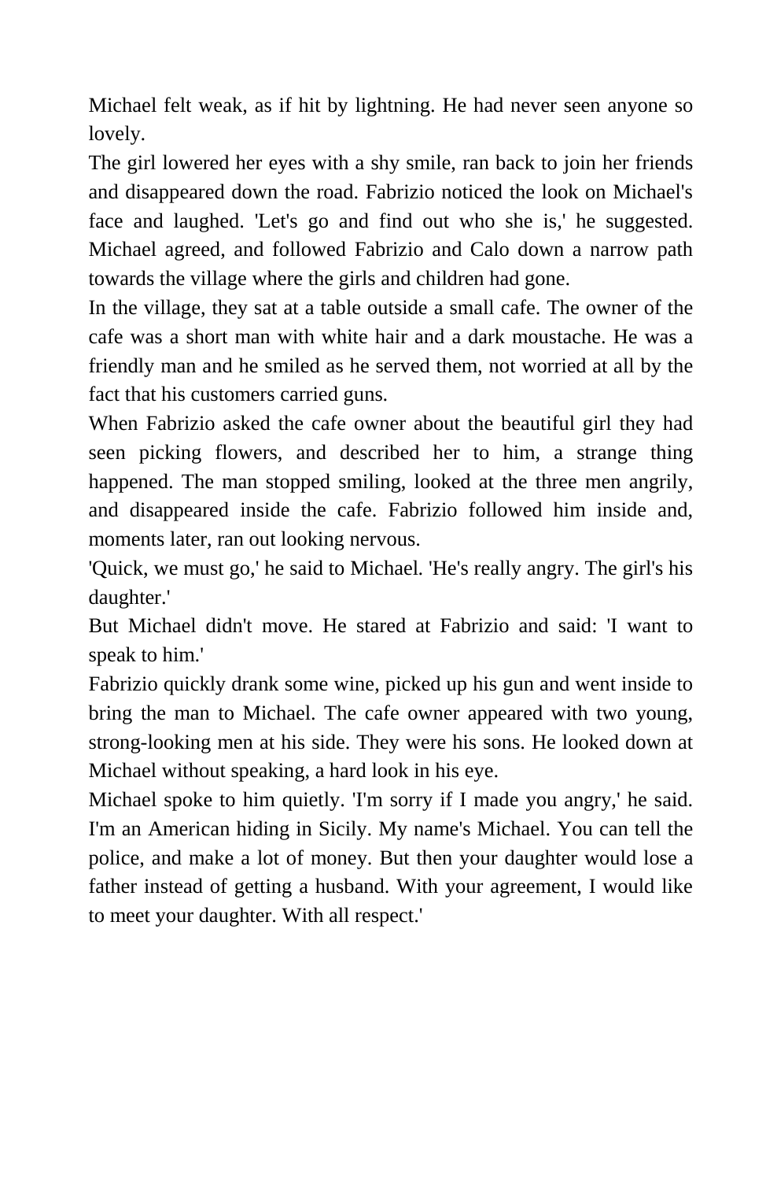Michael felt weak, as if hit by lightning. He had never seen anyone so lovely.

The girl lowered her eyes with a shy smile, ran back to join her friends and disappeared down the road. Fabrizio noticed the look on Michael's face and laughed. 'Let's go and find out who she is,' he suggested. Michael agreed, and followed Fabrizio and Calo down a narrow path towards the village where the girls and children had gone.

In the village, they sat at a table outside a small cafe. The owner of the cafe was a short man with white hair and a dark moustache. He was a friendly man and he smiled as he served them, not worried at all by the fact that his customers carried guns.

When Fabrizio asked the cafe owner about the beautiful girl they had seen picking flowers, and described her to him, a strange thing happened. The man stopped smiling, looked at the three men angrily, and disappeared inside the cafe. Fabrizio followed him inside and, moments later, ran out looking nervous.

'Quick, we must go,' he said to Michael. 'He's really angry. The girl's his daughter.'

But Michael didn't move. He stared at Fabrizio and said: 'I want to speak to him.'

Fabrizio quickly drank some wine, picked up his gun and went inside to bring the man to Michael. The cafe owner appeared with two young, strong-looking men at his side. They were his sons. He looked down at Michael without speaking, a hard look in his eye.

Michael spoke to him quietly. 'I'm sorry if I made you angry,' he said. I'm an American hiding in Sicily. My name's Michael. You can tell the police, and make a lot of money. But then your daughter would lose a father instead of getting a husband. With your agreement, I would like to meet your daughter. With all respect.'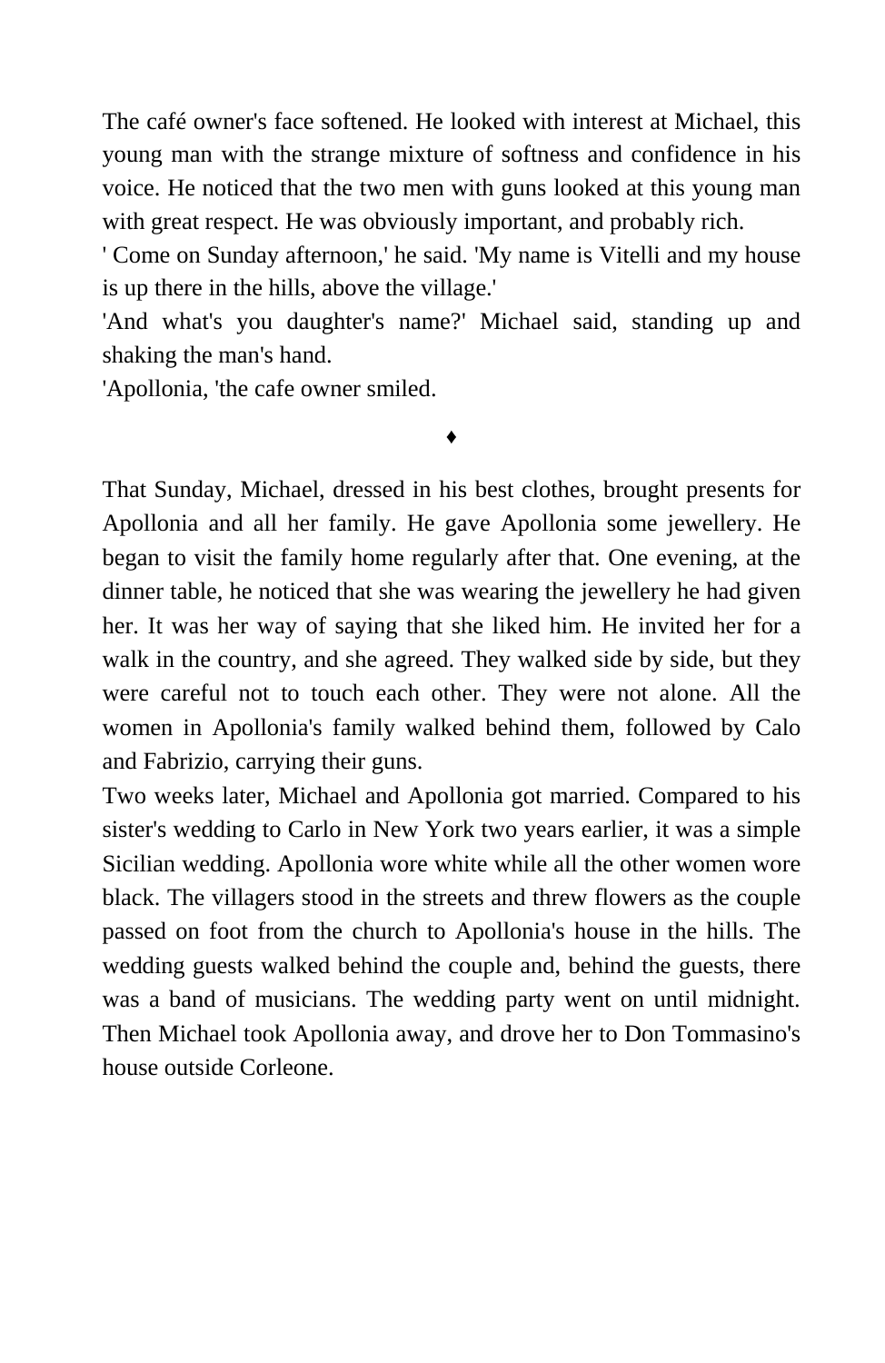The café owner's face softened. He looked with interest at Michael, this young man with the strange mixture of softness and confidence in his voice. He noticed that the two men with guns looked at this young man with great respect. He was obviously important, and probably rich.

' Come on Sunday afternoon,' he said. 'My name is Vitelli and my house is up there in the hills, above the village.'

'And what's you daughter's name?' Michael said, standing up and shaking the man's hand.

'Apollonia, 'the cafe owner smiled.

♦

That Sunday, Michael, dressed in his best clothes, brought presents for Apollonia and all her family. He gave Apollonia some jewellery. He began to visit the family home regularly after that. One evening, at the dinner table, he noticed that she was wearing the jewellery he had given her. It was her way of saying that she liked him. He invited her for a walk in the country, and she agreed. They walked side by side, but they were careful not to touch each other. They were not alone. All the women in Apollonia's family walked behind them, followed by Calo and Fabrizio, carrying their guns.

Two weeks later, Michael and Apollonia got married. Compared to his sister's wedding to Carlo in New York two years earlier, it was a simple Sicilian wedding. Apollonia wore white while all the other women wore black. The villagers stood in the streets and threw flowers as the couple passed on foot from the church to Apollonia's house in the hills. The wedding guests walked behind the couple and, behind the guests, there was a band of musicians. The wedding party went on until midnight. Then Michael took Apollonia away, and drove her to Don Tommasino's house outside Corleone.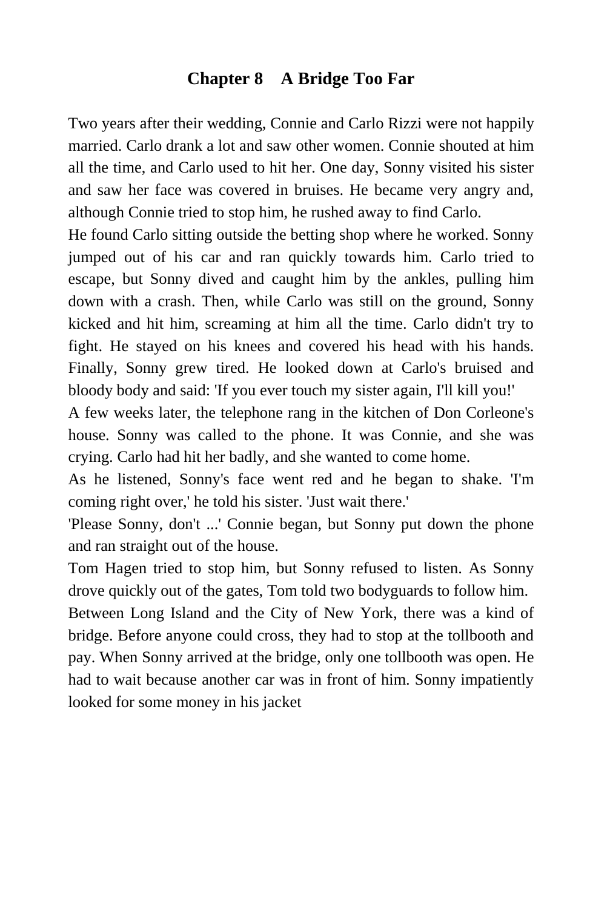## Chapter 8 A Bridge Too Far

Two years after their wedding, Connie and Carlo Rizzi were not happily married. Carlo drank a lot and saw other women. Connie shouted at him all the time, and Carlo used to hit her. One day, Sonny visited his sister and saw her face was covered in bruises. He became very angry and, although Connie tried to stop him, he rushed away to find Carlo.

He found Carlo sitting outside the betting shop where he worked. Sonny jumped out of his car and ran quickly towards him. Carlo tried to escape, but Sonny dived and caught him by the ankles, pulling him down with a crash. Then, while Carlo was still on the ground, Sonny kicked and hit him, screaming at him all the time. Carlo didn't try to fight. He stayed on his knees and covered his head with his hands. Finally, Sonny grew tired. He looked down at Carlo's bruised and bloody body and said: 'If you ever touch my sister again, I'll kill you!'

A few weeks later, the telephone rang in the kitchen of Don Corleone's house. Sonny was called to the phone. It was Connie, and she was crying. Carlo had hit her badly, and she wanted to come home.

As he listened, Sonny's face went red and he began to shake. 'I'm coming right over,' he told his sister. 'Just wait there.'

'Please Sonny, don't ...' Connie began, but Sonny put down the phone and ran straight out of the house.

Tom Hagen tried to stop him, but Sonny refused to listen. As Sonny drove quickly out of the gates, Tom told two bodyguards to follow him.

Between Long Island and the City of New York, there was a kind of bridge. Before anyone could cross, they had to stop at the tollbooth and pay. When Sonny arrived at the bridge, only one tollbooth was open. He had to wait because another car was in front of him. Sonny impatiently looked for some money in his jacket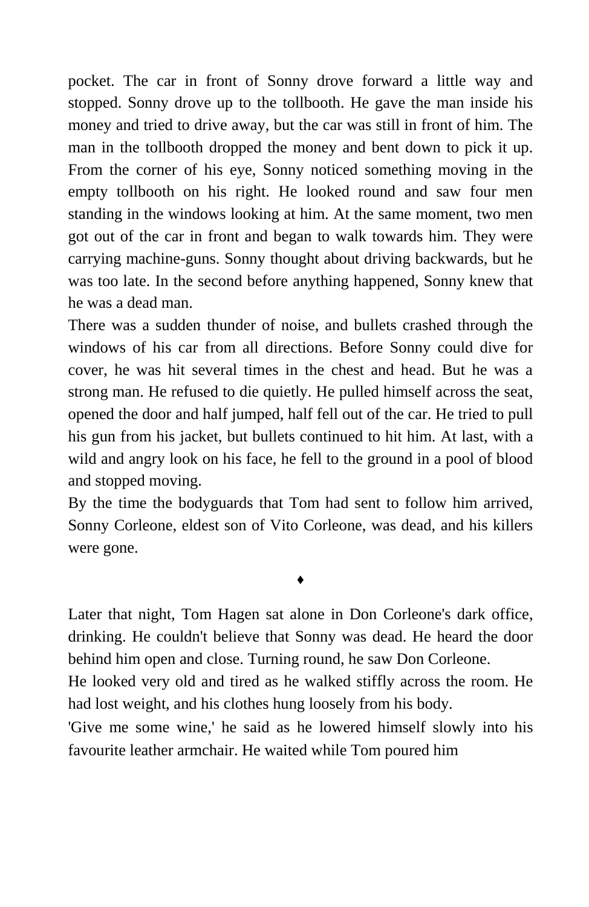pocket. The car in front of Sonny drove forward a little way and stopped. Sonny drove up to the tollbooth. He gave the man inside his money and tried to drive away, but the car was still in front of him. The man in the tollbooth dropped the money and bent down to pick it up. From the corner of his eye, Sonny noticed something moving in the empty tollbooth on his right. He looked round and saw four men standing in the windows looking at him. At the same moment, two men got out of the car in front and began to walk towards him. They were carrying machine-guns. Sonny thought about driving backwards, but he was too late. In the second before anything happened, Sonny knew that he was a dead man.

There was a sudden thunder of noise, and bullets crashed through the windows of his car from all directions. Before Sonny could dive for cover, he was hit several times in the chest and head. But he was a strong man. He refused to die quietly. He pulled himself across the seat, opened the door and half jumped, half fell out of the car. He tried to pull his gun from his jacket, but bullets continued to hit him. At last, with a wild and angry look on his face, he fell to the ground in a pool of blood and stopped moving.

By the time the bodyguards that Tom had sent to follow him arrived, Sonny Corleone, eldest son of Vito Corleone, was dead, and his killers were gone.

♦

Later that night, Tom Hagen sat alone in Don Corleone's dark office, drinking. He couldn't believe that Sonny was dead. He heard the door behind him open and close. Turning round, he saw Don Corleone.

He looked very old and tired as he walked stiffly across the room. He had lost weight, and his clothes hung loosely from his body.

'Give me some wine,' he said as he lowered himself slowly into his favourite leather armchair. He waited while Tom poured him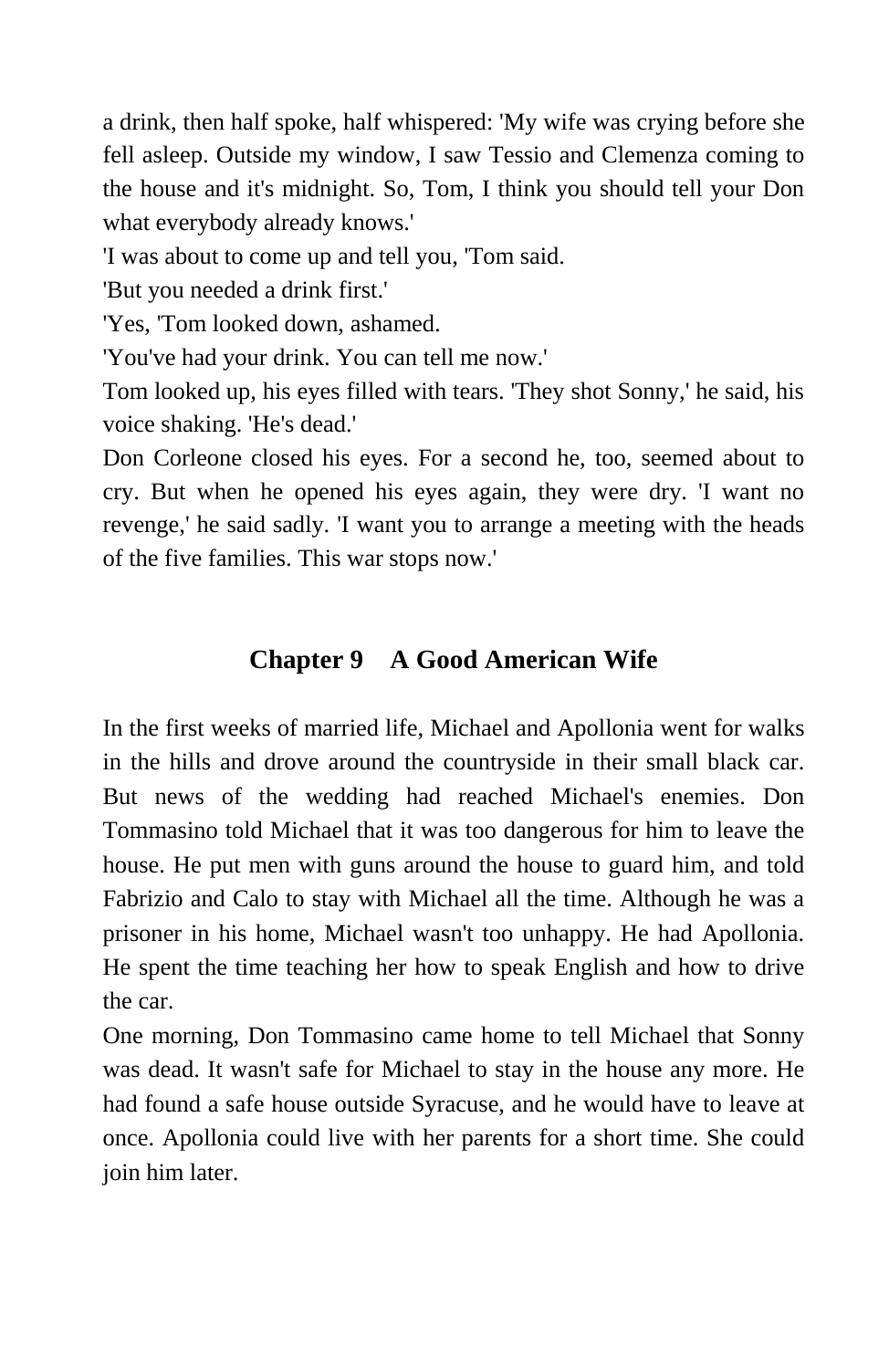a drink, then half spoke, half whispered: 'My wife was crying before she fell asleep. Outside my window, I saw Tessio and Clemenza coming to the house and it's midnight. So, Tom, I think you should tell your Don what everybody already knows.'

'I was about to come up and tell you, 'Tom said.

'But you needed a drink first.'

'Yes, 'Tom looked down, ashamed.

'You've had your drink. You can tell me now.'

Tom looked up, his eyes filled with tears. 'They shot Sonny,' he said, his voice shaking. 'He's dead.'

Don Corleone closed his eyes. For a second he, too, seemed about to cry. But when he opened his eyes again, they were dry. 'I want no revenge,' he said sadly. 'I want you to arrange a meeting with the heads of the five families. This war stops now.'

## Chapter 9 A Good American Wife

In the first weeks of married life, Michael and Apollonia went for walks in the hills and drove around the countryside in their small black car. But news of the wedding had reached Michael's enemies. Don Tommasino told Michael that it was too dangerous for him to leave the house. He put men with guns around the house to guard him, and told Fabrizio and Calo to stay with Michael all the time. Although he was a prisoner in his home, Michael wasn't too unhappy. He had Apollonia. He spent the time teaching her how to speak English and how to drive the car.

One morning, Don Tommasino came home to tell Michael that Sonny was dead. It wasn't safe for Michael to stay in the house any more. He had found a safe house outside Syracuse, and he would have to leave at once. Apollonia could live with her parents for a short time. She could join him later.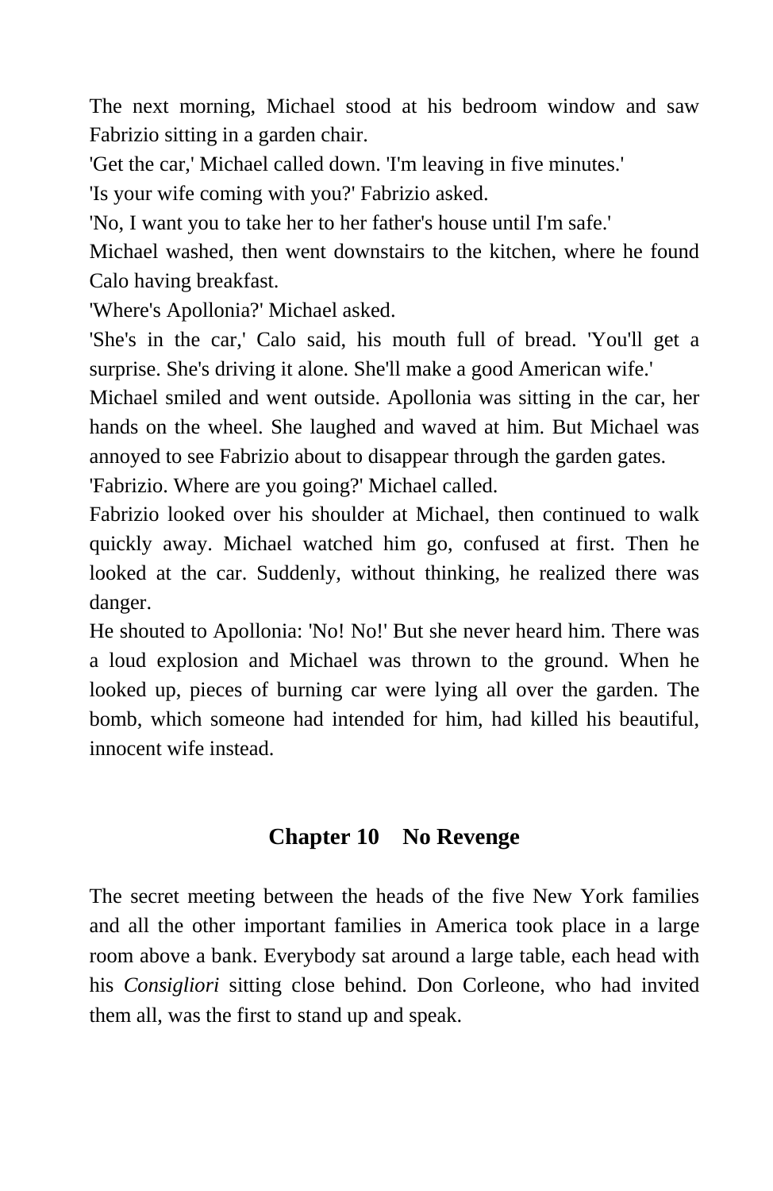The next morning, Michael stood at his bedroom window and saw Fabrizio sitting in a garden chair.

'Get the car,' Michael called down. 'I'm leaving in five minutes.'

'Is your wife coming with you?' Fabrizio asked.

'No, I want you to take her to her father's house until I'm safe.'

Michael washed, then went downstairs to the kitchen, where he found Calo having breakfast.

'Where's Apollonia?' Michael asked.

'She's in the car,' Calo said, his mouth full of bread. 'You'll get a surprise. She's driving it alone. She'll make a good American wife.'

Michael smiled and went outside. Apollonia was sitting in the car, her hands on the wheel. She laughed and waved at him. But Michael was annoyed to see Fabrizio about to disappear through the garden gates.

'Fabrizio. Where are you going?' Michael called.

Fabrizio looked over his shoulder at Michael, then continued to walk quickly away. Michael watched him go, confused at first. Then he looked at the car. Suddenly, without thinking, he realized there was danger.

He shouted to Apollonia: 'No! No!' But she never heard him. There was a loud explosion and Michael was thrown to the ground. When he looked up, pieces of burning car were lying all over the garden. The bomb, which someone had intended for him, had killed his beautiful, innocent wife instead.

## Chapter 10 No Revenge

The secret meeting between the heads of the five New York families and all the other important families in America took place in a large room above a bank. Everybody sat around a large table, each head with his *Consigliori* sitting close behind. Don Corleone, who had invited them all, was the first to stand up and speak.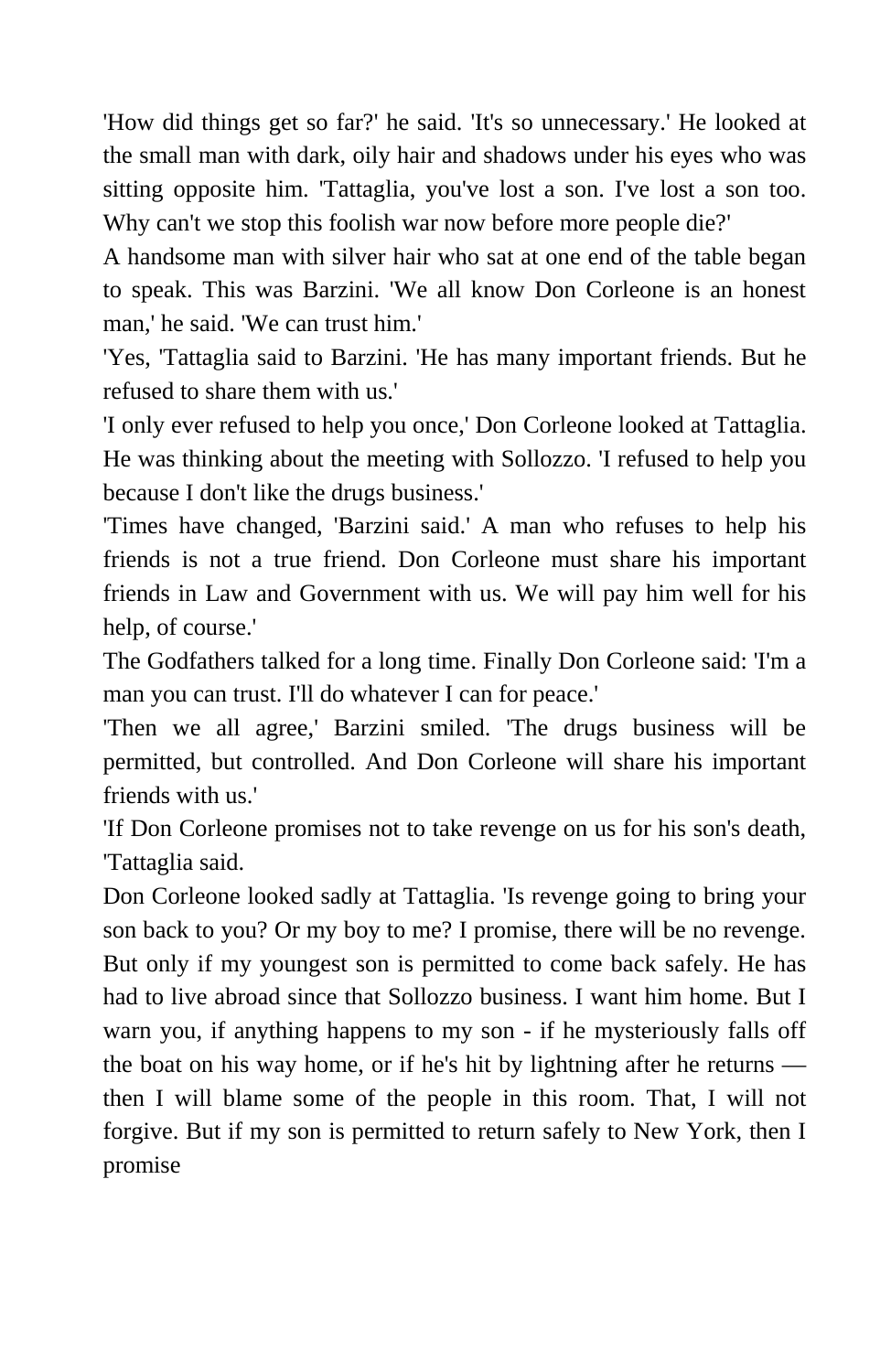'How did things get so far?' he said. 'It's so unnecessary.' He looked at the small man with dark, oily hair and shadows under his eyes who was sitting opposite him. 'Tattaglia, you've lost a son. I've lost a son too. Why can't we stop this foolish war now before more people die?'

A handsome man with silver hair who sat at one end of the table began to speak. This was Barzini. 'We all know Don Corleone is an honest man,' he said. 'We can trust him.'

'Yes, 'Tattaglia said to Barzini. 'He has many important friends. But he refused to share them with us.'

'I only ever refused to help you once,' Don Corleone looked at Tattaglia. He was thinking about the meeting with Sollozzo. 'I refused to help you because I don't like the drugs business.'

'Times have changed, 'Barzini said.' A man who refuses to help his friends is not a true friend. Don Corleone must share his important friends in Law and Government with us. We will pay him well for his help, of course.'

The Godfathers talked for a long time. Finally Don Corleone said: 'I'm a man you can trust. I'll do whatever I can for peace.'

'Then we all agree,' Barzini smiled. 'The drugs business will be permitted, but controlled. And Don Corleone will share his important friends with us.'

'If Don Corleone promises not to take revenge on us for his son's death, 'Tattaglia said.

Don Corleone looked sadly at Tattaglia. 'Is revenge going to bring your son back to you? Or my boy to me? I promise, there will be no revenge. But only if my youngest son is permitted to come back safely. He has had to live abroad since that Sollozzo business. I want him home. But I warn you, if anything happens to my son - if he mysteriously falls off the boat on his way home, or if he's hit by lightning after he returns — then I will blame some of the people in this room. That, I will not forgive. But if my son is permitted to return safely to New York, then I promise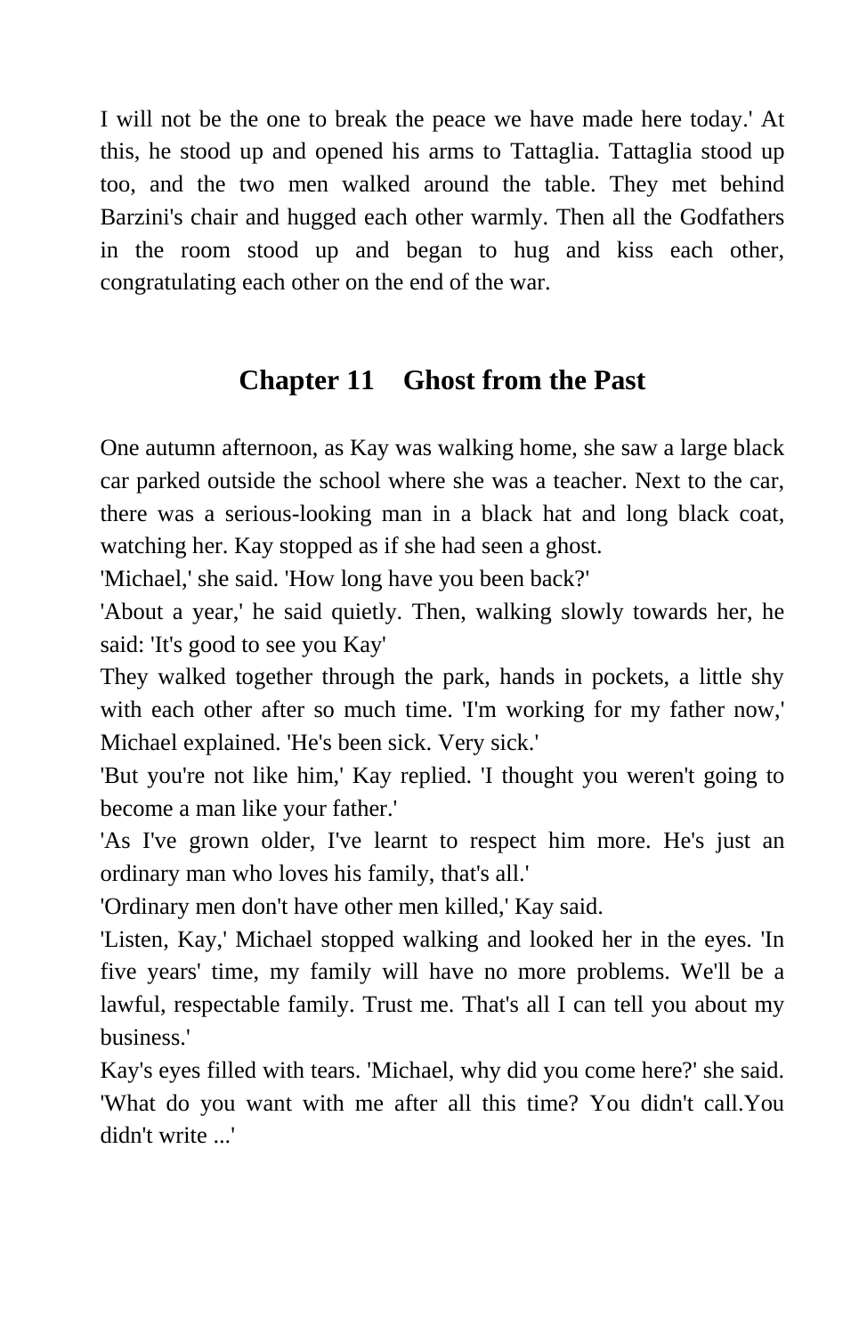I will not be the one to break the peace we have made here today.' At this, he stood up and opened his arms to Tattaglia. Tattaglia stood up too, and the two men walked around the table. They met behind Barzini's chair and hugged each other warmly. Then all the Godfathers in the room stood up and began to hug and kiss each other, congratulating each other on the end of the war.

## Chapter 11 Ghost from the Past

One autumn afternoon, as Kay was walking home, she saw a large black car parked outside the school where she was a teacher. Next to the car, there was a serious-looking man in a black hat and long black coat, watching her. Kay stopped as if she had seen a ghost.

'Michael,' she said. 'How long have you been back?'

'About a year,' he said quietly. Then, walking slowly towards her, he said: 'It's good to see you Kay'

They walked together through the park, hands in pockets, a little shy with each other after so much time. 'I'm working for my father now,' Michael explained. 'He's been sick. Very sick.'

'But you're not like him,' Kay replied. 'I thought you weren't going to become a man like your father.'

'As I've grown older, I've learnt to respect him more. He's just an ordinary man who loves his family, that's all.'

'Ordinary men don't have other men killed,' Kay said.

'Listen, Kay,' Michael stopped walking and looked her in the eyes. 'In five years' time, my family will have no more problems. We'll be a lawful, respectable family. Trust me. That's all I can tell you about my business.'

Kay's eyes filled with tears. 'Michael, why did you come here?' she said. 'What do you want with me after all this time? You didn't call.You didn't write ...'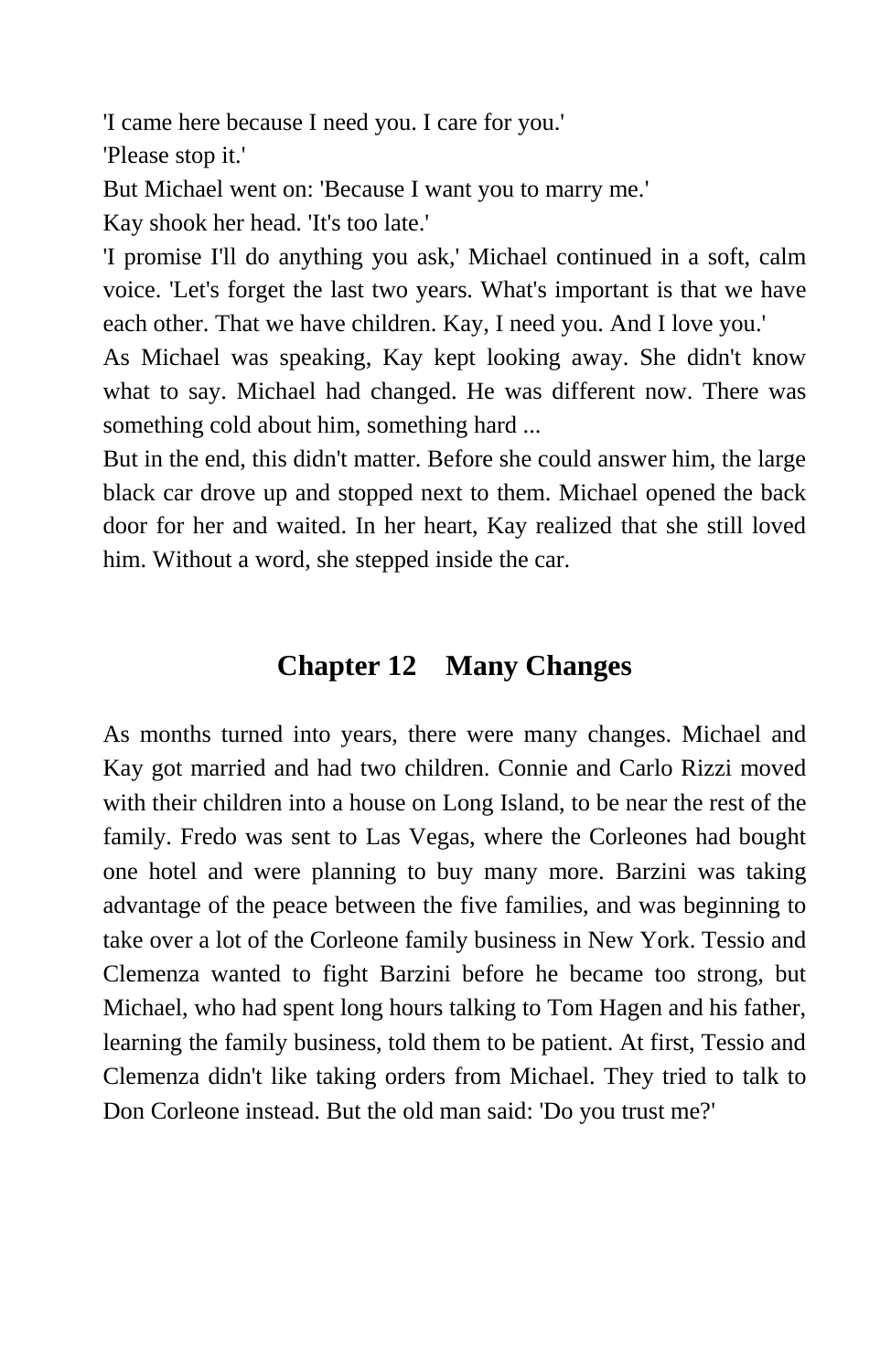'I came here because I need you. I care for you.'

'Please stop it.'

But Michael went on: 'Because I want you to marry me.'

Kay shook her head. 'It's too late.'

'I promise I'll do anything you ask,' Michael continued in a soft, calm voice. 'Let's forget the last two years. What's important is that we have each other. That we have children. Kay, I need you. And I love you.'

As Michael was speaking, Kay kept looking away. She didn't know what to say. Michael had changed. He was different now. There was something cold about him, something hard ...

But in the end, this didn't matter. Before she could answer him, the large black car drove up and stopped next to them. Michael opened the back door for her and waited. In her heart, Kay realized that she still loved him. Without a word, she stepped inside the car.

## Chapter 12 Many Changes

As months turned into years, there were many changes. Michael and Kay got married and had two children. Connie and Carlo Rizzi moved with their children into a house on Long Island, to be near the rest of the family. Fredo was sent to Las Vegas, where the Corleones had bought one hotel and were planning to buy many more. Barzini was taking advantage of the peace between the five families, and was beginning to take over a lot of the Corleone family business in New York. Tessio and Clemenza wanted to fight Barzini before he became too strong, but Michael, who had spent long hours talking to Tom Hagen and his father, learning the family business, told them to be patient. At first, Tessio and Clemenza didn't like taking orders from Michael. They tried to talk to Don Corleone instead. But the old man said: 'Do you trust me?'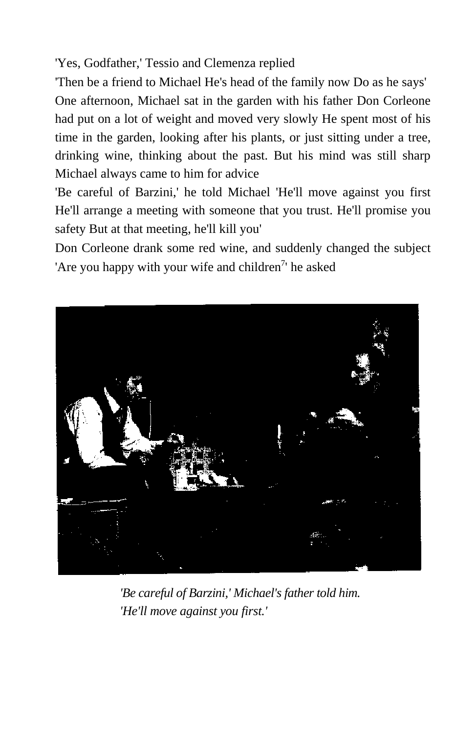'Yes, Godfather,' Tessio and Clemenza replied

'Then be a friend to Michael He's head of the family now Do as he says'

One afternoon, Michael sat in the garden with his father Don Corleone had put on a lot of weight and moved very slowly He spent most of his time in the garden, looking after his plants, or just sitting under a tree, drinking wine, thinking about the past. But his mind was still sharp Michael always came to him for advice

'Be careful of Barzini,' he told Michael 'He'll move against you first He'll arrange a meeting with someone that you trust. He'll promise you safety But at that meeting, he'll kill you'

Don Corleone drank some red wine, and suddenly changed the subject 'Are you happy with your wife and children[7]' he asked

*'Be careful of Barzini,' Michael's father told him. 'He'll move against you first.'*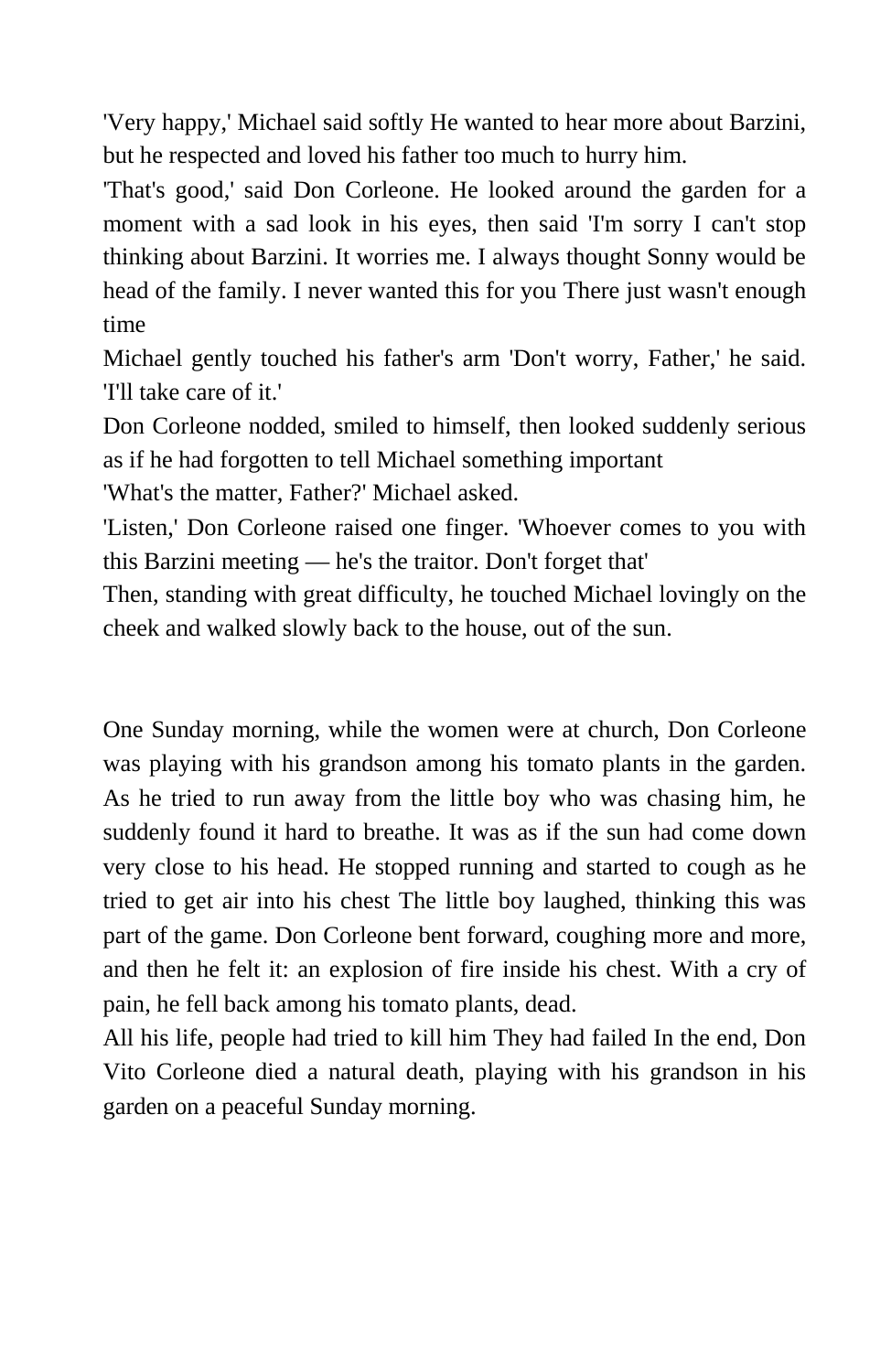'Very happy,' Michael said softly He wanted to hear more about Barzini, but he respected and loved his father too much to hurry him.

'That's good,' said Don Corleone. He looked around the garden for a moment with a sad look in his eyes, then said 'I'm sorry I can't stop thinking about Barzini. It worries me. I always thought Sonny would be head of the family. I never wanted this for you There just wasn't enough time

Michael gently touched his father's arm 'Don't worry, Father,' he said. 'I'll take care of it.'

Don Corleone nodded, smiled to himself, then looked suddenly serious as if he had forgotten to tell Michael something important

'What's the matter, Father?' Michael asked.

'Listen,' Don Corleone raised one finger. 'Whoever comes to you with this Barzini meeting — he's the traitor. Don't forget that'

Then, standing with great difficulty, he touched Michael lovingly on the cheek and walked slowly back to the house, out of the sun.

One Sunday morning, while the women were at church, Don Corleone was playing with his grandson among his tomato plants in the garden. As he tried to run away from the little boy who was chasing him, he suddenly found it hard to breathe. It was as if the sun had come down very close to his head. He stopped running and started to cough as he tried to get air into his chest The little boy laughed, thinking this was part of the game. Don Corleone bent forward, coughing more and more, and then he felt it: an explosion of fire inside his chest. With a cry of pain, he fell back among his tomato plants, dead.

All his life, people had tried to kill him They had failed In the end, Don Vito Corleone died a natural death, playing with his grandson in his garden on a peaceful Sunday morning.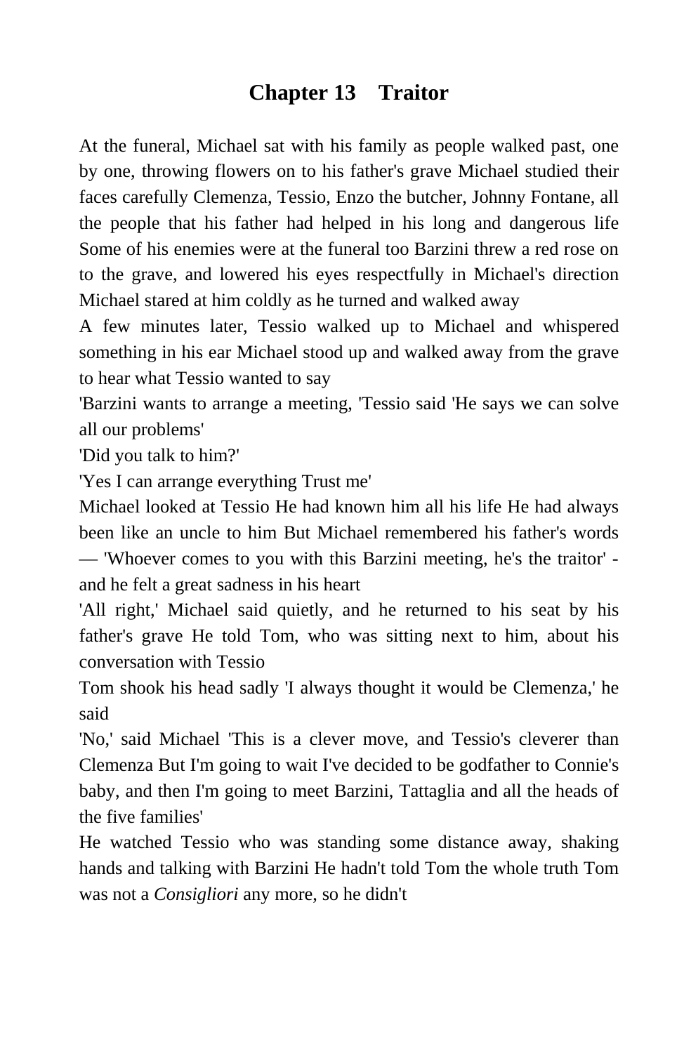# Chapter 13 Traitor

At the funeral, Michael sat with his family as people walked past, one by one, throwing flowers on to his father's grave Michael studied their faces carefully Clemenza, Tessio, Enzo the butcher, Johnny Fontane, all the people that his father had helped in his long and dangerous life Some of his enemies were at the funeral too Barzini threw a red rose on to the grave, and lowered his eyes respectfully in Michael's direction Michael stared at him coldly as he turned and walked away

A few minutes later, Tessio walked up to Michael and whispered something in his ear Michael stood up and walked away from the grave to hear what Tessio wanted to say

'Barzini wants to arrange a meeting, 'Tessio said 'He says we can solve all our problems'

'Did you talk to him?'

'Yes I can arrange everything Trust me'

Michael looked at Tessio He had known him all his life He had always been like an uncle to him But Michael remembered his father's words — 'Whoever comes to you with this Barzini meeting, he's the traitor' - and he felt a great sadness in his heart

'All right,' Michael said quietly, and he returned to his seat by his father's grave He told Tom, who was sitting next to him, about his conversation with Tessio

Tom shook his head sadly 'I always thought it would be Clemenza,' he said

'No,' said Michael 'This is a clever move, and Tessio's cleverer than Clemenza But I'm going to wait I've decided to be godfather to Connie's baby, and then I'm going to meet Barzini, Tattaglia and all the heads of the five families'

He watched Tessio who was standing some distance away, shaking hands and talking with Barzini He hadn't told Tom the whole truth Tom was not a *Consigliori* any more, so he didn't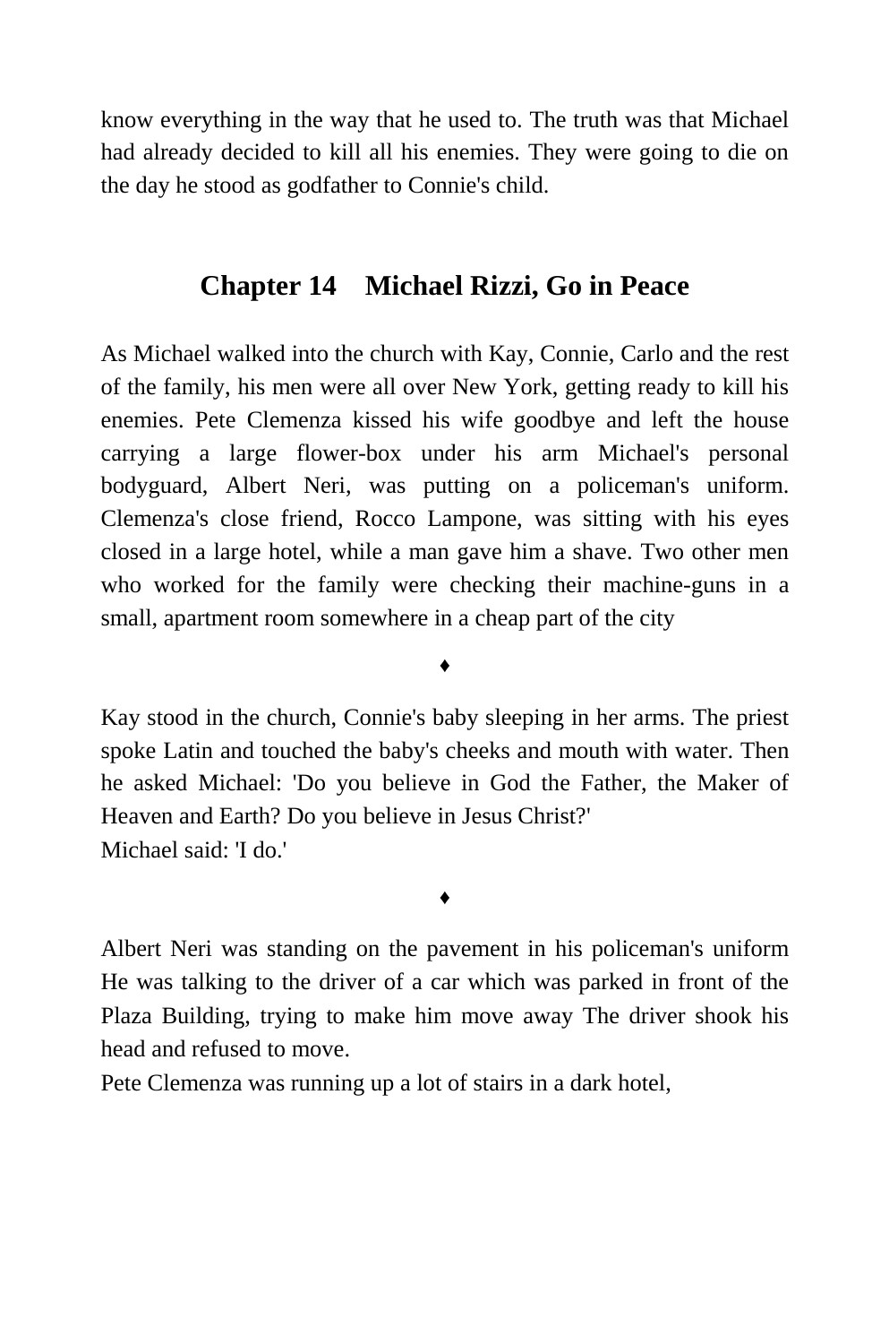know everything in the way that he used to. The truth was that Michael had already decided to kill all his enemies. They were going to die on the day he stood as godfather to Connie's child.

## Chapter 14 Michael Rizzi, Go in Peace

As Michael walked into the church with Kay, Connie, Carlo and the rest of the family, his men were all over New York, getting ready to kill his enemies. Pete Clemenza kissed his wife goodbye and left the house carrying a large flower-box under his arm Michael's personal bodyguard, Albert Neri, was putting on a policeman's uniform. Clemenza's close friend, Rocco Lampone, was sitting with his eyes closed in a large hotel, while a man gave him a shave. Two other men who worked for the family were checking their machine-guns in a small, apartment room somewhere in a cheap part of the city

♦

Kay stood in the church, Connie's baby sleeping in her arms. The priest spoke Latin and touched the baby's cheeks and mouth with water. Then he asked Michael: 'Do you believe in God the Father, the Maker of Heaven and Earth? Do you believe in Jesus Christ?'
Michael said: 'I do.'

♦

Albert Neri was standing on the pavement in his policeman's uniform He was talking to the driver of a car which was parked in front of the Plaza Building, trying to make him move away The driver shook his head and refused to move.
Pete Clemenza was running up a lot of stairs in a dark hotel,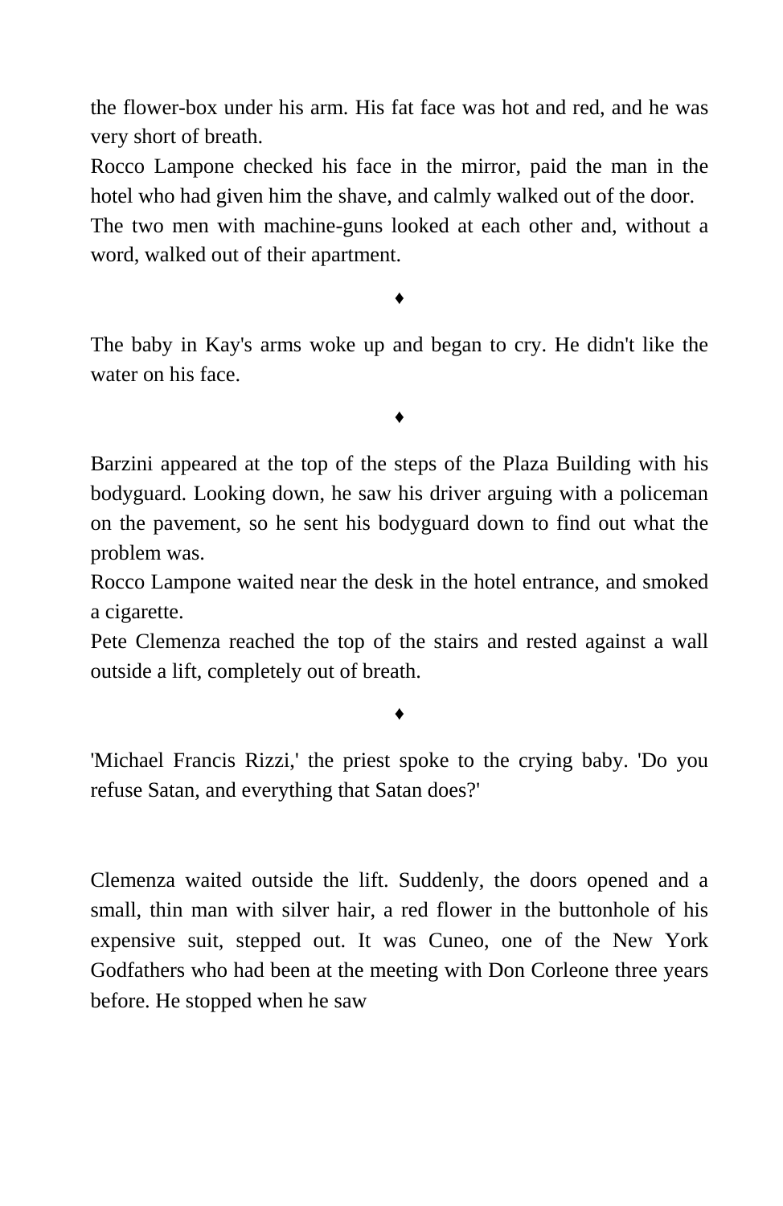the flower-box under his arm. His fat face was hot and red, and he was very short of breath.

Rocco Lampone checked his face in the mirror, paid the man in the hotel who had given him the shave, and calmly walked out of the door.

The two men with machine-guns looked at each other and, without a word, walked out of their apartment.

♦

The baby in Kay's arms woke up and began to cry. He didn't like the water on his face.

♦

Barzini appeared at the top of the steps of the Plaza Building with his bodyguard. Looking down, he saw his driver arguing with a policeman on the pavement, so he sent his bodyguard down to find out what the problem was.

Rocco Lampone waited near the desk in the hotel entrance, and smoked a cigarette.

Pete Clemenza reached the top of the stairs and rested against a wall outside a lift, completely out of breath.

♦

'Michael Francis Rizzi,' the priest spoke to the crying baby. 'Do you refuse Satan, and everything that Satan does?'

Clemenza waited outside the lift. Suddenly, the doors opened and a small, thin man with silver hair, a red flower in the buttonhole of his expensive suit, stepped out. It was Cuneo, one of the New York Godfathers who had been at the meeting with Don Corleone three years before. He stopped when he saw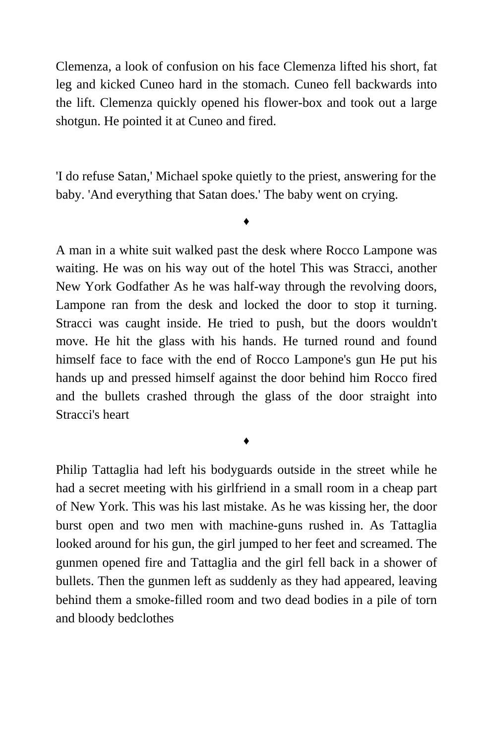Clemenza, a look of confusion on his face Clemenza lifted his short, fat leg and kicked Cuneo hard in the stomach. Cuneo fell backwards into the lift. Clemenza quickly opened his flower-box and took out a large shotgun. He pointed it at Cuneo and fired.

'I do refuse Satan,' Michael spoke quietly to the priest, answering for the baby. 'And everything that Satan does.' The baby went on crying.

♦

A man in a white suit walked past the desk where Rocco Lampone was waiting. He was on his way out of the hotel This was Stracci, another New York Godfather As he was half-way through the revolving doors, Lampone ran from the desk and locked the door to stop it turning. Stracci was caught inside. He tried to push, but the doors wouldn't move. He hit the glass with his hands. He turned round and found himself face to face with the end of Rocco Lampone's gun He put his hands up and pressed himself against the door behind him Rocco fired and the bullets crashed through the glass of the door straight into Stracci's heart

♦

Philip Tattaglia had left his bodyguards outside in the street while he had a secret meeting with his girlfriend in a small room in a cheap part of New York. This was his last mistake. As he was kissing her, the door burst open and two men with machine-guns rushed in. As Tattaglia looked around for his gun, the girl jumped to her feet and screamed. The gunmen opened fire and Tattaglia and the girl fell back in a shower of bullets. Then the gunmen left as suddenly as they had appeared, leaving behind them a smoke-filled room and two dead bodies in a pile of torn and bloody bedclothes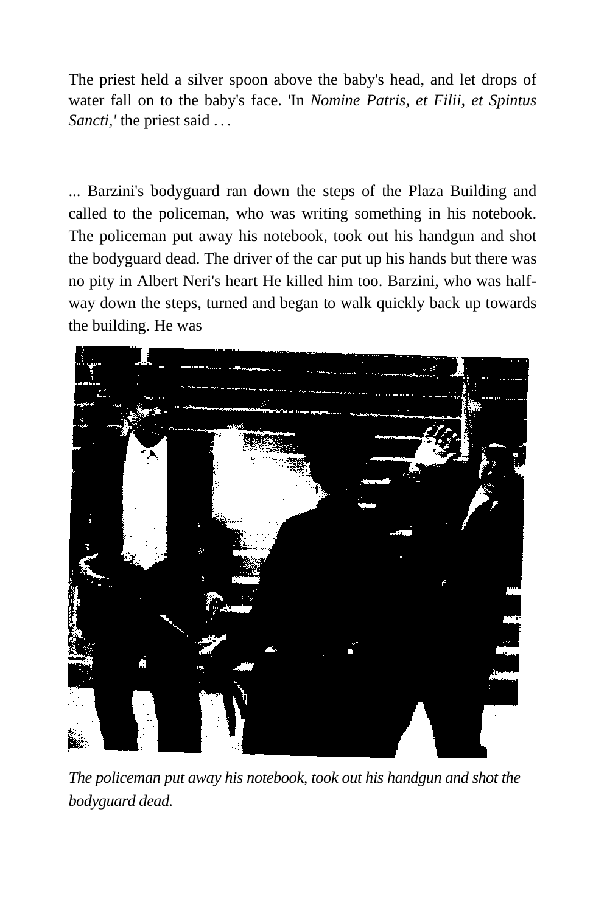The priest held a silver spoon above the baby's head, and let drops of water fall on to the baby's face. 'In *Nomine Patris, et Filii, et Spintus Sancti,'* the priest said . . .

... Barzini's bodyguard ran down the steps of the Plaza Building and called to the policeman, who was writing something in his notebook. The policeman put away his notebook, took out his handgun and shot the bodyguard dead. The driver of the car put up his hands but there was no pity in Albert Neri's heart He killed him too. Barzini, who was half-way down the steps, turned and began to walk quickly back up towards the building. He was

*The policeman put away his notebook, took out his handgun and shot the bodyguard dead.*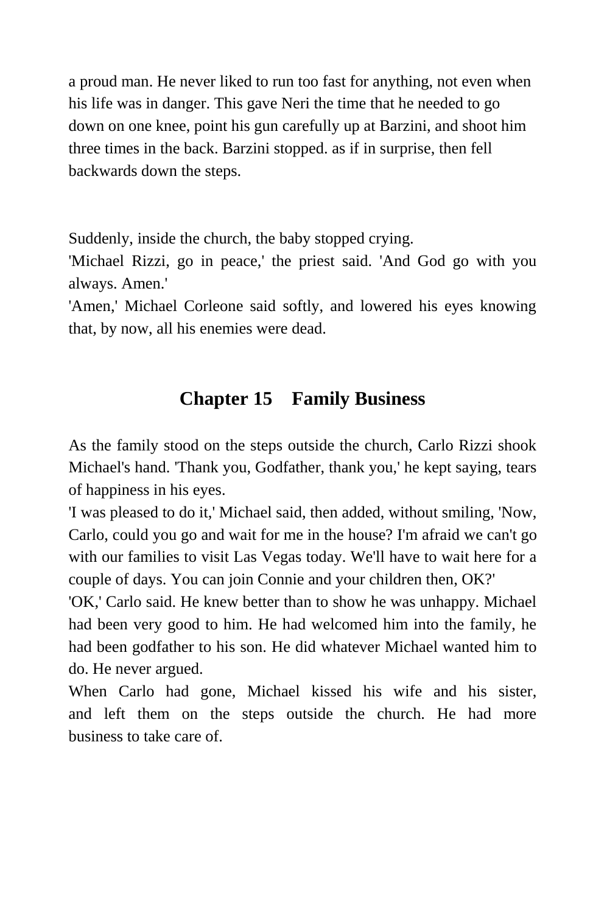a proud man. He never liked to run too fast for anything, not even when his life was in danger. This gave Neri the time that he needed to go down on one knee, point his gun carefully up at Barzini, and shoot him three times in the back. Barzini stopped. as if in surprise, then fell backwards down the steps.

Suddenly, inside the church, the baby stopped crying.

'Michael Rizzi, go in peace,' the priest said. 'And God go with you always. Amen.'

'Amen,' Michael Corleone said softly, and lowered his eyes knowing that, by now, all his enemies were dead.

## Chapter 15 Family Business

As the family stood on the steps outside the church, Carlo Rizzi shook Michael's hand. 'Thank you, Godfather, thank you,' he kept saying, tears of happiness in his eyes.

'I was pleased to do it,' Michael said, then added, without smiling, 'Now, Carlo, could you go and wait for me in the house? I'm afraid we can't go with our families to visit Las Vegas today. We'll have to wait here for a couple of days. You can join Connie and your children then, OK?'

'OK,' Carlo said. He knew better than to show he was unhappy. Michael had been very good to him. He had welcomed him into the family, he had been godfather to his son. He did whatever Michael wanted him to do. He never argued.

When Carlo had gone, Michael kissed his wife and his sister, and left them on the steps outside the church. He had more business to take care of.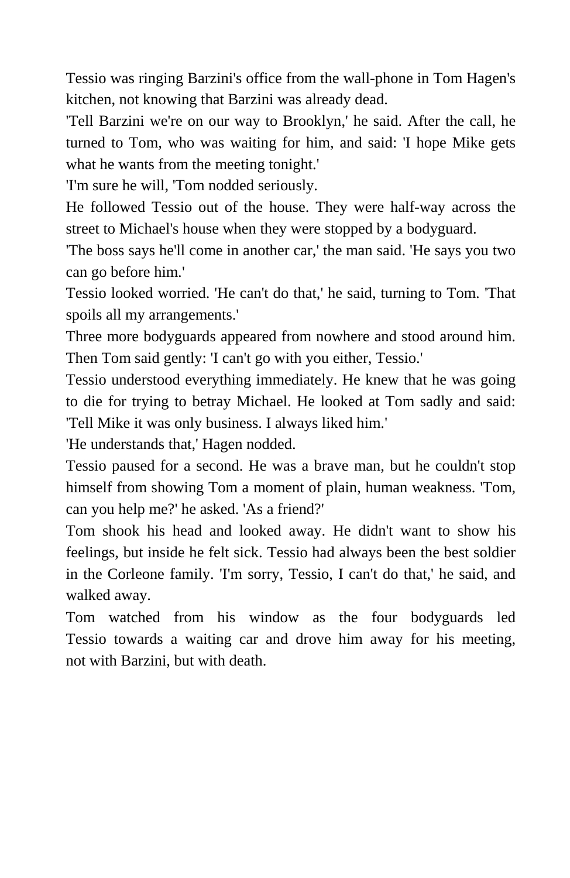Tessio was ringing Barzini's office from the wall-phone in Tom Hagen's kitchen, not knowing that Barzini was already dead.

'Tell Barzini we're on our way to Brooklyn,' he said. After the call, he turned to Tom, who was waiting for him, and said: 'I hope Mike gets what he wants from the meeting tonight.'

'I'm sure he will, 'Tom nodded seriously.

He followed Tessio out of the house. They were half-way across the street to Michael's house when they were stopped by a bodyguard.

'The boss says he'll come in another car,' the man said. 'He says you two can go before him.'

Tessio looked worried. 'He can't do that,' he said, turning to Tom. 'That spoils all my arrangements.'

Three more bodyguards appeared from nowhere and stood around him. Then Tom said gently: 'I can't go with you either, Tessio.'

Tessio understood everything immediately. He knew that he was going to die for trying to betray Michael. He looked at Tom sadly and said: 'Tell Mike it was only business. I always liked him.'

'He understands that,' Hagen nodded.

Tessio paused for a second. He was a brave man, but he couldn't stop himself from showing Tom a moment of plain, human weakness. 'Tom, can you help me?' he asked. 'As a friend?'

Tom shook his head and looked away. He didn't want to show his feelings, but inside he felt sick. Tessio had always been the best soldier in the Corleone family. 'I'm sorry, Tessio, I can't do that,' he said, and walked away.

Tom watched from his window as the four bodyguards led Tessio towards a waiting car and drove him away for his meeting, not with Barzini, but with death.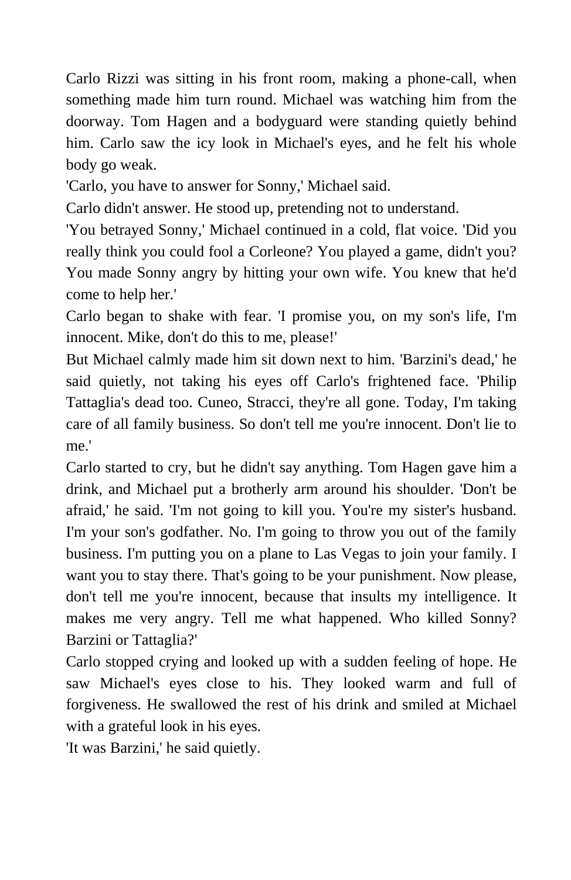Carlo Rizzi was sitting in his front room, making a phone-call, when something made him turn round. Michael was watching him from the doorway. Tom Hagen and a bodyguard were standing quietly behind him. Carlo saw the icy look in Michael's eyes, and he felt his whole body go weak.

'Carlo, you have to answer for Sonny,' Michael said.

Carlo didn't answer. He stood up, pretending not to understand.

'You betrayed Sonny,' Michael continued in a cold, flat voice. 'Did you really think you could fool a Corleone? You played a game, didn't you? You made Sonny angry by hitting your own wife. You knew that he'd come to help her.'

Carlo began to shake with fear. 'I promise you, on my son's life, I'm innocent. Mike, don't do this to me, please!'

But Michael calmly made him sit down next to him. 'Barzini's dead,' he said quietly, not taking his eyes off Carlo's frightened face. 'Philip Tattaglia's dead too. Cuneo, Stracci, they're all gone. Today, I'm taking care of all family business. So don't tell me you're innocent. Don't lie to me.'

Carlo started to cry, but he didn't say anything. Tom Hagen gave him a drink, and Michael put a brotherly arm around his shoulder. 'Don't be afraid,' he said. 'I'm not going to kill you. You're my sister's husband. I'm your son's godfather. No. I'm going to throw you out of the family business. I'm putting you on a plane to Las Vegas to join your family. I want you to stay there. That's going to be your punishment. Now please, don't tell me you're innocent, because that insults my intelligence. It makes me very angry. Tell me what happened. Who killed Sonny? Barzini or Tattaglia?'

Carlo stopped crying and looked up with a sudden feeling of hope. He saw Michael's eyes close to his. They looked warm and full of forgiveness. He swallowed the rest of his drink and smiled at Michael with a grateful look in his eyes.

'It was Barzini,' he said quietly.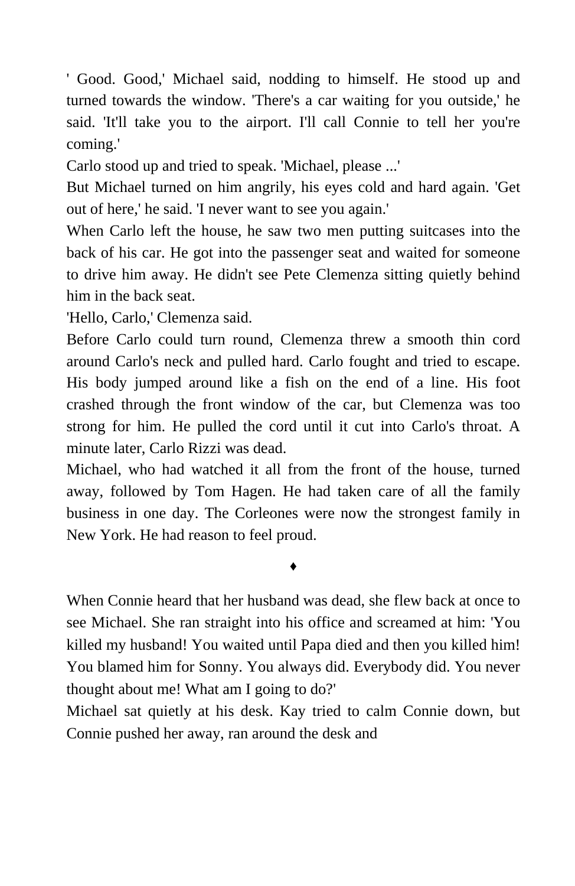' Good. Good,' Michael said, nodding to himself. He stood up and turned towards the window. 'There's a car waiting for you outside,' he said. 'It'll take you to the airport. I'll call Connie to tell her you're coming.'

Carlo stood up and tried to speak. 'Michael, please ...'

But Michael turned on him angrily, his eyes cold and hard again. 'Get out of here,' he said. 'I never want to see you again.'

When Carlo left the house, he saw two men putting suitcases into the back of his car. He got into the passenger seat and waited for someone to drive him away. He didn't see Pete Clemenza sitting quietly behind him in the back seat.

'Hello, Carlo,' Clemenza said.

Before Carlo could turn round, Clemenza threw a smooth thin cord around Carlo's neck and pulled hard. Carlo fought and tried to escape. His body jumped around like a fish on the end of a line. His foot crashed through the front window of the car, but Clemenza was too strong for him. He pulled the cord until it cut into Carlo's throat. A minute later, Carlo Rizzi was dead.

Michael, who had watched it all from the front of the house, turned away, followed by Tom Hagen. He had taken care of all the family business in one day. The Corleones were now the strongest family in New York. He had reason to feel proud.

♦

When Connie heard that her husband was dead, she flew back at once to see Michael. She ran straight into his office and screamed at him: 'You killed my husband! You waited until Papa died and then you killed him! You blamed him for Sonny. You always did. Everybody did. You never thought about me! What am I going to do?'

Michael sat quietly at his desk. Kay tried to calm Connie down, but Connie pushed her away, ran around the desk and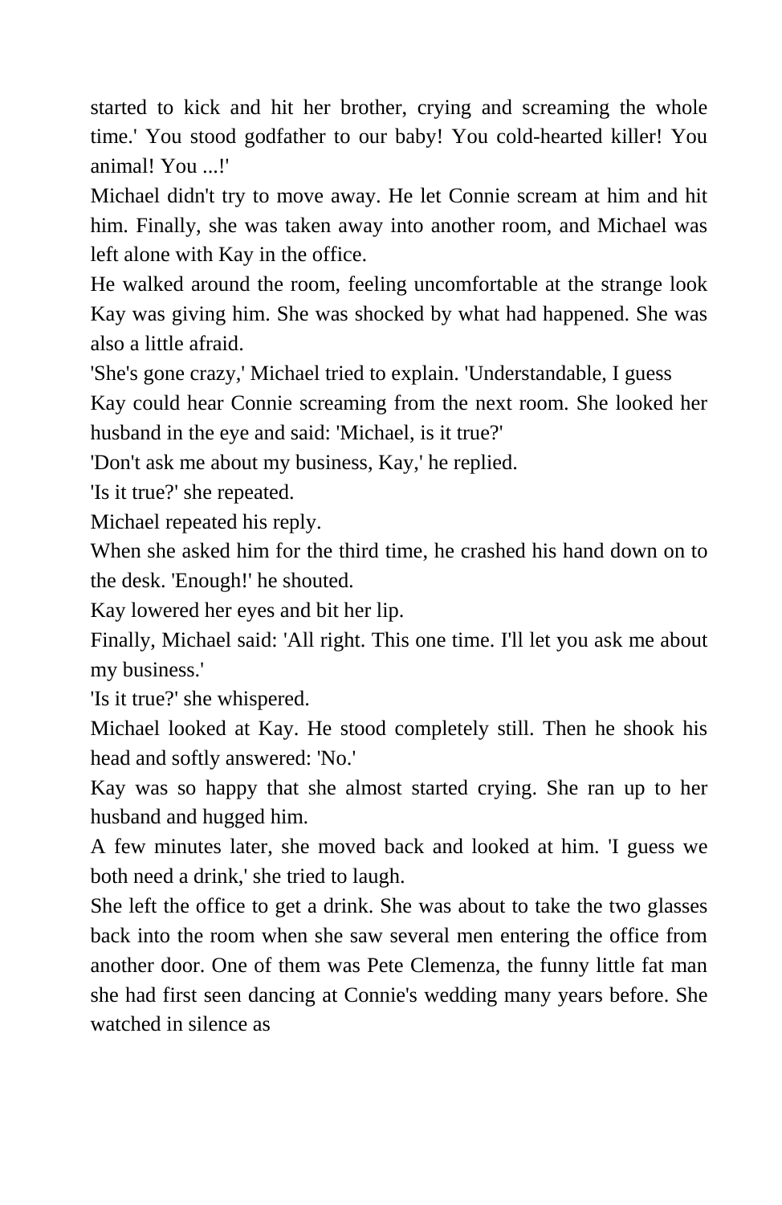started to kick and hit her brother, crying and screaming the whole time.' You stood godfather to our baby! You cold-hearted killer! You animal! You ...!'

Michael didn't try to move away. He let Connie scream at him and hit him. Finally, she was taken away into another room, and Michael was left alone with Kay in the office.

He walked around the room, feeling uncomfortable at the strange look Kay was giving him. She was shocked by what had happened. She was also a little afraid.

'She's gone crazy,' Michael tried to explain. 'Understandable, I guess

Kay could hear Connie screaming from the next room. She looked her husband in the eye and said: 'Michael, is it true?'

'Don't ask me about my business, Kay,' he replied.

'Is it true?' she repeated.

Michael repeated his reply.

When she asked him for the third time, he crashed his hand down on to the desk. 'Enough!' he shouted.

Kay lowered her eyes and bit her lip.

Finally, Michael said: 'All right. This one time. I'll let you ask me about my business.'

'Is it true?' she whispered.

Michael looked at Kay. He stood completely still. Then he shook his head and softly answered: 'No.'

Kay was so happy that she almost started crying. She ran up to her husband and hugged him.

A few minutes later, she moved back and looked at him. 'I guess we both need a drink,' she tried to laugh.

She left the office to get a drink. She was about to take the two glasses back into the room when she saw several men entering the office from another door. One of them was Pete Clemenza, the funny little fat man she had first seen dancing at Connie's wedding many years before. She watched in silence as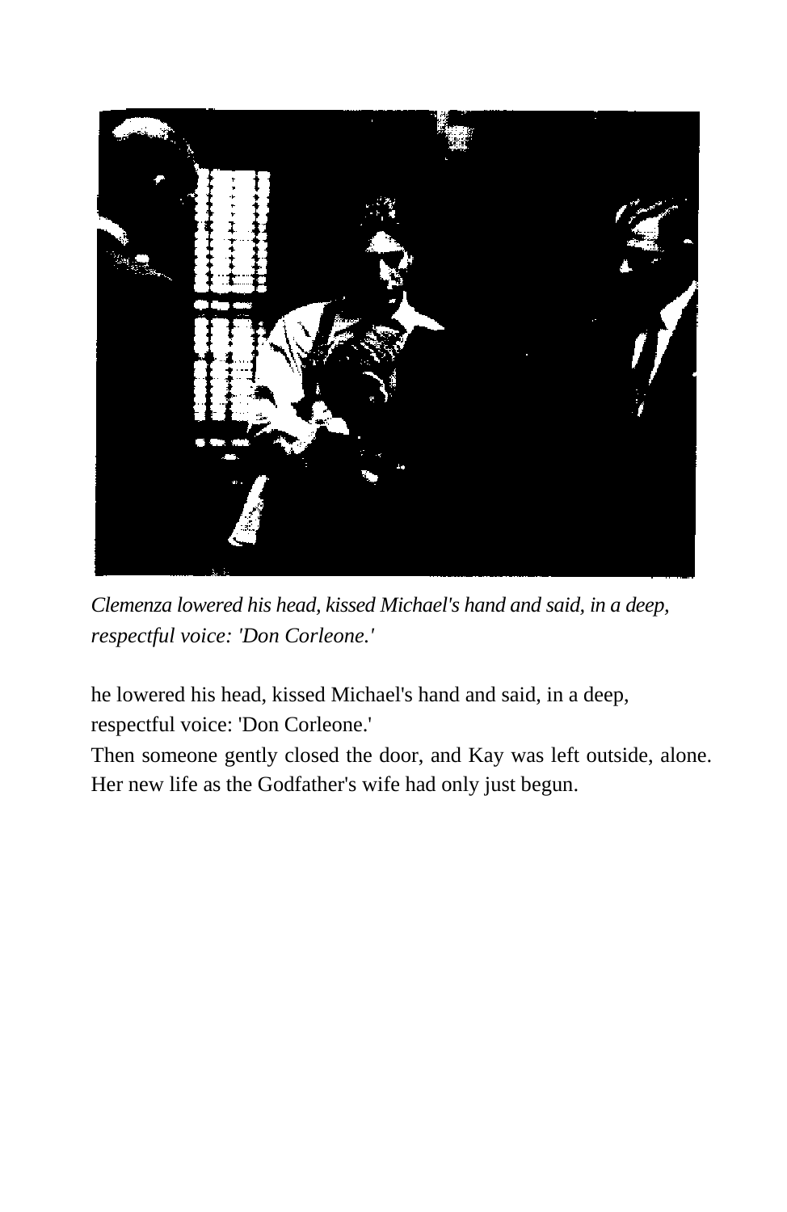*Clemenza lowered his head, kissed Michael's hand and said, in a deep, respectful voice: 'Don Corleone.'*

he lowered his head, kissed Michael's hand and said, in a deep, respectful voice: 'Don Corleone.'

Then someone gently closed the door, and Kay was left outside, alone. Her new life as the Godfather's wife had only just begun.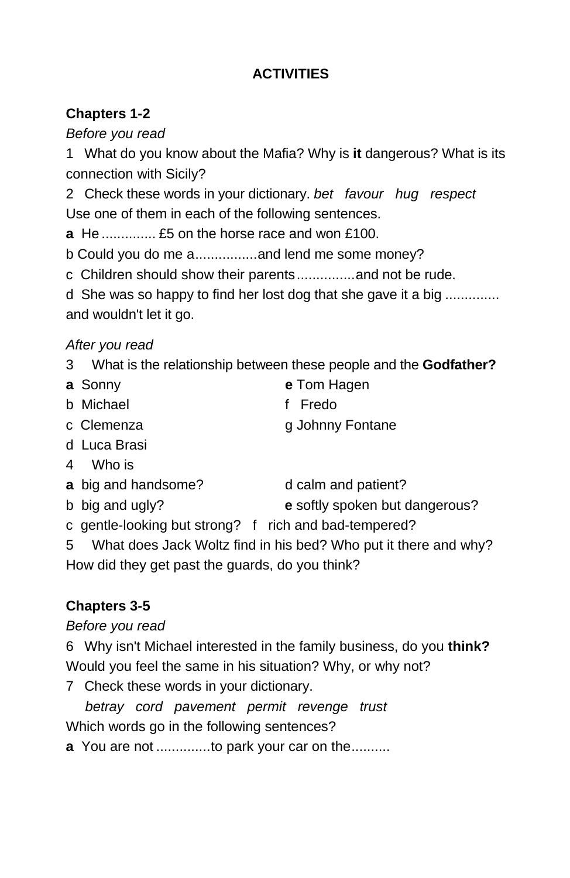## ACTIVITIES

### Chapters 1-2

*Before you read*

1 What do you know about the Mafia? Why is **it** dangerous? What is its connection with Sicily?

2 Check these words in your dictionary. *bet favour hug respect*
Use one of them in each of the following sentences.

**a** He ............. £5 on the horse race and won £100.

b Could you do me a................and lend me some money?

c Children should show their parents...............and not be rude.

d She was so happy to find her lost dog that she gave it a big ............. and wouldn't let it go.

*After you read*

3 What is the relationship between these people and the **Godfather?**

**a** Sonny
b Michael
c Clemenza
d Luca Brasi
**e** Tom Hagen
f Fredo
g Johnny Fontane

4 Who is

**a** big and handsome?
b big and ugly?
c gentle-looking but strong?
d calm and patient?
**e** softly spoken but dangerous?
f rich and bad-tempered?

5 What does Jack Woltz find in his bed? Who put it there and why? How did they get past the guards, do you think?

### Chapters 3-5

*Before you read*

6 Why isn't Michael interested in the family business, do you **think?** Would you feel the same in his situation? Why, or why not?

7 Check these words in your dictionary.

*betray cord pavement permit revenge trust*

Which words go in the following sentences?

**a** You are not ..............to park your car on the..........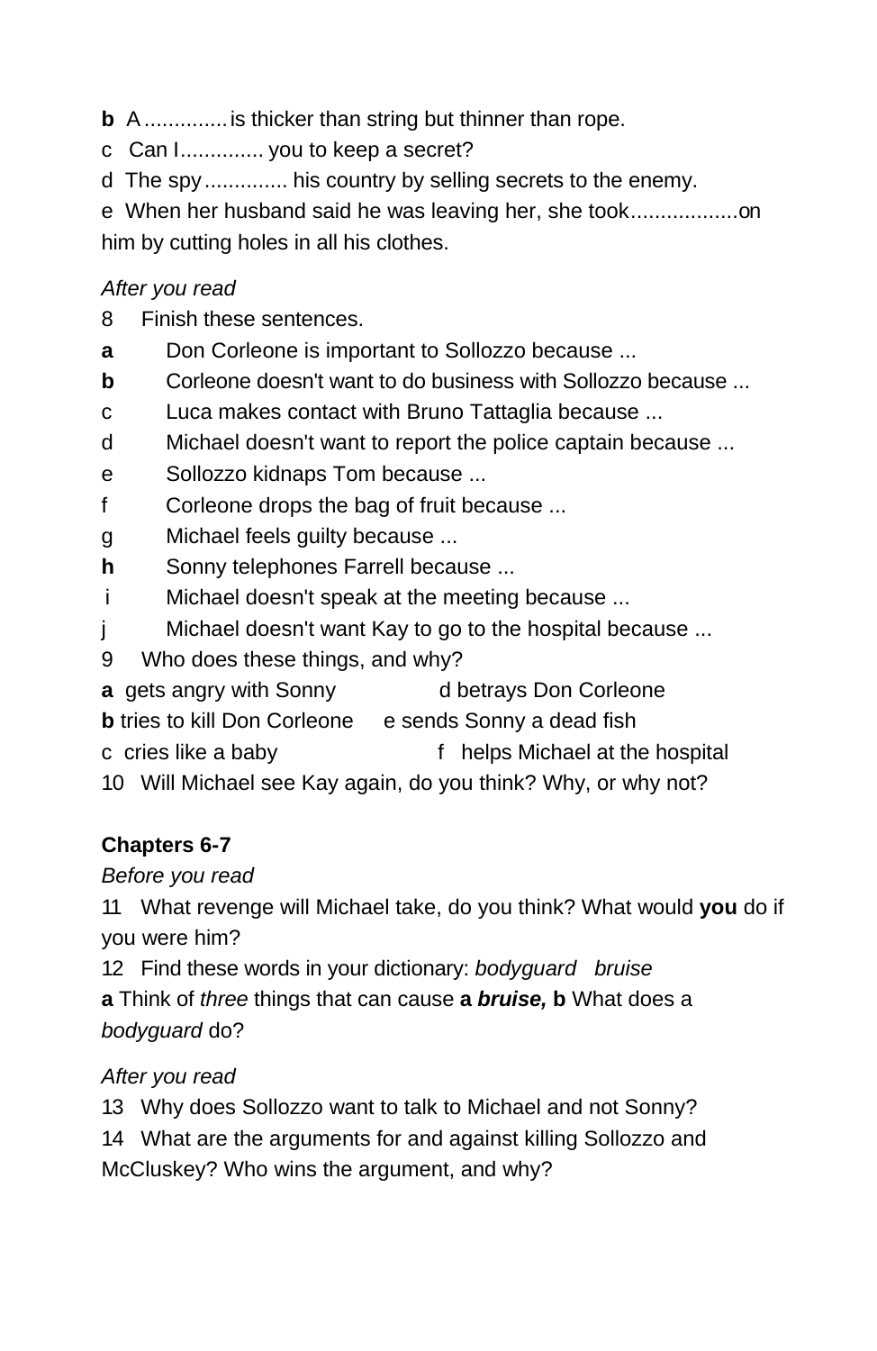**b** A ............. is thicker than string but thinner than rope.

c Can I............. you to keep a secret?

d The spy............. his country by selling secrets to the enemy.

e When her husband said he was leaving her, she took..................on him by cutting holes in all his clothes.

*After you read*

8 Finish these sentences.

**a** Don Corleone is important to Sollozzo because ...

**b** Corleone doesn't want to do business with Sollozzo because ...

c Luca makes contact with Bruno Tattaglia because ...

d Michael doesn't want to report the police captain because ...

e Sollozzo kidnaps Tom because ...

f Corleone drops the bag of fruit because ...

g Michael feels guilty because ...

**h** Sonny telephones Farrell because ...

i Michael doesn't speak at the meeting because ...

j Michael doesn't want Kay to go to the hospital because ...

9 Who does these things, and why?

**a** gets angry with Sonny

**b** tries to kill Don Corleone

c cries like a baby

d betrays Don Corleone

e sends Sonny a dead fish

f helps Michael at the hospital

10 Will Michael see Kay again, do you think? Why, or why not?

**Chapters 6-7**

*Before you read*

11 What revenge will Michael take, do you think? What would **you** do if you were him?

12 Find these words in your dictionary: *bodyguard* *bruise*

**a** Think of *three* things that can cause **a** ***bruise,*** **b** What does a *bodyguard* do?

*After you read*

13 Why does Sollozzo want to talk to Michael and not Sonny?

14 What are the arguments for and against killing Sollozzo and McCluskey? Who wins the argument, and why?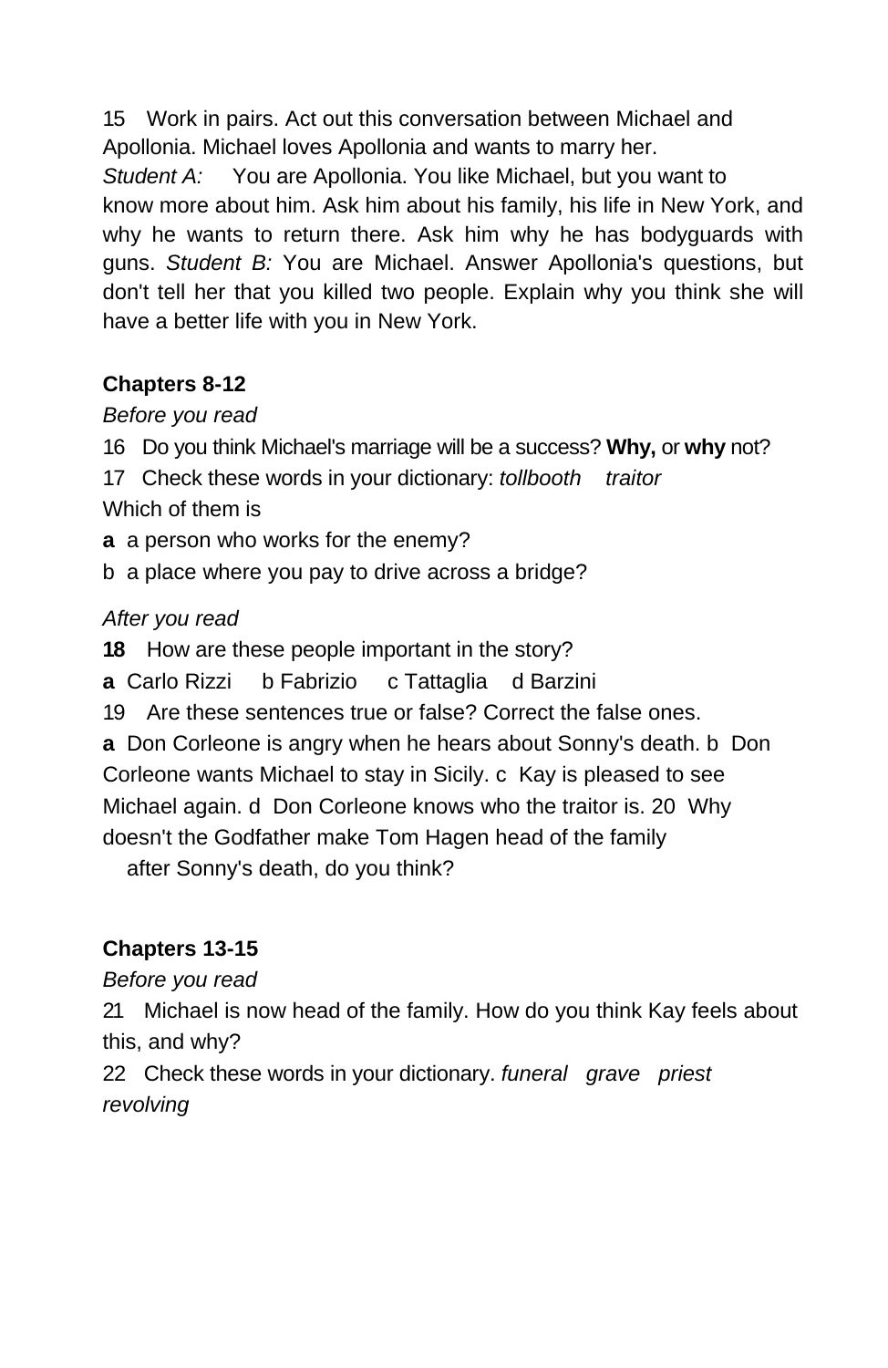15 Work in pairs. Act out this conversation between Michael and Apollonia. Michael loves Apollonia and wants to marry her.

*Student A:* You are Apollonia. You like Michael, but you want to know more about him. Ask him about his family, his life in New York, and why he wants to return there. Ask him why he has bodyguards with guns. *Student B:* You are Michael. Answer Apollonia's questions, but don't tell her that you killed two people. Explain why you think she will have a better life with you in New York.

## Chapters 8-12

*Before you read*

16 Do you think Michael's marriage will be a success? **Why,** or **why** not?

17 Check these words in your dictionary: *tollbooth* *traitor*

Which of them is

**a** a person who works for the enemy?

b a place where you pay to drive across a bridge?

*After you read*

**18** How are these people important in the story?

**a** Carlo Rizzi b Fabrizio c Tattaglia d Barzini

19 Are these sentences true or false? Correct the false ones.

**a** Don Corleone is angry when he hears about Sonny's death. b Don Corleone wants Michael to stay in Sicily. c Kay is pleased to see Michael again. d Don Corleone knows who the traitor is. 20 Why doesn't the Godfather make Tom Hagen head of the family after Sonny's death, do you think?

## Chapters 13-15

*Before you read*

21 Michael is now head of the family. How do you think Kay feels about this, and why?

22 Check these words in your dictionary. *funeral* *grave* *priest* *revolving*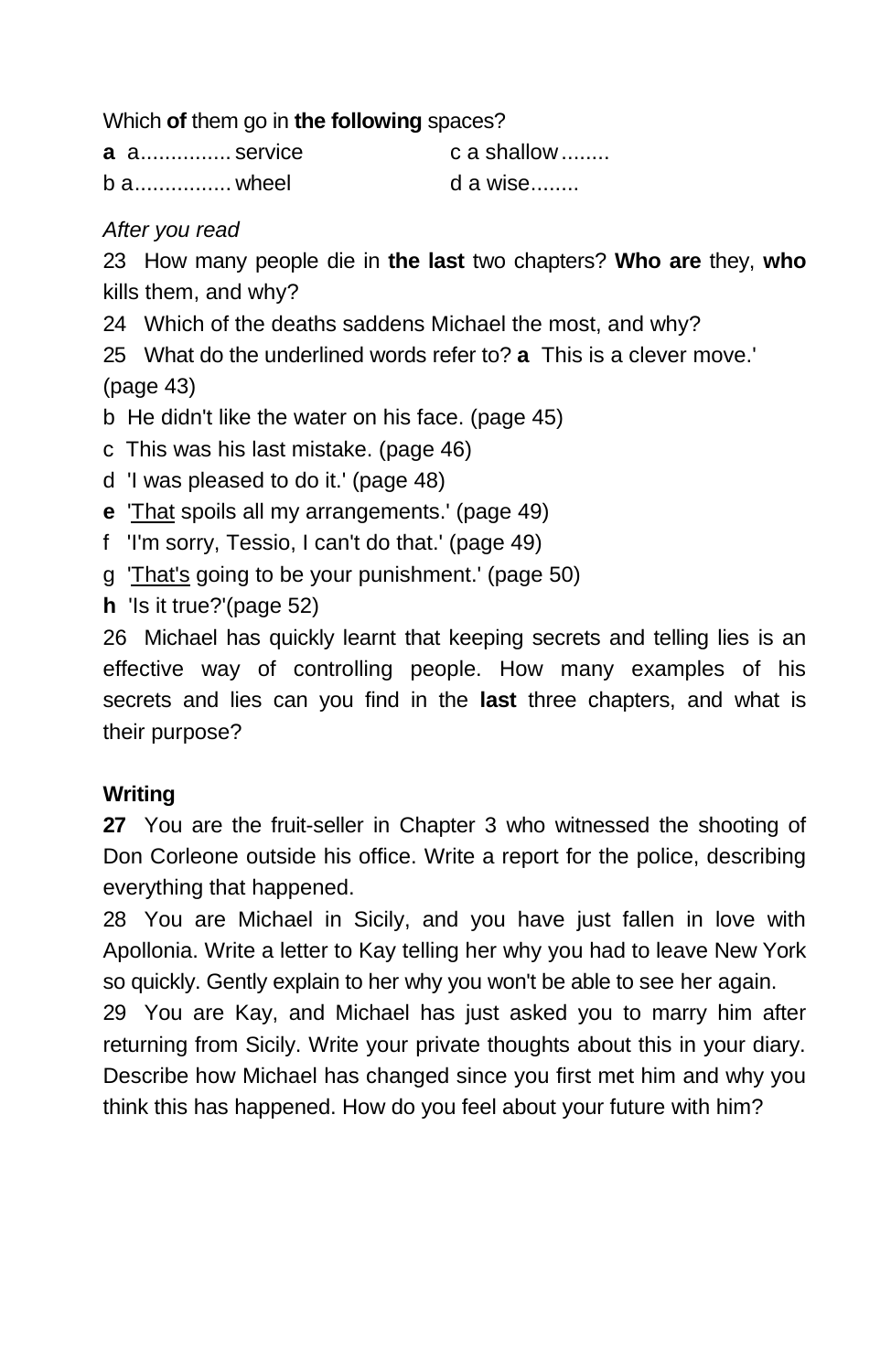Which **of** them go in **the following** spaces?

**a** a............... service　　　　c a shallow........

b a................ wheel　　　　　d a wise........

*After you read*

23 How many people die in **the last** two chapters? **Who are** they, **who** kills them, and why?

24 Which of the deaths saddens Michael the most, and why?

25 What do the underlined words refer to? **a** This is a clever move.' (page 43)

b He didn't like the water on his face. (page 45)

c This was his last mistake. (page 46)

d 'I was pleased to do it.' (page 48)

**e** 'That spoils all my arrangements.' (page 49)

f 'I'm sorry, Tessio, I can't do that.' (page 49)

g 'That's going to be your punishment.' (page 50)

**h** 'Is it true?'(page 52)

26 Michael has quickly learnt that keeping secrets and telling lies is an effective way of controlling people. How many examples of his secrets and lies can you find in the **last** three chapters, and what is their purpose?

**Writing**

**27** You are the fruit-seller in Chapter 3 who witnessed the shooting of Don Corleone outside his office. Write a report for the police, describing everything that happened.

28 You are Michael in Sicily, and you have just fallen in love with Apollonia. Write a letter to Kay telling her why you had to leave New York so quickly. Gently explain to her why you won't be able to see her again.

29 You are Kay, and Michael has just asked you to marry him after returning from Sicily. Write your private thoughts about this in your diary. Describe how Michael has changed since you first met him and why you think this has happened. How do you feel about your future with him?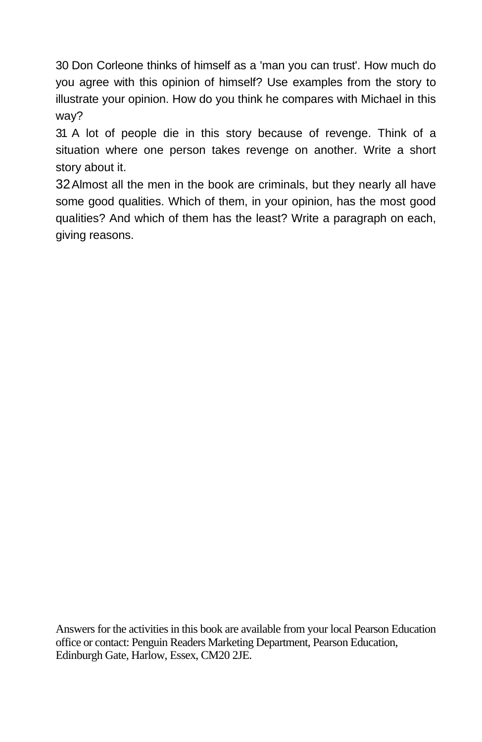30 Don Corleone thinks of himself as a 'man you can trust'. How much do you agree with this opinion of himself? Use examples from the story to illustrate your opinion. How do you think he compares with Michael in this way?

31 A lot of people die in this story because of revenge. Think of a situation where one person takes revenge on another. Write a short story about it.

32 Almost all the men in the book are criminals, but they nearly all have some good qualities. Which of them, in your opinion, has the most good qualities? And which of them has the least? Write a paragraph on each, giving reasons.

Answers for the activities in this book are available from your local Pearson Education office or contact: Penguin Readers Marketing Department, Pearson Education, Edinburgh Gate, Harlow, Essex, CM20 2JE.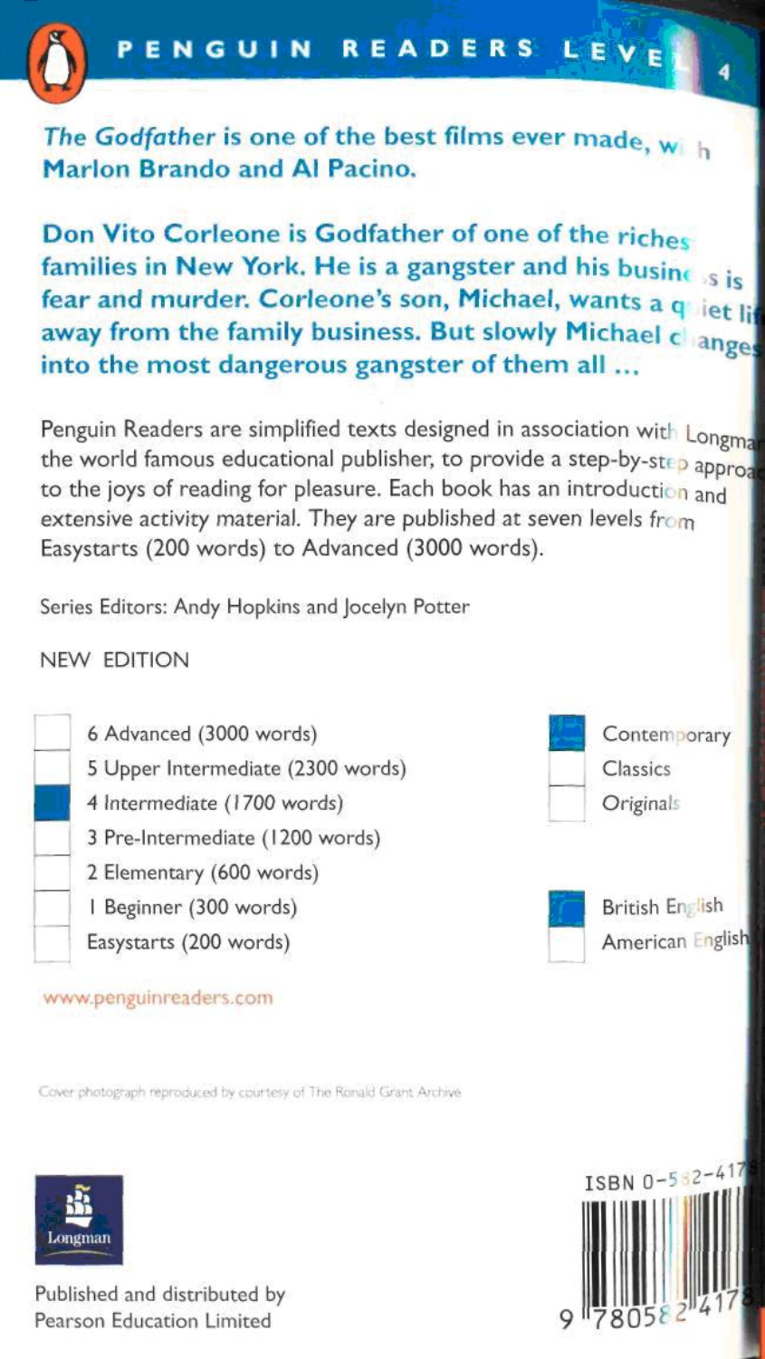PENGUIN READERS LEVEL 4

**The Godfather is one of the best films ever made, with Marlon Brando and Al Pacino.**

**Don Vito Corleone is Godfather of one of the richest families in New York. He is a gangster and his business is fear and murder. Corleone's son, Michael, wants a quiet life away from the family business. But slowly Michael changes into the most dangerous gangster of them all ...**

Penguin Readers are simplified texts designed in association with Longman, the world famous educational publisher, to provide a step-by-step approach to the joys of reading for pleasure. Each book has an introduction and extensive activity material. They are published at seven levels from Easystarts (200 words) to Advanced (3000 words).

Series Editors: Andy Hopkins and Jocelyn Potter

NEW EDITION

- [ ] 6 Advanced (3000 words)
- [ ] 5 Upper Intermediate (2300 words)
- [x] 4 Intermediate (1700 words)
- [ ] 3 Pre-Intermediate (1200 words)
- [ ] 2 Elementary (600 words)
- [ ] 1 Beginner (300 words)
- [ ] Easystarts (200 words)

- [x] Contemporary
- [ ] Classics
- [ ] Originals

- [x] British English
- [ ] American English

www.penguinreaders.com

Cover photograph reproduced by courtesy of The Ronald Grant Archive

Longman

Published and distributed by Pearson Education Limited

ISBN 0-582-4178

9 780582 4178